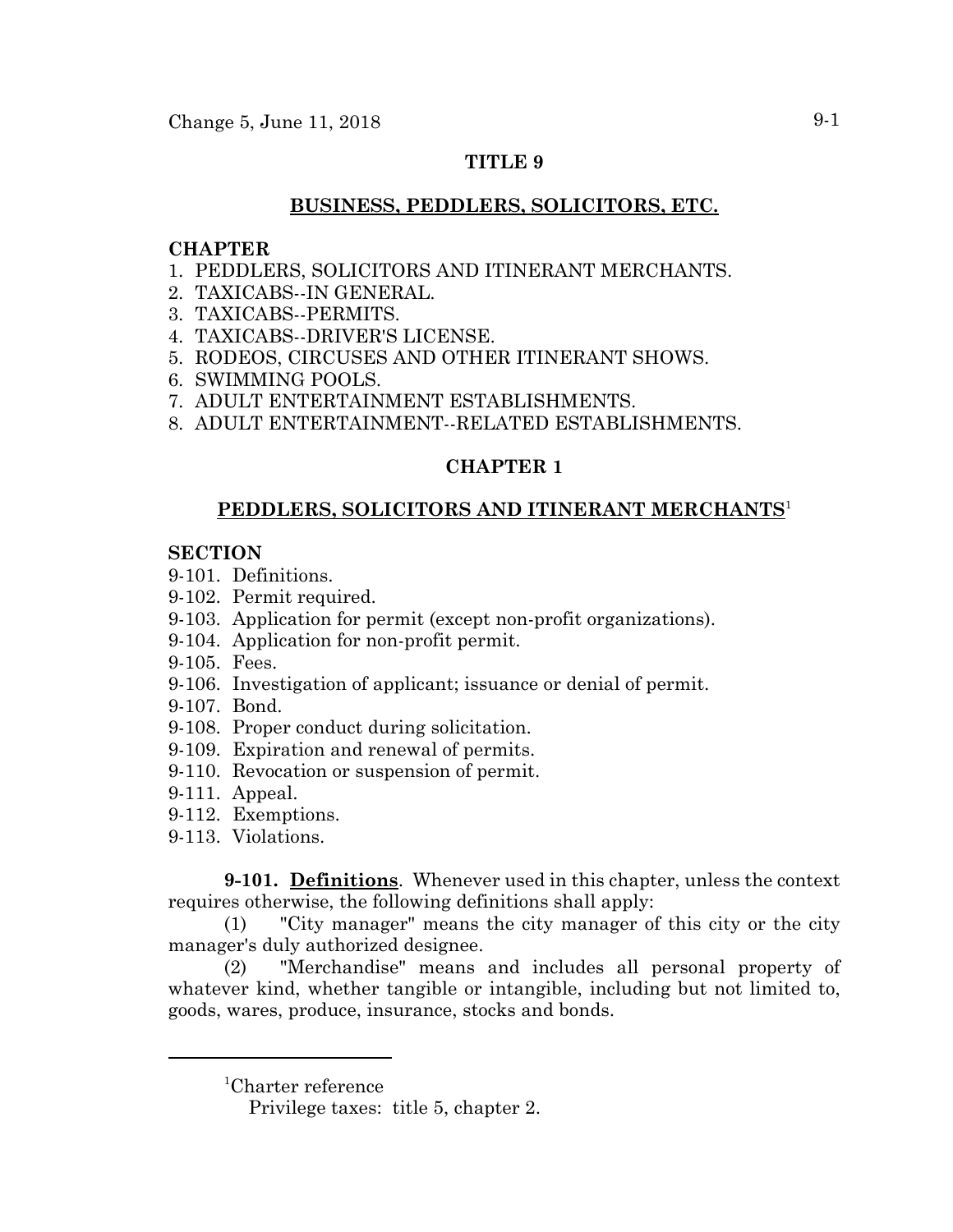# TITLE 9

## BUSINESS, PEDDLERS, SOLICITORS, ETC.

**CHAPTER**

1. PEDDLERS, SOLICITORS AND ITINERANT MERCHANTS.
2. TAXICABS--IN GENERAL.
3. TAXICABS--PERMITS.
4. TAXICABS--DRIVER'S LICENSE.
5. RODEOS, CIRCUSES AND OTHER ITINERANT SHOWS.
6. SWIMMING POOLS.
7. ADULT ENTERTAINMENT ESTABLISHMENTS.
8. ADULT ENTERTAINMENT--RELATED ESTABLISHMENTS.

## CHAPTER 1

## PEDDLERS, SOLICITORS AND ITINERANT MERCHANTS[1]

**SECTION**

9-101. Definitions.
9-102. Permit required.
9-103. Application for permit (except non-profit organizations).
9-104. Application for non-profit permit.
9-105. Fees.
9-106. Investigation of applicant; issuance or denial of permit.
9-107. Bond.
9-108. Proper conduct during solicitation.
9-109. Expiration and renewal of permits.
9-110. Revocation or suspension of permit.
9-111. Appeal.
9-112. Exemptions.
9-113. Violations.

**9-101. Definitions**. Whenever used in this chapter, unless the context requires otherwise, the following definitions shall apply:

(1) "City manager" means the city manager of this city or the city manager's duly authorized designee.

(2) "Merchandise" means and includes all personal property of whatever kind, whether tangible or intangible, including but not limited to, goods, wares, produce, insurance, stocks and bonds.

---

[1]Charter reference

Privilege taxes: title 5, chapter 2.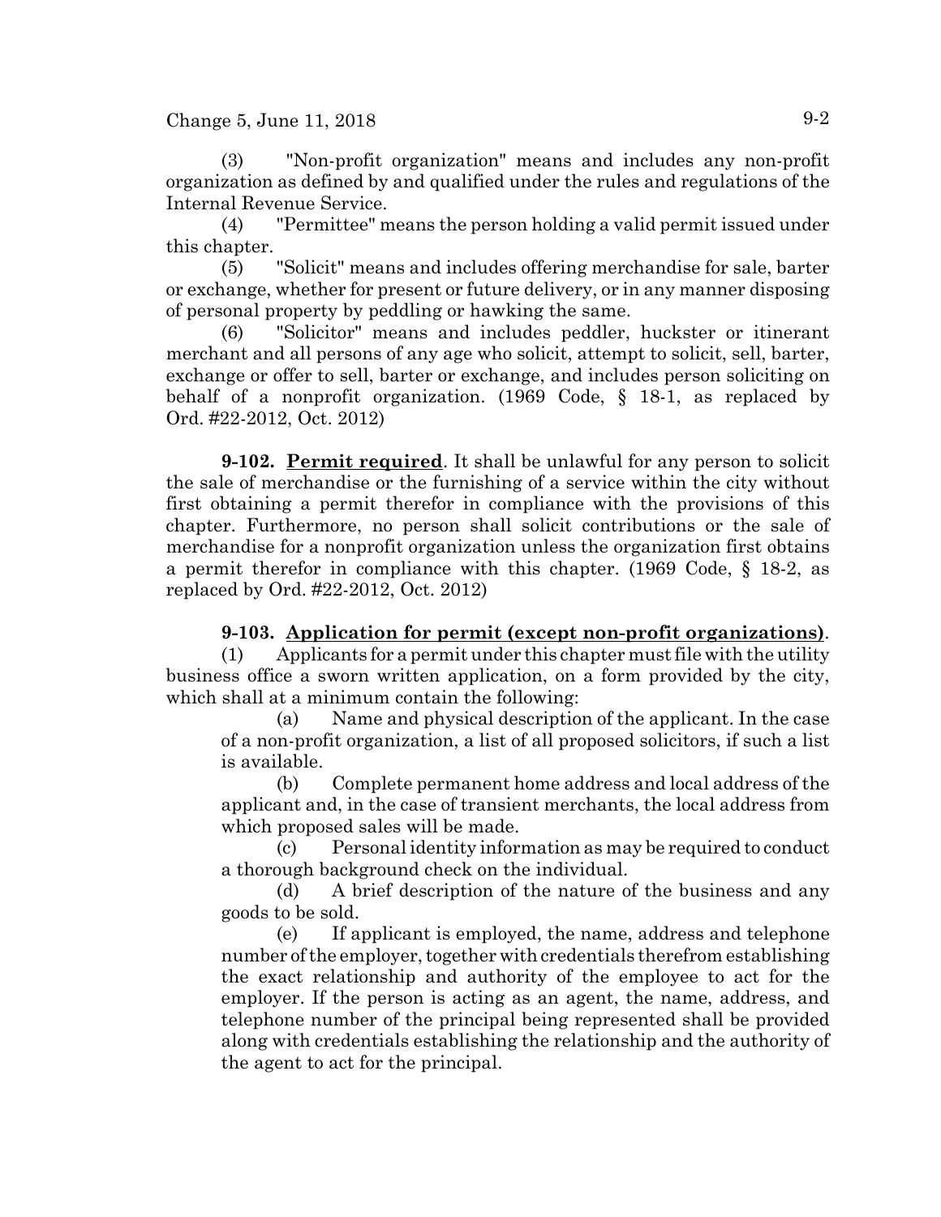(3) "Non-profit organization" means and includes any non-profit organization as defined by and qualified under the rules and regulations of the Internal Revenue Service.

(4) "Permittee" means the person holding a valid permit issued under this chapter.

(5) "Solicit" means and includes offering merchandise for sale, barter or exchange, whether for present or future delivery, or in any manner disposing of personal property by peddling or hawking the same.

(6) "Solicitor" means and includes peddler, huckster or itinerant merchant and all persons of any age who solicit, attempt to solicit, sell, barter, exchange or offer to sell, barter or exchange, and includes person soliciting on behalf of a nonprofit organization. (1969 Code, § 18-1, as replaced by Ord. #22-2012, Oct. 2012)

**9-102. Permit required**. It shall be unlawful for any person to solicit the sale of merchandise or the furnishing of a service within the city without first obtaining a permit therefor in compliance with the provisions of this chapter. Furthermore, no person shall solicit contributions or the sale of merchandise for a nonprofit organization unless the organization first obtains a permit therefor in compliance with this chapter. (1969 Code, § 18-2, as replaced by Ord. #22-2012, Oct. 2012)

**9-103. Application for permit (except non-profit organizations)**.

(1) Applicants for a permit under this chapter must file with the utility business office a sworn written application, on a form provided by the city, which shall at a minimum contain the following:

(a) Name and physical description of the applicant. In the case of a non-profit organization, a list of all proposed solicitors, if such a list is available.

(b) Complete permanent home address and local address of the applicant and, in the case of transient merchants, the local address from which proposed sales will be made.

(c) Personal identity information as may be required to conduct a thorough background check on the individual.

(d) A brief description of the nature of the business and any goods to be sold.

(e) If applicant is employed, the name, address and telephone number of the employer, together with credentials therefrom establishing the exact relationship and authority of the employee to act for the employer. If the person is acting as an agent, the name, address, and telephone number of the principal being represented shall be provided along with credentials establishing the relationship and the authority of the agent to act for the principal.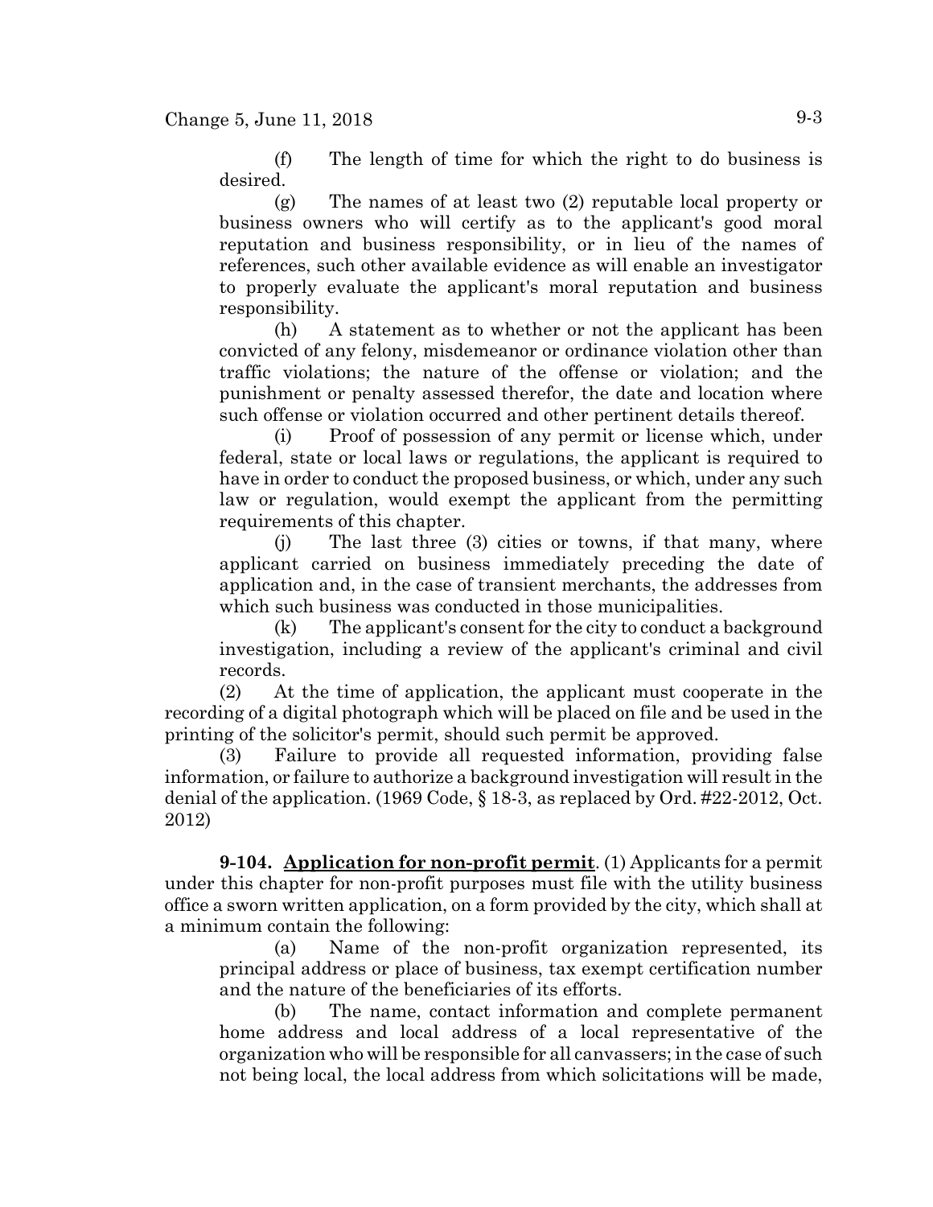(f) The length of time for which the right to do business is desired.

(g) The names of at least two (2) reputable local property or business owners who will certify as to the applicant's good moral reputation and business responsibility, or in lieu of the names of references, such other available evidence as will enable an investigator to properly evaluate the applicant's moral reputation and business responsibility.

(h) A statement as to whether or not the applicant has been convicted of any felony, misdemeanor or ordinance violation other than traffic violations; the nature of the offense or violation; and the punishment or penalty assessed therefor, the date and location where such offense or violation occurred and other pertinent details thereof.

(i) Proof of possession of any permit or license which, under federal, state or local laws or regulations, the applicant is required to have in order to conduct the proposed business, or which, under any such law or regulation, would exempt the applicant from the permitting requirements of this chapter.

(j) The last three (3) cities or towns, if that many, where applicant carried on business immediately preceding the date of application and, in the case of transient merchants, the addresses from which such business was conducted in those municipalities.

(k) The applicant's consent for the city to conduct a background investigation, including a review of the applicant's criminal and civil records.

(2) At the time of application, the applicant must cooperate in the recording of a digital photograph which will be placed on file and be used in the printing of the solicitor's permit, should such permit be approved.

(3) Failure to provide all requested information, providing false information, or failure to authorize a background investigation will result in the denial of the application. (1969 Code, § 18-3, as replaced by Ord. #22-2012, Oct. 2012)

**9-104. Application for non-profit permit**. (1) Applicants for a permit under this chapter for non-profit purposes must file with the utility business office a sworn written application, on a form provided by the city, which shall at a minimum contain the following:

(a) Name of the non-profit organization represented, its principal address or place of business, tax exempt certification number and the nature of the beneficiaries of its efforts.

(b) The name, contact information and complete permanent home address and local address of a local representative of the organization who will be responsible for all canvassers; in the case of such not being local, the local address from which solicitations will be made,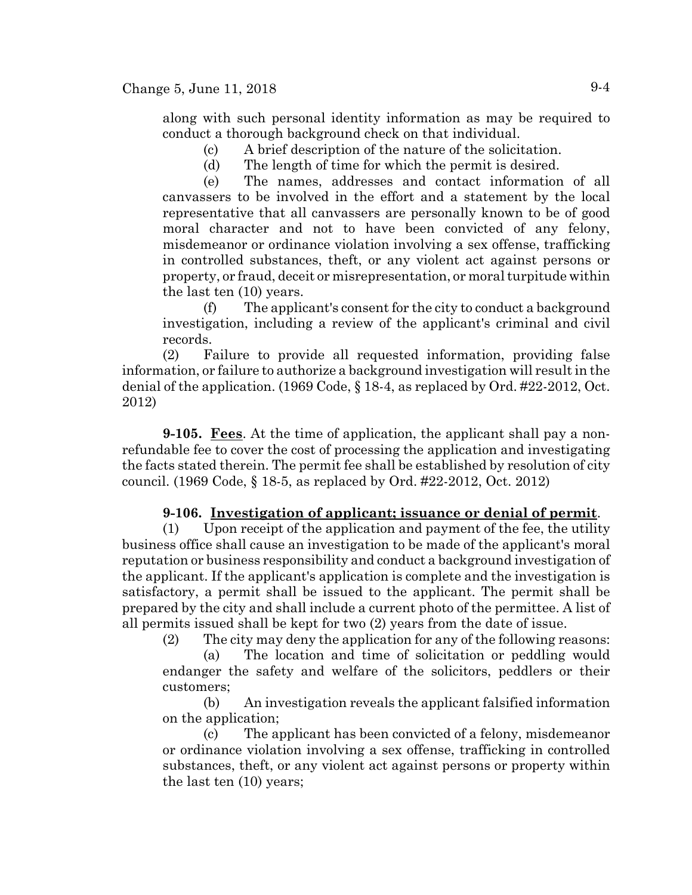along with such personal identity information as may be required to conduct a thorough background check on that individual.

(c) A brief description of the nature of the solicitation.

(d) The length of time for which the permit is desired.

(e) The names, addresses and contact information of all canvassers to be involved in the effort and a statement by the local representative that all canvassers are personally known to be of good moral character and not to have been convicted of any felony, misdemeanor or ordinance violation involving a sex offense, trafficking in controlled substances, theft, or any violent act against persons or property, or fraud, deceit or misrepresentation, or moral turpitude within the last ten (10) years.

(f) The applicant's consent for the city to conduct a background investigation, including a review of the applicant's criminal and civil records.

(2) Failure to provide all requested information, providing false information, or failure to authorize a background investigation will result in the denial of the application. (1969 Code, § 18-4, as replaced by Ord. #22-2012, Oct. 2012)

**9-105. Fees**. At the time of application, the applicant shall pay a non-refundable fee to cover the cost of processing the application and investigating the facts stated therein. The permit fee shall be established by resolution of city council. (1969 Code, § 18-5, as replaced by Ord. #22-2012, Oct. 2012)

**9-106. Investigation of applicant; issuance or denial of permit**.

(1) Upon receipt of the application and payment of the fee, the utility business office shall cause an investigation to be made of the applicant's moral reputation or business responsibility and conduct a background investigation of the applicant. If the applicant's application is complete and the investigation is satisfactory, a permit shall be issued to the applicant. The permit shall be prepared by the city and shall include a current photo of the permittee. A list of all permits issued shall be kept for two (2) years from the date of issue.

(2) The city may deny the application for any of the following reasons:

(a) The location and time of solicitation or peddling would endanger the safety and welfare of the solicitors, peddlers or their customers;

(b) An investigation reveals the applicant falsified information on the application;

(c) The applicant has been convicted of a felony, misdemeanor or ordinance violation involving a sex offense, trafficking in controlled substances, theft, or any violent act against persons or property within the last ten (10) years;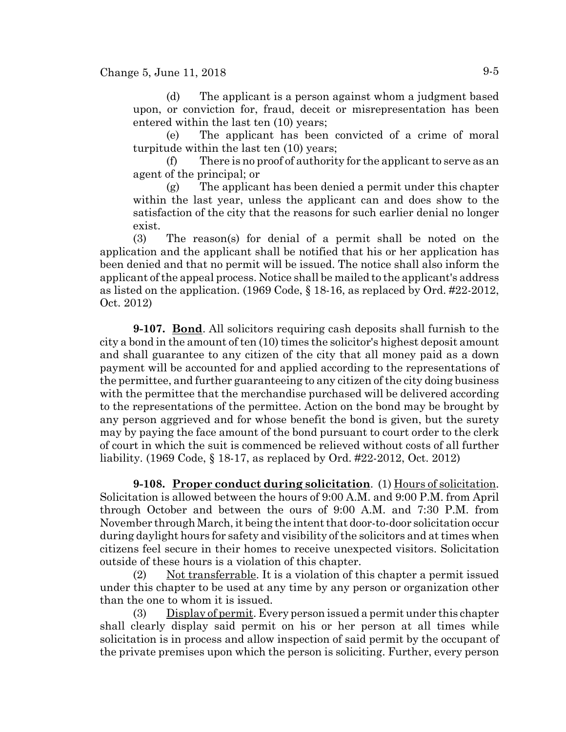(d) The applicant is a person against whom a judgment based upon, or conviction for, fraud, deceit or misrepresentation has been entered within the last ten (10) years;

(e) The applicant has been convicted of a crime of moral turpitude within the last ten (10) years;

(f) There is no proof of authority for the applicant to serve as an agent of the principal; or

(g) The applicant has been denied a permit under this chapter within the last year, unless the applicant can and does show to the satisfaction of the city that the reasons for such earlier denial no longer exist.

(3) The reason(s) for denial of a permit shall be noted on the application and the applicant shall be notified that his or her application has been denied and that no permit will be issued. The notice shall also inform the applicant of the appeal process. Notice shall be mailed to the applicant's address as listed on the application. (1969 Code, § 18-16, as replaced by Ord. #22-2012, Oct. 2012)

**9-107. Bond**. All solicitors requiring cash deposits shall furnish to the city a bond in the amount of ten (10) times the solicitor's highest deposit amount and shall guarantee to any citizen of the city that all money paid as a down payment will be accounted for and applied according to the representations of the permittee, and further guaranteeing to any citizen of the city doing business with the permittee that the merchandise purchased will be delivered according to the representations of the permittee. Action on the bond may be brought by any person aggrieved and for whose benefit the bond is given, but the surety may by paying the face amount of the bond pursuant to court order to the clerk of court in which the suit is commenced be relieved without costs of all further liability. (1969 Code, § 18-17, as replaced by Ord. #22-2012, Oct. 2012)

**9-108. Proper conduct during solicitation**. (1) Hours of solicitation. Solicitation is allowed between the hours of 9:00 A.M. and 9:00 P.M. from April through October and between the ours of 9:00 A.M. and 7:30 P.M. from November through March, it being the intent that door-to-door solicitation occur during daylight hours for safety and visibility of the solicitors and at times when citizens feel secure in their homes to receive unexpected visitors. Solicitation outside of these hours is a violation of this chapter.

(2) Not transferrable. It is a violation of this chapter a permit issued under this chapter to be used at any time by any person or organization other than the one to whom it is issued.

(3) Display of permit. Every person issued a permit under this chapter shall clearly display said permit on his or her person at all times while solicitation is in process and allow inspection of said permit by the occupant of the private premises upon which the person is soliciting. Further, every person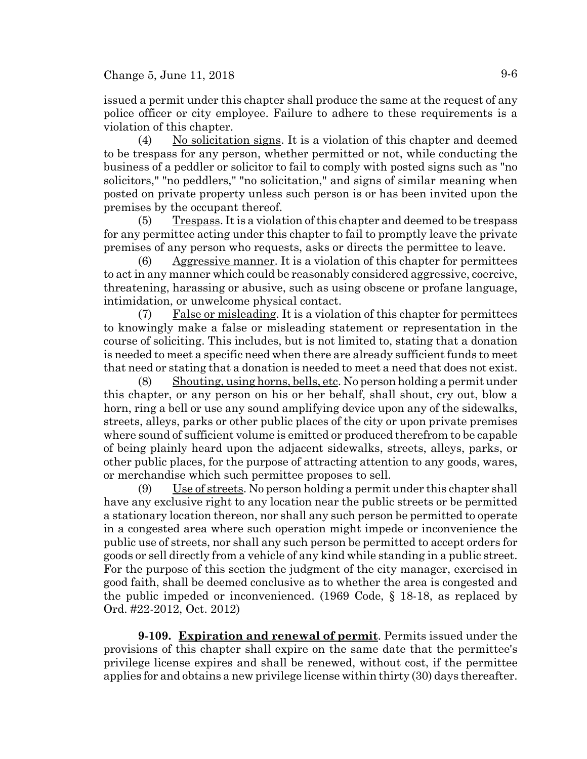issued a permit under this chapter shall produce the same at the request of any police officer or city employee. Failure to adhere to these requirements is a violation of this chapter.

(4) No solicitation signs. It is a violation of this chapter and deemed to be trespass for any person, whether permitted or not, while conducting the business of a peddler or solicitor to fail to comply with posted signs such as "no solicitors," "no peddlers," "no solicitation," and signs of similar meaning when posted on private property unless such person is or has been invited upon the premises by the occupant thereof.

(5) Trespass. It is a violation of this chapter and deemed to be trespass for any permittee acting under this chapter to fail to promptly leave the private premises of any person who requests, asks or directs the permittee to leave.

(6) Aggressive manner. It is a violation of this chapter for permittees to act in any manner which could be reasonably considered aggressive, coercive, threatening, harassing or abusive, such as using obscene or profane language, intimidation, or unwelcome physical contact.

(7) False or misleading. It is a violation of this chapter for permittees to knowingly make a false or misleading statement or representation in the course of soliciting. This includes, but is not limited to, stating that a donation is needed to meet a specific need when there are already sufficient funds to meet that need or stating that a donation is needed to meet a need that does not exist.

(8) Shouting, using horns, bells, etc. No person holding a permit under this chapter, or any person on his or her behalf, shall shout, cry out, blow a horn, ring a bell or use any sound amplifying device upon any of the sidewalks, streets, alleys, parks or other public places of the city or upon private premises where sound of sufficient volume is emitted or produced therefrom to be capable of being plainly heard upon the adjacent sidewalks, streets, alleys, parks, or other public places, for the purpose of attracting attention to any goods, wares, or merchandise which such permittee proposes to sell.

(9) Use of streets. No person holding a permit under this chapter shall have any exclusive right to any location near the public streets or be permitted a stationary location thereon, nor shall any such person be permitted to operate in a congested area where such operation might impede or inconvenience the public use of streets, nor shall any such person be permitted to accept orders for goods or sell directly from a vehicle of any kind while standing in a public street. For the purpose of this section the judgment of the city manager, exercised in good faith, shall be deemed conclusive as to whether the area is congested and the public impeded or inconvenienced. (1969 Code, § 18-18, as replaced by Ord. #22-2012, Oct. 2012)

**9-109. Expiration and renewal of permit**. Permits issued under the provisions of this chapter shall expire on the same date that the permittee's privilege license expires and shall be renewed, without cost, if the permittee applies for and obtains a new privilege license within thirty (30) days thereafter.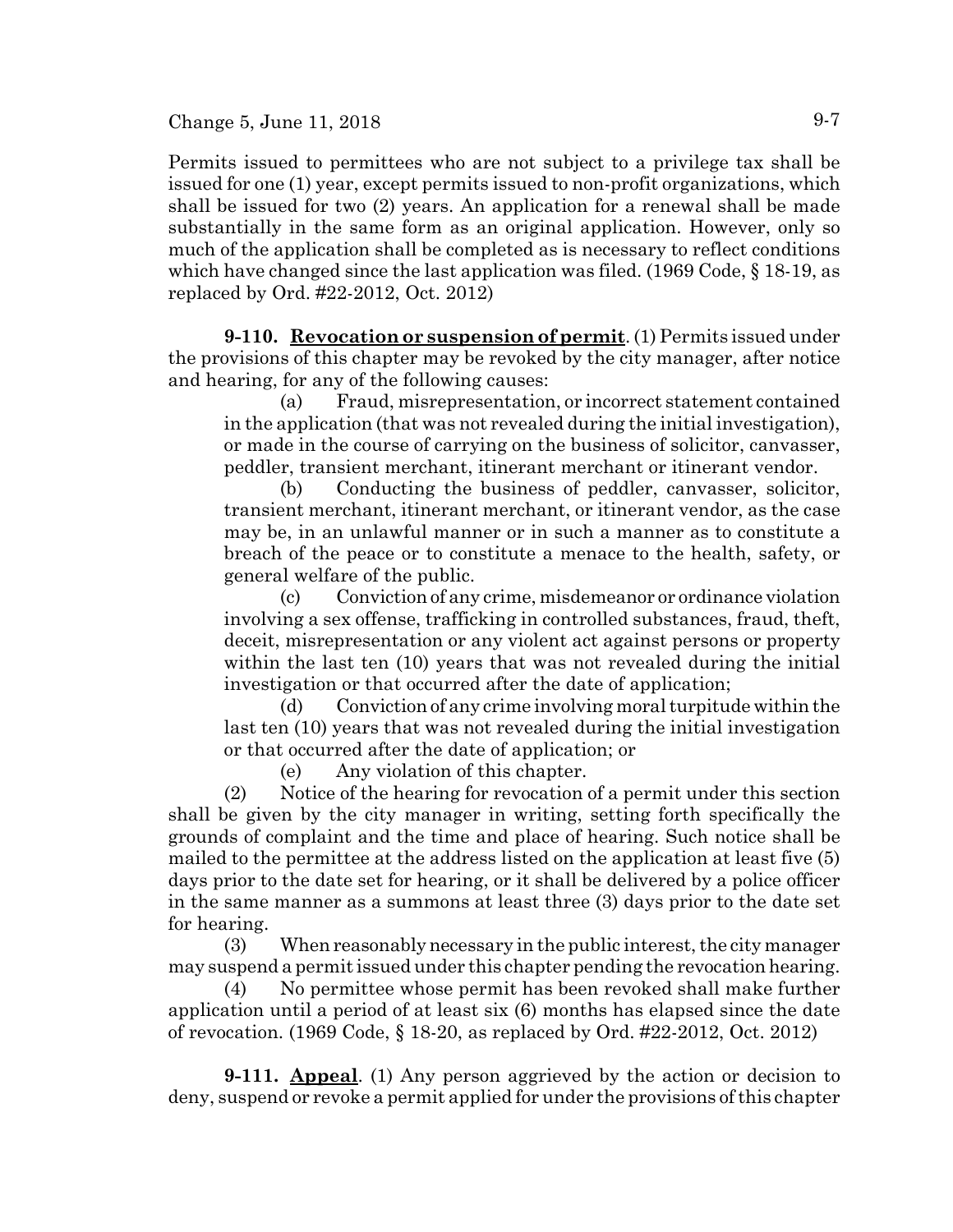Permits issued to permittees who are not subject to a privilege tax shall be issued for one (1) year, except permits issued to non-profit organizations, which shall be issued for two (2) years. An application for a renewal shall be made substantially in the same form as an original application. However, only so much of the application shall be completed as is necessary to reflect conditions which have changed since the last application was filed. (1969 Code, § 18-19, as replaced by Ord. #22-2012, Oct. 2012)

**9-110. Revocation or suspension of permit**. (1) Permits issued under the provisions of this chapter may be revoked by the city manager, after notice and hearing, for any of the following causes:

(a) Fraud, misrepresentation, or incorrect statement contained in the application (that was not revealed during the initial investigation), or made in the course of carrying on the business of solicitor, canvasser, peddler, transient merchant, itinerant merchant or itinerant vendor.

(b) Conducting the business of peddler, canvasser, solicitor, transient merchant, itinerant merchant, or itinerant vendor, as the case may be, in an unlawful manner or in such a manner as to constitute a breach of the peace or to constitute a menace to the health, safety, or general welfare of the public.

(c) Conviction of any crime, misdemeanor or ordinance violation involving a sex offense, trafficking in controlled substances, fraud, theft, deceit, misrepresentation or any violent act against persons or property within the last ten (10) years that was not revealed during the initial investigation or that occurred after the date of application;

(d) Conviction of any crime involving moral turpitude within the last ten (10) years that was not revealed during the initial investigation or that occurred after the date of application; or

(e) Any violation of this chapter.

(2) Notice of the hearing for revocation of a permit under this section shall be given by the city manager in writing, setting forth specifically the grounds of complaint and the time and place of hearing. Such notice shall be mailed to the permittee at the address listed on the application at least five (5) days prior to the date set for hearing, or it shall be delivered by a police officer in the same manner as a summons at least three (3) days prior to the date set for hearing.

(3) When reasonably necessary in the public interest, the city manager may suspend a permit issued under this chapter pending the revocation hearing.

(4) No permittee whose permit has been revoked shall make further application until a period of at least six (6) months has elapsed since the date of revocation. (1969 Code, § 18-20, as replaced by Ord. #22-2012, Oct. 2012)

**9-111. Appeal**. (1) Any person aggrieved by the action or decision to deny, suspend or revoke a permit applied for under the provisions of this chapter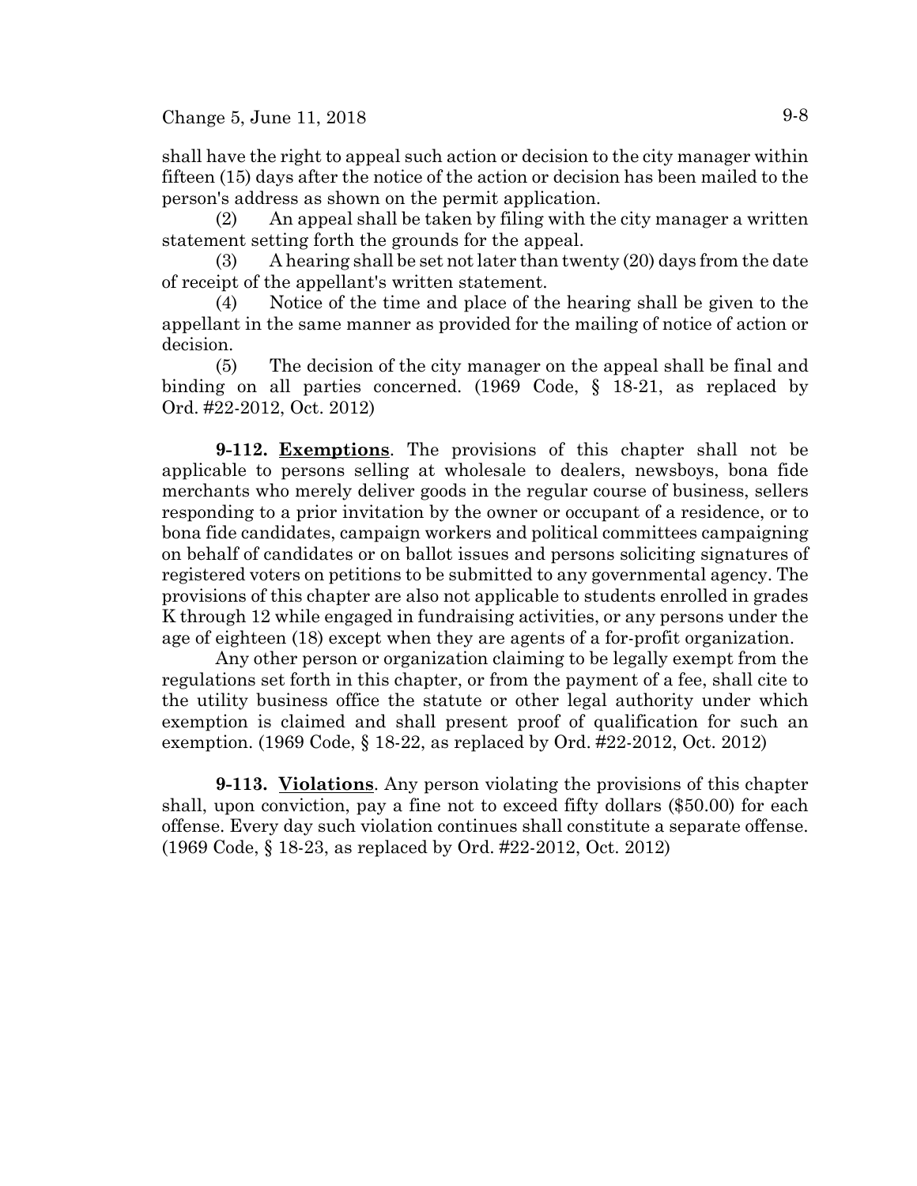shall have the right to appeal such action or decision to the city manager within fifteen (15) days after the notice of the action or decision has been mailed to the person's address as shown on the permit application.

(2) An appeal shall be taken by filing with the city manager a written statement setting forth the grounds for the appeal.

(3) A hearing shall be set not later than twenty (20) days from the date of receipt of the appellant's written statement.

(4) Notice of the time and place of the hearing shall be given to the appellant in the same manner as provided for the mailing of notice of action or decision.

(5) The decision of the city manager on the appeal shall be final and binding on all parties concerned. (1969 Code, § 18-21, as replaced by Ord. #22-2012, Oct. 2012)

**9-112. Exemptions**. The provisions of this chapter shall not be applicable to persons selling at wholesale to dealers, newsboys, bona fide merchants who merely deliver goods in the regular course of business, sellers responding to a prior invitation by the owner or occupant of a residence, or to bona fide candidates, campaign workers and political committees campaigning on behalf of candidates or on ballot issues and persons soliciting signatures of registered voters on petitions to be submitted to any governmental agency. The provisions of this chapter are also not applicable to students enrolled in grades K through 12 while engaged in fundraising activities, or any persons under the age of eighteen (18) except when they are agents of a for-profit organization.

Any other person or organization claiming to be legally exempt from the regulations set forth in this chapter, or from the payment of a fee, shall cite to the utility business office the statute or other legal authority under which exemption is claimed and shall present proof of qualification for such an exemption. (1969 Code, § 18-22, as replaced by Ord. #22-2012, Oct. 2012)

**9-113. Violations**. Any person violating the provisions of this chapter shall, upon conviction, pay a fine not to exceed fifty dollars ($50.00) for each offense. Every day such violation continues shall constitute a separate offense. (1969 Code, § 18-23, as replaced by Ord. #22-2012, Oct. 2012)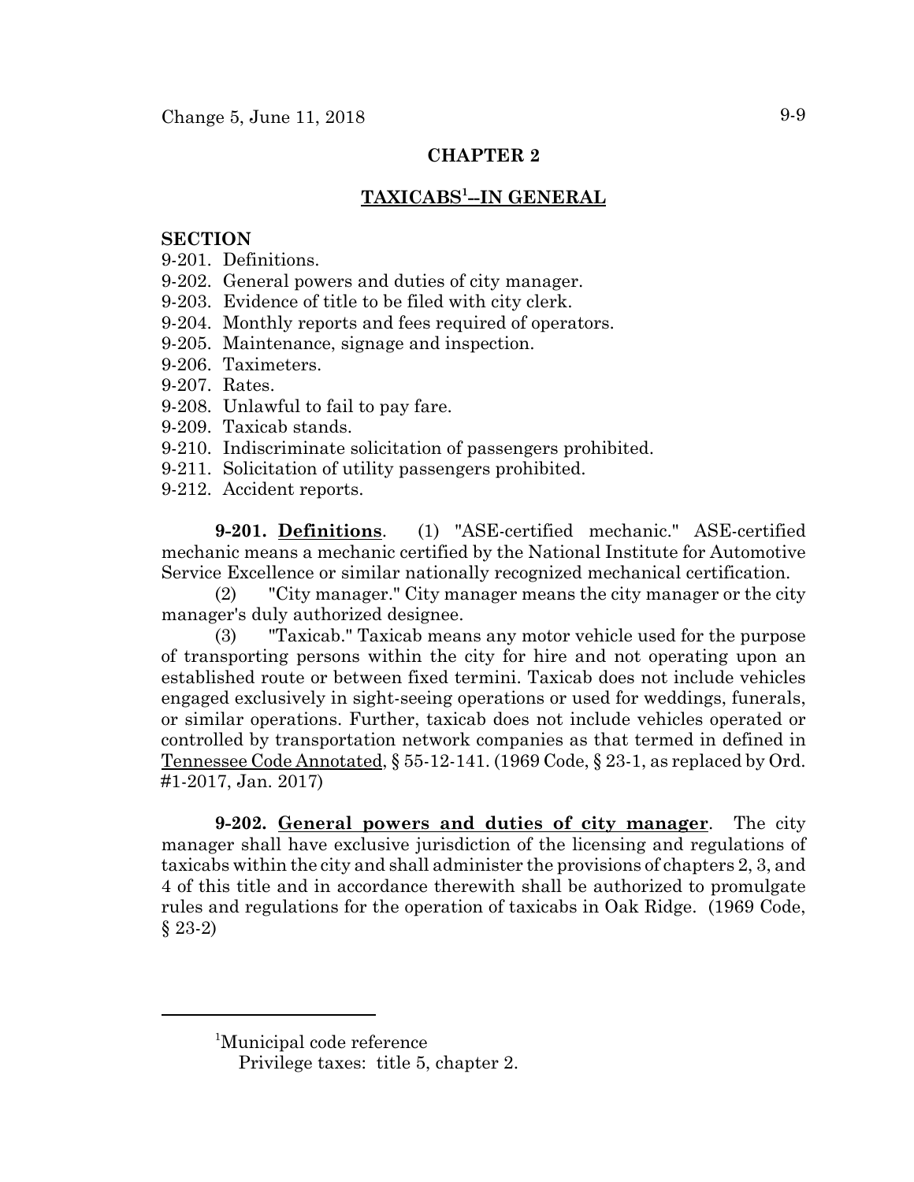## CHAPTER 2

## TAXICABS[1]--IN GENERAL

**SECTION**

9-201. Definitions.
9-202. General powers and duties of city manager.
9-203. Evidence of title to be filed with city clerk.
9-204. Monthly reports and fees required of operators.
9-205. Maintenance, signage and inspection.
9-206. Taximeters.
9-207. Rates.
9-208. Unlawful to fail to pay fare.
9-209. Taxicab stands.
9-210. Indiscriminate solicitation of passengers prohibited.
9-211. Solicitation of utility passengers prohibited.
9-212. Accident reports.

**9-201. Definitions**. (1) "ASE-certified mechanic." ASE-certified mechanic means a mechanic certified by the National Institute for Automotive Service Excellence or similar nationally recognized mechanical certification.

(2) "City manager." City manager means the city manager or the city manager's duly authorized designee.

(3) "Taxicab." Taxicab means any motor vehicle used for the purpose of transporting persons within the city for hire and not operating upon an established route or between fixed termini. Taxicab does not include vehicles engaged exclusively in sight-seeing operations or used for weddings, funerals, or similar operations. Further, taxicab does not include vehicles operated or controlled by transportation network companies as that termed in defined in Tennessee Code Annotated, § 55-12-141. (1969 Code, § 23-1, as replaced by Ord. #1-2017, Jan. 2017)

**9-202. General powers and duties of city manager**. The city manager shall have exclusive jurisdiction of the licensing and regulations of taxicabs within the city and shall administer the provisions of chapters 2, 3, and 4 of this title and in accordance therewith shall be authorized to promulgate rules and regulations for the operation of taxicabs in Oak Ridge. (1969 Code, § 23-2)

---

[1]Municipal code reference
Privilege taxes: title 5, chapter 2.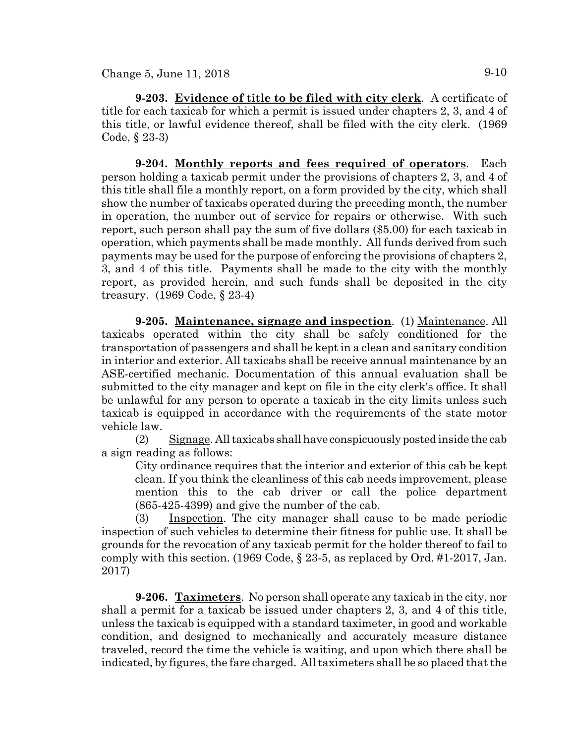**9-203. <u>Evidence of title to be filed with city clerk</u>.** A certificate of title for each taxicab for which a permit is issued under chapters 2, 3, and 4 of this title, or lawful evidence thereof, shall be filed with the city clerk. (1969 Code, § 23-3)

**9-204. <u>Monthly reports and fees required of operators</u>.** Each person holding a taxicab permit under the provisions of chapters 2, 3, and 4 of this title shall file a monthly report, on a form provided by the city, which shall show the number of taxicabs operated during the preceding month, the number in operation, the number out of service for repairs or otherwise. With such report, such person shall pay the sum of five dollars ($5.00) for each taxicab in operation, which payments shall be made monthly. All funds derived from such payments may be used for the purpose of enforcing the provisions of chapters 2, 3, and 4 of this title. Payments shall be made to the city with the monthly report, as provided herein, and such funds shall be deposited in the city treasury. (1969 Code, § 23-4)

**9-205. <u>Maintenance, signage and inspection</u>.** (1) <u>Maintenance</u>. All taxicabs operated within the city shall be safely conditioned for the transportation of passengers and shall be kept in a clean and sanitary condition in interior and exterior. All taxicabs shall be receive annual maintenance by an ASE-certified mechanic. Documentation of this annual evaluation shall be submitted to the city manager and kept on file in the city clerk's office. It shall be unlawful for any person to operate a taxicab in the city limits unless such taxicab is equipped in accordance with the requirements of the state motor vehicle law.

(2) <u>Signage</u>. All taxicabs shall have conspicuously posted inside the cab a sign reading as follows:

> City ordinance requires that the interior and exterior of this cab be kept clean. If you think the cleanliness of this cab needs improvement, please mention this to the cab driver or call the police department (865-425-4399) and give the number of the cab.

(3) <u>Inspection</u>. The city manager shall cause to be made periodic inspection of such vehicles to determine their fitness for public use. It shall be grounds for the revocation of any taxicab permit for the holder thereof to fail to comply with this section. (1969 Code, § 23-5, as replaced by Ord. #1-2017, Jan. 2017)

**9-206. <u>Taximeters</u>.** No person shall operate any taxicab in the city, nor shall a permit for a taxicab be issued under chapters 2, 3, and 4 of this title, unless the taxicab is equipped with a standard taximeter, in good and workable condition, and designed to mechanically and accurately measure distance traveled, record the time the vehicle is waiting, and upon which there shall be indicated, by figures, the fare charged. All taximeters shall be so placed that the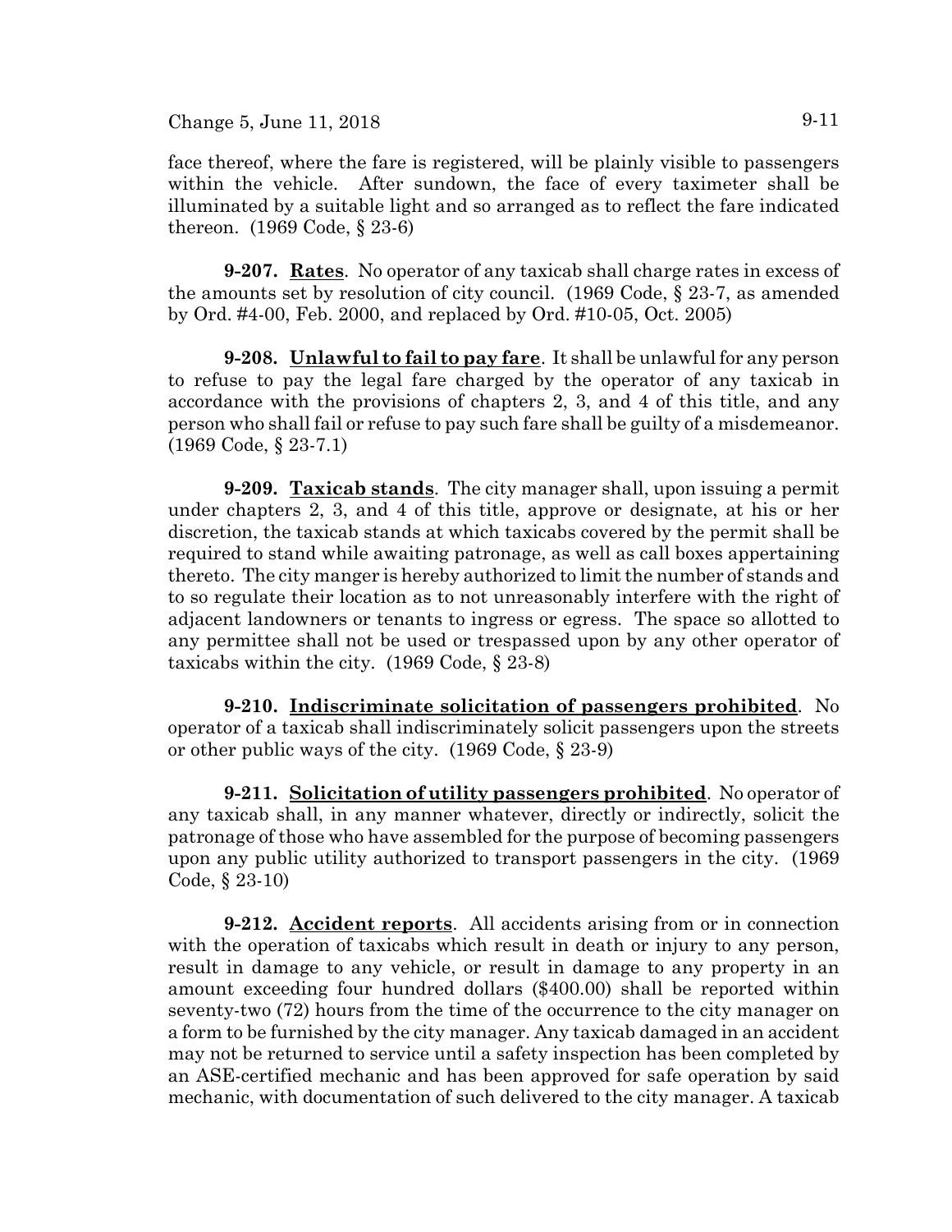face thereof, where the fare is registered, will be plainly visible to passengers within the vehicle. After sundown, the face of every taximeter shall be illuminated by a suitable light and so arranged as to reflect the fare indicated thereon. (1969 Code, § 23-6)

**9-207. Rates**. No operator of any taxicab shall charge rates in excess of the amounts set by resolution of city council. (1969 Code, § 23-7, as amended by Ord. #4-00, Feb. 2000, and replaced by Ord. #10-05, Oct. 2005)

**9-208. Unlawful to fail to pay fare**. It shall be unlawful for any person to refuse to pay the legal fare charged by the operator of any taxicab in accordance with the provisions of chapters 2, 3, and 4 of this title, and any person who shall fail or refuse to pay such fare shall be guilty of a misdemeanor. (1969 Code, § 23-7.1)

**9-209. Taxicab stands**. The city manager shall, upon issuing a permit under chapters 2, 3, and 4 of this title, approve or designate, at his or her discretion, the taxicab stands at which taxicabs covered by the permit shall be required to stand while awaiting patronage, as well as call boxes appertaining thereto. The city manger is hereby authorized to limit the number of stands and to so regulate their location as to not unreasonably interfere with the right of adjacent landowners or tenants to ingress or egress. The space so allotted to any permittee shall not be used or trespassed upon by any other operator of taxicabs within the city. (1969 Code, § 23-8)

**9-210. Indiscriminate solicitation of passengers prohibited**. No operator of a taxicab shall indiscriminately solicit passengers upon the streets or other public ways of the city. (1969 Code, § 23-9)

**9-211. Solicitation of utility passengers prohibited**. No operator of any taxicab shall, in any manner whatever, directly or indirectly, solicit the patronage of those who have assembled for the purpose of becoming passengers upon any public utility authorized to transport passengers in the city. (1969 Code, § 23-10)

**9-212. Accident reports**. All accidents arising from or in connection with the operation of taxicabs which result in death or injury to any person, result in damage to any vehicle, or result in damage to any property in an amount exceeding four hundred dollars ($400.00) shall be reported within seventy-two (72) hours from the time of the occurrence to the city manager on a form to be furnished by the city manager. Any taxicab damaged in an accident may not be returned to service until a safety inspection has been completed by an ASE-certified mechanic and has been approved for safe operation by said mechanic, with documentation of such delivered to the city manager. A taxicab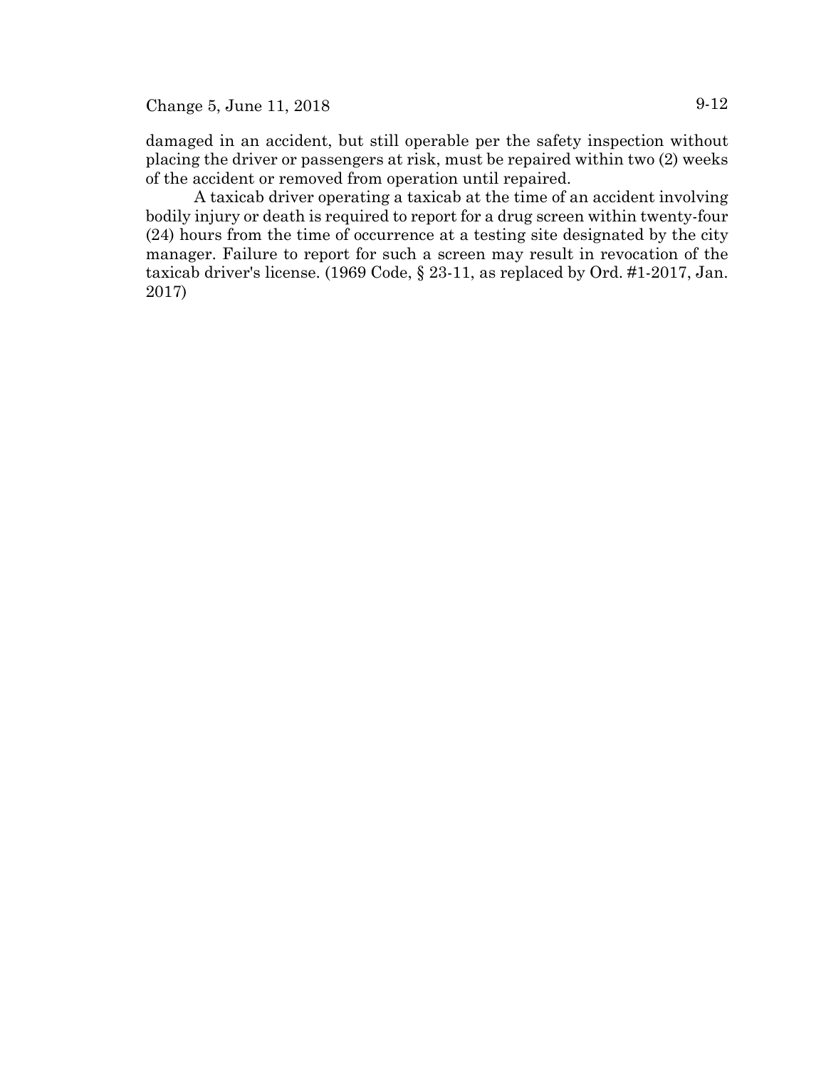damaged in an accident, but still operable per the safety inspection without placing the driver or passengers at risk, must be repaired within two (2) weeks of the accident or removed from operation until repaired.

A taxicab driver operating a taxicab at the time of an accident involving bodily injury or death is required to report for a drug screen within twenty-four (24) hours from the time of occurrence at a testing site designated by the city manager. Failure to report for such a screen may result in revocation of the taxicab driver's license. (1969 Code, § 23-11, as replaced by Ord. #1-2017, Jan. 2017)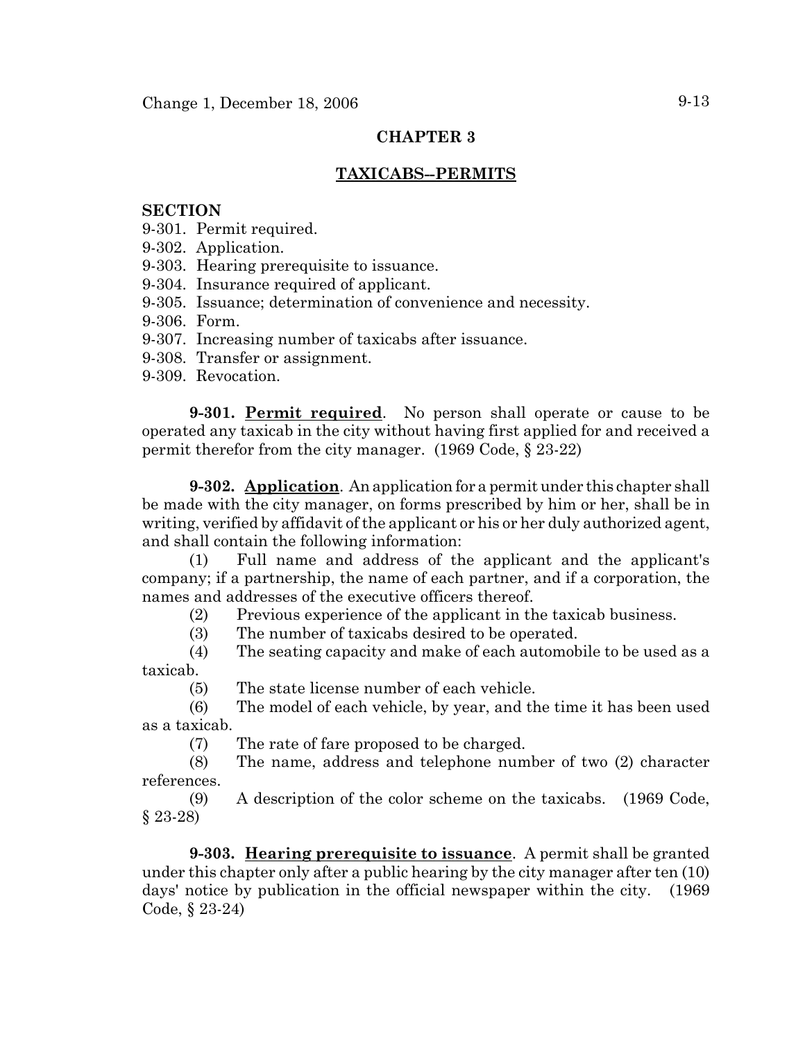# CHAPTER 3

## TAXICABS--PERMITS

**SECTION**

9-301. Permit required.
9-302. Application.
9-303. Hearing prerequisite to issuance.
9-304. Insurance required of applicant.
9-305. Issuance; determination of convenience and necessity.
9-306. Form.
9-307. Increasing number of taxicabs after issuance.
9-308. Transfer or assignment.
9-309. Revocation.

**9-301. Permit required**. No person shall operate or cause to be operated any taxicab in the city without having first applied for and received a permit therefor from the city manager. (1969 Code, § 23-22)

**9-302. Application**. An application for a permit under this chapter shall be made with the city manager, on forms prescribed by him or her, shall be in writing, verified by affidavit of the applicant or his or her duly authorized agent, and shall contain the following information:

(1) Full name and address of the applicant and the applicant's company; if a partnership, the name of each partner, and if a corporation, the names and addresses of the executive officers thereof.

(2) Previous experience of the applicant in the taxicab business.

(3) The number of taxicabs desired to be operated.

(4) The seating capacity and make of each automobile to be used as a taxicab.

(5) The state license number of each vehicle.

(6) The model of each vehicle, by year, and the time it has been used as a taxicab.

(7) The rate of fare proposed to be charged.

(8) The name, address and telephone number of two (2) character references.

(9) A description of the color scheme on the taxicabs. (1969 Code, § 23-28)

**9-303. Hearing prerequisite to issuance**. A permit shall be granted under this chapter only after a public hearing by the city manager after ten (10) days' notice by publication in the official newspaper within the city. (1969 Code, § 23-24)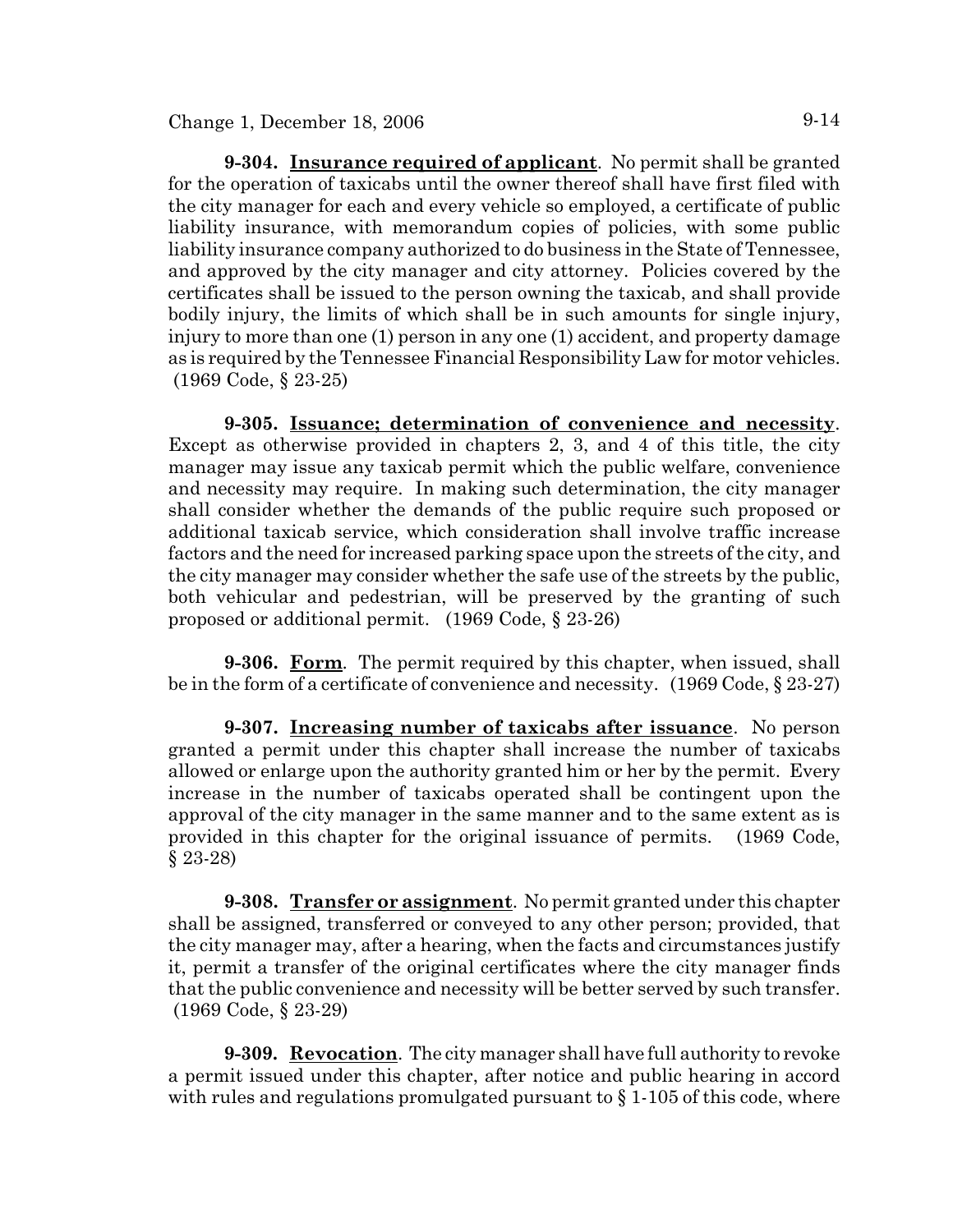**9-304. Insurance required of applicant**. No permit shall be granted for the operation of taxicabs until the owner thereof shall have first filed with the city manager for each and every vehicle so employed, a certificate of public liability insurance, with memorandum copies of policies, with some public liability insurance company authorized to do business in the State of Tennessee, and approved by the city manager and city attorney. Policies covered by the certificates shall be issued to the person owning the taxicab, and shall provide bodily injury, the limits of which shall be in such amounts for single injury, injury to more than one (1) person in any one (1) accident, and property damage as is required by the Tennessee Financial Responsibility Law for motor vehicles. (1969 Code, § 23-25)

**9-305. Issuance; determination of convenience and necessity**. Except as otherwise provided in chapters 2, 3, and 4 of this title, the city manager may issue any taxicab permit which the public welfare, convenience and necessity may require. In making such determination, the city manager shall consider whether the demands of the public require such proposed or additional taxicab service, which consideration shall involve traffic increase factors and the need for increased parking space upon the streets of the city, and the city manager may consider whether the safe use of the streets by the public, both vehicular and pedestrian, will be preserved by the granting of such proposed or additional permit. (1969 Code, § 23-26)

**9-306. Form**. The permit required by this chapter, when issued, shall be in the form of a certificate of convenience and necessity. (1969 Code, § 23-27)

**9-307. Increasing number of taxicabs after issuance**. No person granted a permit under this chapter shall increase the number of taxicabs allowed or enlarge upon the authority granted him or her by the permit. Every increase in the number of taxicabs operated shall be contingent upon the approval of the city manager in the same manner and to the same extent as is provided in this chapter for the original issuance of permits. (1969 Code, § 23-28)

**9-308. Transfer or assignment**. No permit granted under this chapter shall be assigned, transferred or conveyed to any other person; provided, that the city manager may, after a hearing, when the facts and circumstances justify it, permit a transfer of the original certificates where the city manager finds that the public convenience and necessity will be better served by such transfer. (1969 Code, § 23-29)

**9-309. Revocation**. The city manager shall have full authority to revoke a permit issued under this chapter, after notice and public hearing in accord with rules and regulations promulgated pursuant to § 1-105 of this code, where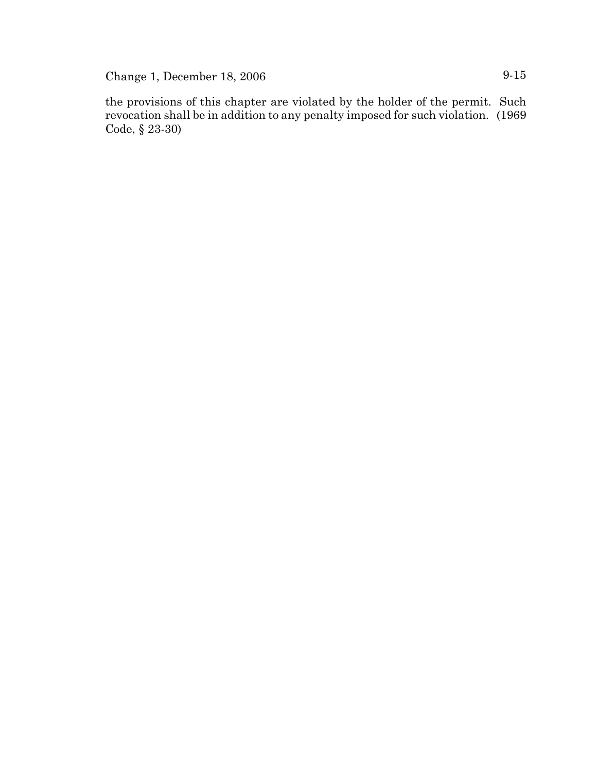the provisions of this chapter are violated by the holder of the permit. Such revocation shall be in addition to any penalty imposed for such violation. (1969 Code, § 23-30)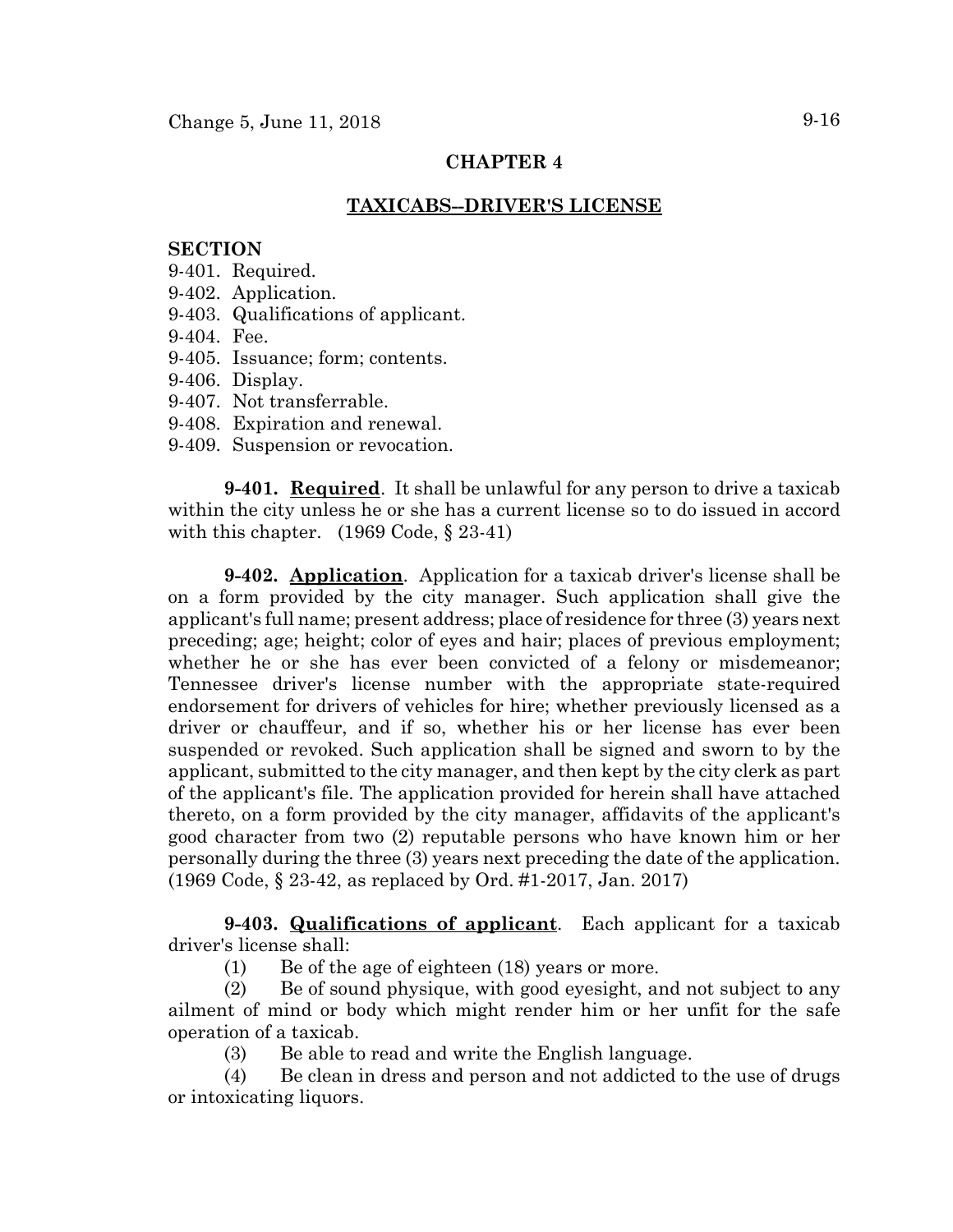## CHAPTER 4

## TAXICABS--DRIVER'S LICENSE

**SECTION**

9-401. Required.
9-402. Application.
9-403. Qualifications of applicant.
9-404. Fee.
9-405. Issuance; form; contents.
9-406. Display.
9-407. Not transferrable.
9-408. Expiration and renewal.
9-409. Suspension or revocation.

**9-401. Required**. It shall be unlawful for any person to drive a taxicab within the city unless he or she has a current license so to do issued in accord with this chapter. (1969 Code, § 23-41)

**9-402. Application**. Application for a taxicab driver's license shall be on a form provided by the city manager. Such application shall give the applicant's full name; present address; place of residence for three (3) years next preceding; age; height; color of eyes and hair; places of previous employment; whether he or she has ever been convicted of a felony or misdemeanor; Tennessee driver's license number with the appropriate state-required endorsement for drivers of vehicles for hire; whether previously licensed as a driver or chauffeur, and if so, whether his or her license has ever been suspended or revoked. Such application shall be signed and sworn to by the applicant, submitted to the city manager, and then kept by the city clerk as part of the applicant's file. The application provided for herein shall have attached thereto, on a form provided by the city manager, affidavits of the applicant's good character from two (2) reputable persons who have known him or her personally during the three (3) years next preceding the date of the application. (1969 Code, § 23-42, as replaced by Ord. #1-2017, Jan. 2017)

**9-403. Qualifications of applicant**. Each applicant for a taxicab driver's license shall:

(1) Be of the age of eighteen (18) years or more.

(2) Be of sound physique, with good eyesight, and not subject to any ailment of mind or body which might render him or her unfit for the safe operation of a taxicab.

(3) Be able to read and write the English language.

(4) Be clean in dress and person and not addicted to the use of drugs or intoxicating liquors.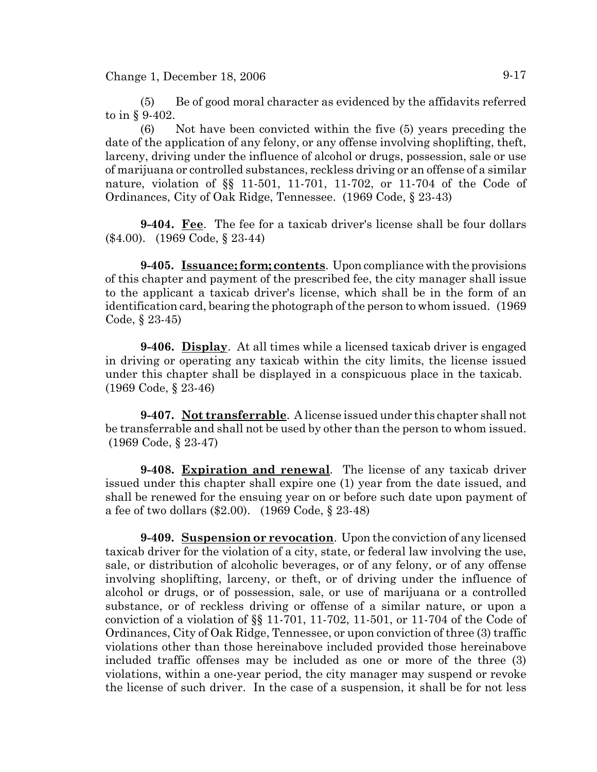(5) Be of good moral character as evidenced by the affidavits referred to in § 9-402.

(6) Not have been convicted within the five (5) years preceding the date of the application of any felony, or any offense involving shoplifting, theft, larceny, driving under the influence of alcohol or drugs, possession, sale or use of marijuana or controlled substances, reckless driving or an offense of a similar nature, violation of §§ 11-501, 11-701, 11-702, or 11-704 of the Code of Ordinances, City of Oak Ridge, Tennessee. (1969 Code, § 23-43)

**9-404. Fee**. The fee for a taxicab driver's license shall be four dollars ($4.00). (1969 Code, § 23-44)

**9-405. Issuance; form; contents**. Upon compliance with the provisions of this chapter and payment of the prescribed fee, the city manager shall issue to the applicant a taxicab driver's license, which shall be in the form of an identification card, bearing the photograph of the person to whom issued. (1969 Code, § 23-45)

**9-406. Display**. At all times while a licensed taxicab driver is engaged in driving or operating any taxicab within the city limits, the license issued under this chapter shall be displayed in a conspicuous place in the taxicab. (1969 Code, § 23-46)

**9-407. Not transferrable**. A license issued under this chapter shall not be transferrable and shall not be used by other than the person to whom issued. (1969 Code, § 23-47)

**9-408. Expiration and renewal**. The license of any taxicab driver issued under this chapter shall expire one (1) year from the date issued, and shall be renewed for the ensuing year on or before such date upon payment of a fee of two dollars ($2.00). (1969 Code, § 23-48)

**9-409. Suspension or revocation**. Upon the conviction of any licensed taxicab driver for the violation of a city, state, or federal law involving the use, sale, or distribution of alcoholic beverages, or of any felony, or of any offense involving shoplifting, larceny, or theft, or of driving under the influence of alcohol or drugs, or of possession, sale, or use of marijuana or a controlled substance, or of reckless driving or offense of a similar nature, or upon a conviction of a violation of §§ 11-701, 11-702, 11-501, or 11-704 of the Code of Ordinances, City of Oak Ridge, Tennessee, or upon conviction of three (3) traffic violations other than those hereinabove included provided those hereinabove included traffic offenses may be included as one or more of the three (3) violations, within a one-year period, the city manager may suspend or revoke the license of such driver. In the case of a suspension, it shall be for not less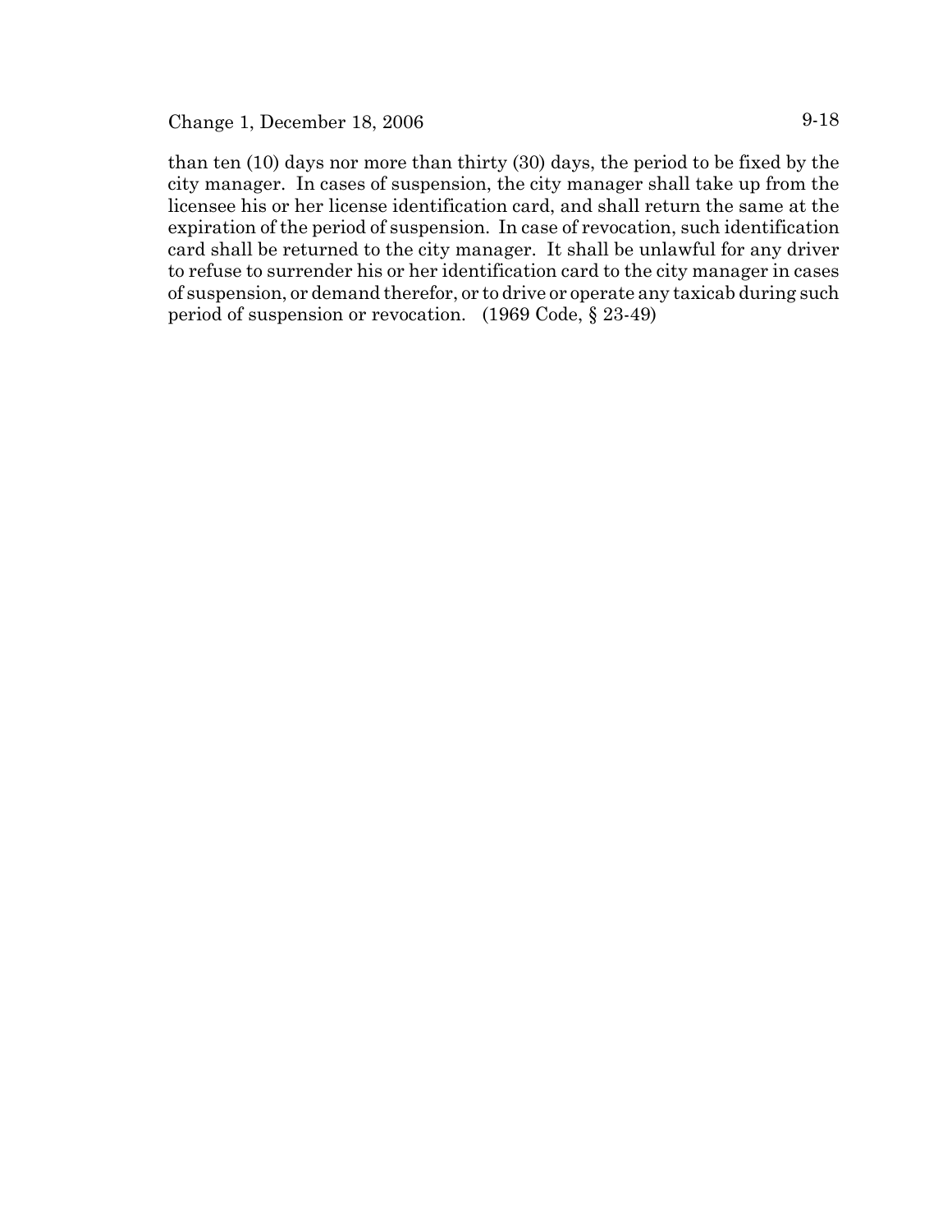than ten (10) days nor more than thirty (30) days, the period to be fixed by the city manager. In cases of suspension, the city manager shall take up from the licensee his or her license identification card, and shall return the same at the expiration of the period of suspension. In case of revocation, such identification card shall be returned to the city manager. It shall be unlawful for any driver to refuse to surrender his or her identification card to the city manager in cases of suspension, or demand therefor, or to drive or operate any taxicab during such period of suspension or revocation. (1969 Code, § 23-49)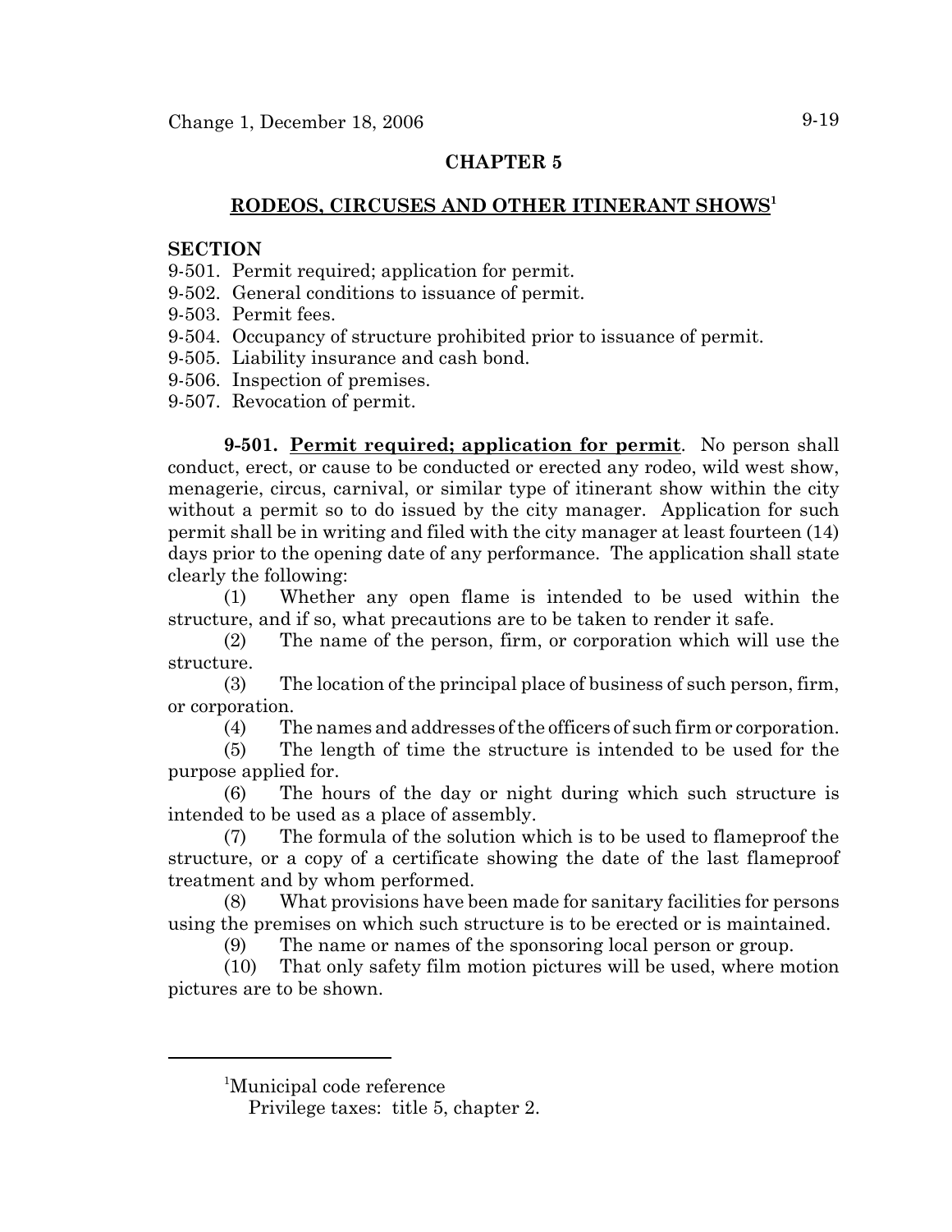## CHAPTER 5

## RODEOS, CIRCUSES AND OTHER ITINERANT SHOWS[1]

**SECTION**

9-501. Permit required; application for permit.
9-502. General conditions to issuance of permit.
9-503. Permit fees.
9-504. Occupancy of structure prohibited prior to issuance of permit.
9-505. Liability insurance and cash bond.
9-506. Inspection of premises.
9-507. Revocation of permit.

**9-501. Permit required; application for permit**. No person shall conduct, erect, or cause to be conducted or erected any rodeo, wild west show, menagerie, circus, carnival, or similar type of itinerant show within the city without a permit so to do issued by the city manager. Application for such permit shall be in writing and filed with the city manager at least fourteen (14) days prior to the opening date of any performance. The application shall state clearly the following:

(1) Whether any open flame is intended to be used within the structure, and if so, what precautions are to be taken to render it safe.

(2) The name of the person, firm, or corporation which will use the structure.

(3) The location of the principal place of business of such person, firm, or corporation.

(4) The names and addresses of the officers of such firm or corporation.

(5) The length of time the structure is intended to be used for the purpose applied for.

(6) The hours of the day or night during which such structure is intended to be used as a place of assembly.

(7) The formula of the solution which is to be used to flameproof the structure, or a copy of a certificate showing the date of the last flameproof treatment and by whom performed.

(8) What provisions have been made for sanitary facilities for persons using the premises on which such structure is to be erected or is maintained.

(9) The name or names of the sponsoring local person or group.

(10) That only safety film motion pictures will be used, where motion pictures are to be shown.

---

[1]Municipal code reference
Privilege taxes: title 5, chapter 2.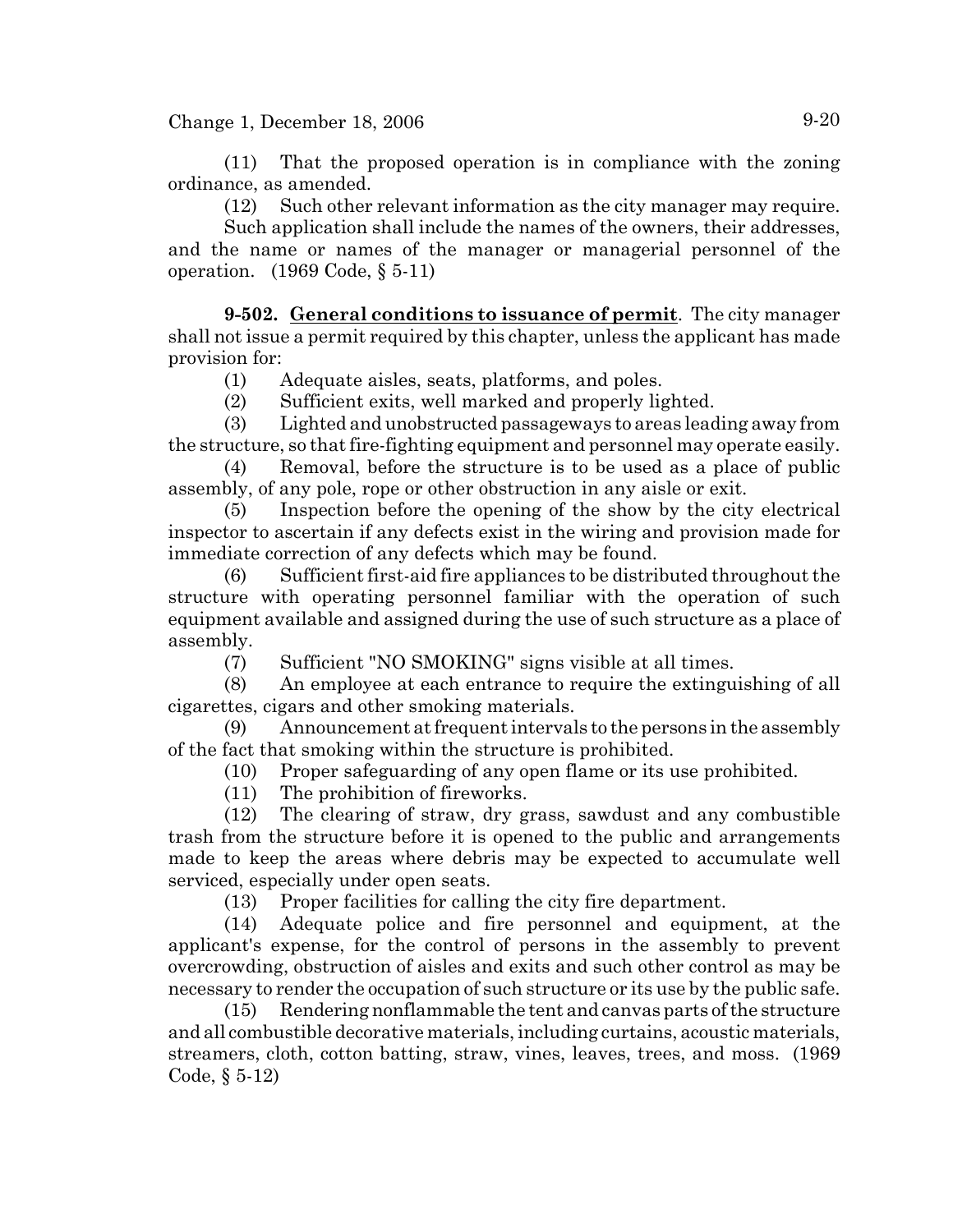(11) That the proposed operation is in compliance with the zoning ordinance, as amended.

(12) Such other relevant information as the city manager may require.

Such application shall include the names of the owners, their addresses, and the name or names of the manager or managerial personnel of the operation. (1969 Code, § 5-11)

**9-502. General conditions to issuance of permit**. The city manager shall not issue a permit required by this chapter, unless the applicant has made provision for:

(1) Adequate aisles, seats, platforms, and poles.

(2) Sufficient exits, well marked and properly lighted.

(3) Lighted and unobstructed passageways to areas leading away from the structure, so that fire-fighting equipment and personnel may operate easily.

(4) Removal, before the structure is to be used as a place of public assembly, of any pole, rope or other obstruction in any aisle or exit.

(5) Inspection before the opening of the show by the city electrical inspector to ascertain if any defects exist in the wiring and provision made for immediate correction of any defects which may be found.

(6) Sufficient first-aid fire appliances to be distributed throughout the structure with operating personnel familiar with the operation of such equipment available and assigned during the use of such structure as a place of assembly.

(7) Sufficient "NO SMOKING" signs visible at all times.

(8) An employee at each entrance to require the extinguishing of all cigarettes, cigars and other smoking materials.

(9) Announcement at frequent intervals to the persons in the assembly of the fact that smoking within the structure is prohibited.

(10) Proper safeguarding of any open flame or its use prohibited.

(11) The prohibition of fireworks.

(12) The clearing of straw, dry grass, sawdust and any combustible trash from the structure before it is opened to the public and arrangements made to keep the areas where debris may be expected to accumulate well serviced, especially under open seats.

(13) Proper facilities for calling the city fire department.

(14) Adequate police and fire personnel and equipment, at the applicant's expense, for the control of persons in the assembly to prevent overcrowding, obstruction of aisles and exits and such other control as may be necessary to render the occupation of such structure or its use by the public safe.

(15) Rendering nonflammable the tent and canvas parts of the structure and all combustible decorative materials, including curtains, acoustic materials, streamers, cloth, cotton batting, straw, vines, leaves, trees, and moss. (1969 Code, § 5-12)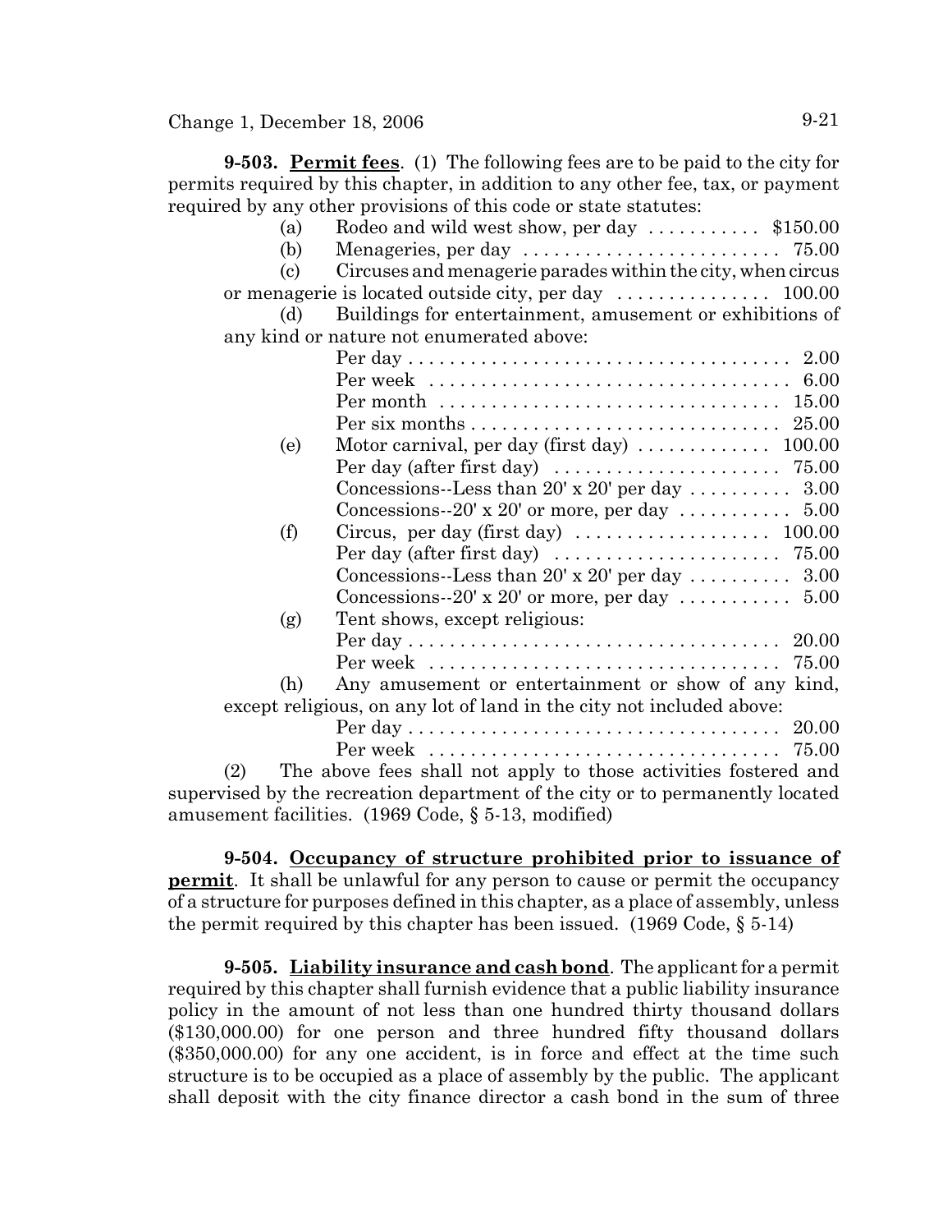**9-503. Permit fees**. (1) The following fees are to be paid to the city for permits required by this chapter, in addition to any other fee, tax, or payment required by any other provisions of this code or state statutes:

(a) Rodeo and wild west show, per day ........... $150.00

(b) Menageries, per day ........................ 75.00

(c) Circuses and menagerie parades within the city, when circus or menagerie is located outside city, per day ............... 100.00

(d) Buildings for entertainment, amusement or exhibitions of any kind or nature not enumerated above:

- Per day ................................... 2.00
- Per week .................................. 6.00
- Per month ................................ 15.00
- Per six months ............................ 25.00

(e) Motor carnival, per day (first day) ............. 100.00

- Per day (after first day) ...................... 75.00
- Concessions--Less than 20' x 20' per day .......... 3.00
- Concessions--20' x 20' or more, per day ........... 5.00

(f) Circus, per day (first day) ................... 100.00

- Per day (after first day) ...................... 75.00
- Concessions--Less than 20' x 20' per day .......... 3.00
- Concessions--20' x 20' or more, per day ........... 5.00

(g) Tent shows, except religious:

- Per day ................................... 20.00
- Per week .................................. 75.00

(h) Any amusement or entertainment or show of any kind, except religious, on any lot of land in the city not included above:

- Per day ................................... 20.00
- Per week .................................. 75.00

(2) The above fees shall not apply to those activities fostered and supervised by the recreation department of the city or to permanently located amusement facilities. (1969 Code, § 5-13, modified)

**9-504. Occupancy of structure prohibited prior to issuance of permit**. It shall be unlawful for any person to cause or permit the occupancy of a structure for purposes defined in this chapter, as a place of assembly, unless the permit required by this chapter has been issued. (1969 Code, § 5-14)

**9-505. Liability insurance and cash bond**. The applicant for a permit required by this chapter shall furnish evidence that a public liability insurance policy in the amount of not less than one hundred thirty thousand dollars ($130,000.00) for one person and three hundred fifty thousand dollars ($350,000.00) for any one accident, is in force and effect at the time such structure is to be occupied as a place of assembly by the public. The applicant shall deposit with the city finance director a cash bond in the sum of three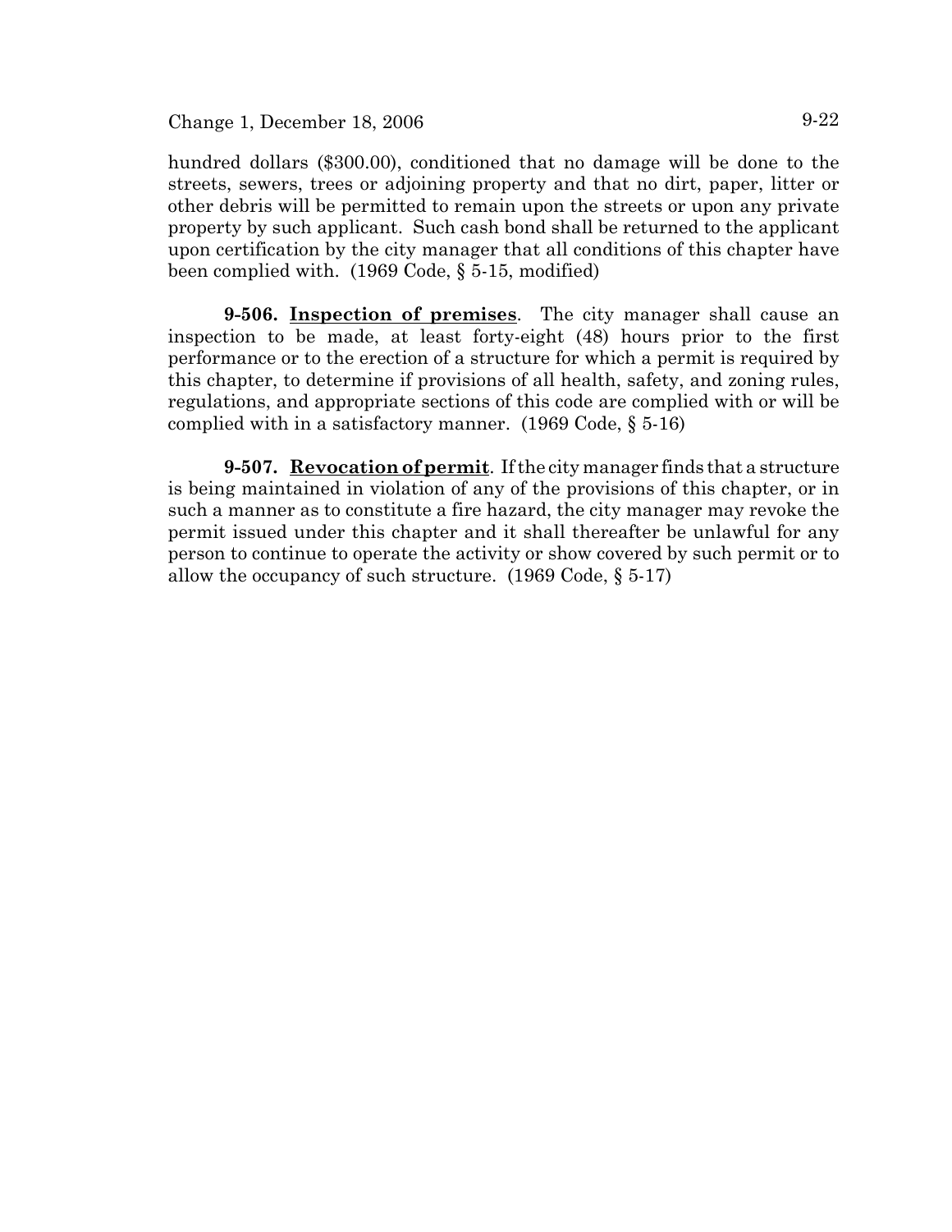hundred dollars ($300.00), conditioned that no damage will be done to the streets, sewers, trees or adjoining property and that no dirt, paper, litter or other debris will be permitted to remain upon the streets or upon any private property by such applicant. Such cash bond shall be returned to the applicant upon certification by the city manager that all conditions of this chapter have been complied with. (1969 Code, § 5-15, modified)

**9-506. Inspection of premises**. The city manager shall cause an inspection to be made, at least forty-eight (48) hours prior to the first performance or to the erection of a structure for which a permit is required by this chapter, to determine if provisions of all health, safety, and zoning rules, regulations, and appropriate sections of this code are complied with or will be complied with in a satisfactory manner. (1969 Code, § 5-16)

**9-507. Revocation of permit**. If the city manager finds that a structure is being maintained in violation of any of the provisions of this chapter, or in such a manner as to constitute a fire hazard, the city manager may revoke the permit issued under this chapter and it shall thereafter be unlawful for any person to continue to operate the activity or show covered by such permit or to allow the occupancy of such structure. (1969 Code, § 5-17)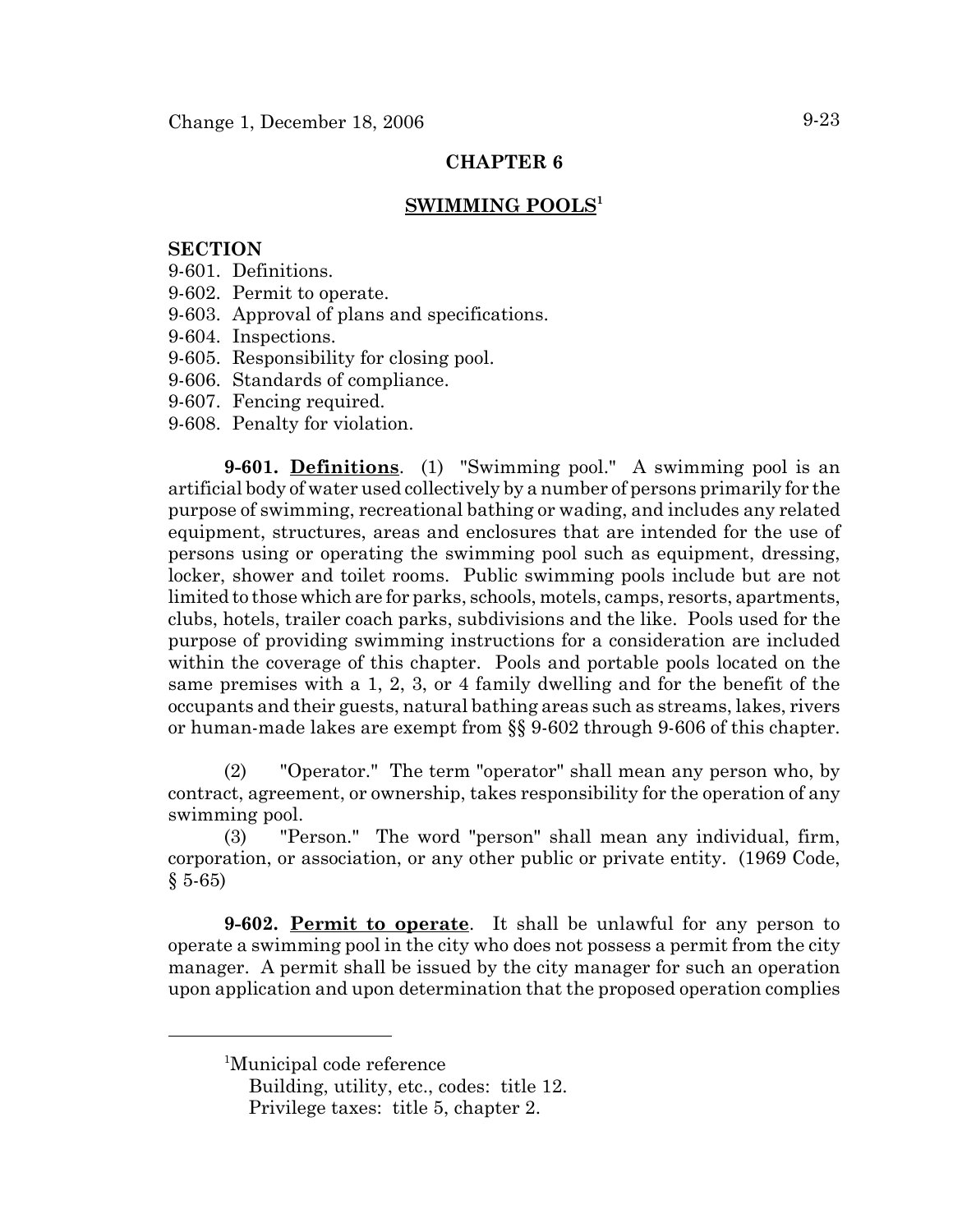## CHAPTER 6

## SWIMMING POOLS[1]

**SECTION**

9-601. Definitions.
9-602. Permit to operate.
9-603. Approval of plans and specifications.
9-604. Inspections.
9-605. Responsibility for closing pool.
9-606. Standards of compliance.
9-607. Fencing required.
9-608. Penalty for violation.

**9-601. Definitions**. (1) "Swimming pool." A swimming pool is an artificial body of water used collectively by a number of persons primarily for the purpose of swimming, recreational bathing or wading, and includes any related equipment, structures, areas and enclosures that are intended for the use of persons using or operating the swimming pool such as equipment, dressing, locker, shower and toilet rooms. Public swimming pools include but are not limited to those which are for parks, schools, motels, camps, resorts, apartments, clubs, hotels, trailer coach parks, subdivisions and the like. Pools used for the purpose of providing swimming instructions for a consideration are included within the coverage of this chapter. Pools and portable pools located on the same premises with a 1, 2, 3, or 4 family dwelling and for the benefit of the occupants and their guests, natural bathing areas such as streams, lakes, rivers or human-made lakes are exempt from §§ 9-602 through 9-606 of this chapter.

(2) "Operator." The term "operator" shall mean any person who, by contract, agreement, or ownership, takes responsibility for the operation of any swimming pool.

(3) "Person." The word "person" shall mean any individual, firm, corporation, or association, or any other public or private entity. (1969 Code, § 5-65)

**9-602. Permit to operate**. It shall be unlawful for any person to operate a swimming pool in the city who does not possess a permit from the city manager. A permit shall be issued by the city manager for such an operation upon application and upon determination that the proposed operation complies

---

[1]Municipal code reference
Building, utility, etc., codes: title 12.
Privilege taxes: title 5, chapter 2.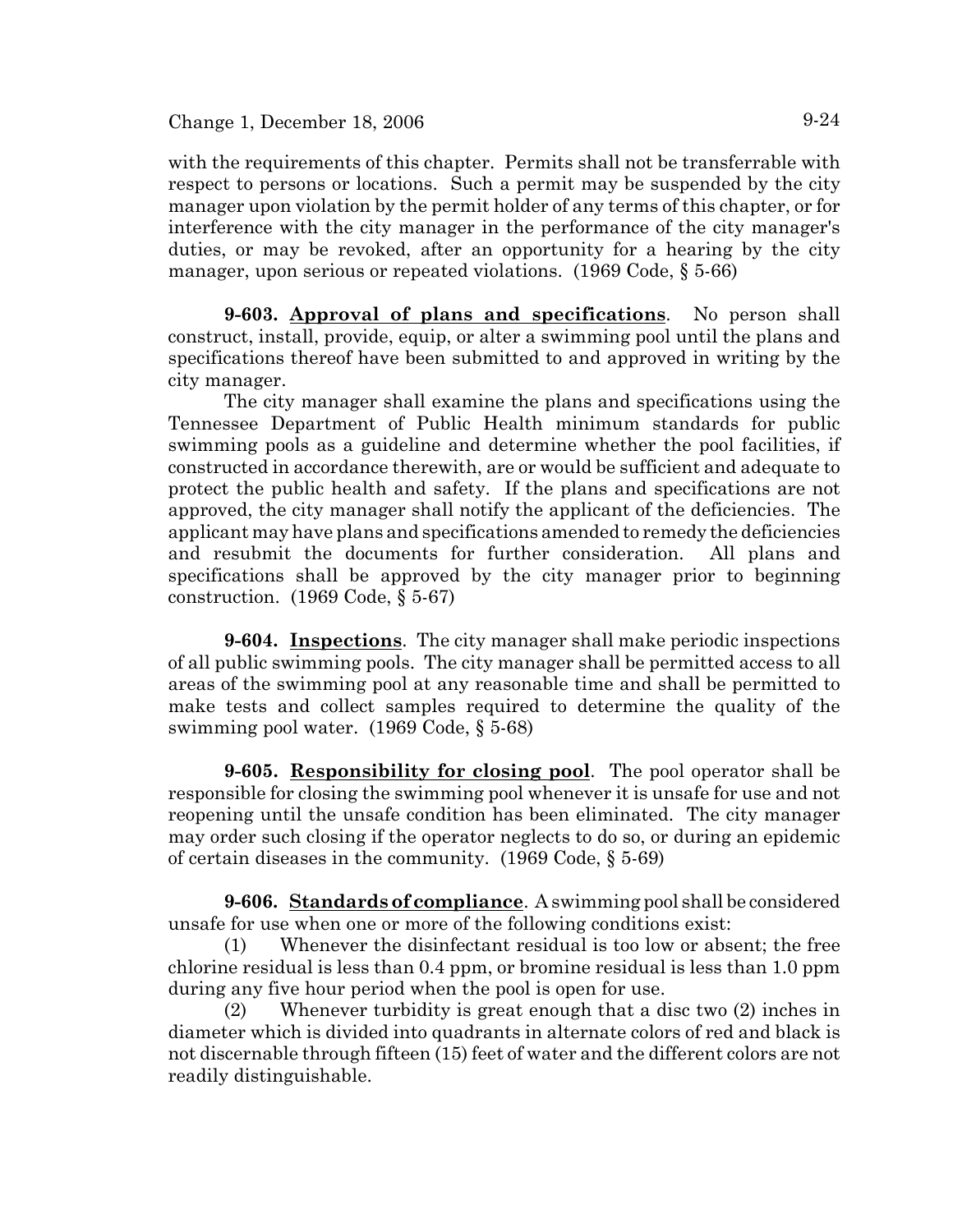with the requirements of this chapter. Permits shall not be transferrable with respect to persons or locations. Such a permit may be suspended by the city manager upon violation by the permit holder of any terms of this chapter, or for interference with the city manager in the performance of the city manager's duties, or may be revoked, after an opportunity for a hearing by the city manager, upon serious or repeated violations. (1969 Code, § 5-66)

**9-603. Approval of plans and specifications**. No person shall construct, install, provide, equip, or alter a swimming pool until the plans and specifications thereof have been submitted to and approved in writing by the city manager.

The city manager shall examine the plans and specifications using the Tennessee Department of Public Health minimum standards for public swimming pools as a guideline and determine whether the pool facilities, if constructed in accordance therewith, are or would be sufficient and adequate to protect the public health and safety. If the plans and specifications are not approved, the city manager shall notify the applicant of the deficiencies. The applicant may have plans and specifications amended to remedy the deficiencies and resubmit the documents for further consideration. All plans and specifications shall be approved by the city manager prior to beginning construction. (1969 Code, § 5-67)

**9-604. Inspections**. The city manager shall make periodic inspections of all public swimming pools. The city manager shall be permitted access to all areas of the swimming pool at any reasonable time and shall be permitted to make tests and collect samples required to determine the quality of the swimming pool water. (1969 Code, § 5-68)

**9-605. Responsibility for closing pool**. The pool operator shall be responsible for closing the swimming pool whenever it is unsafe for use and not reopening until the unsafe condition has been eliminated. The city manager may order such closing if the operator neglects to do so, or during an epidemic of certain diseases in the community. (1969 Code, § 5-69)

**9-606. Standards of compliance**. A swimming pool shall be considered unsafe for use when one or more of the following conditions exist:

(1) Whenever the disinfectant residual is too low or absent; the free chlorine residual is less than 0.4 ppm, or bromine residual is less than 1.0 ppm during any five hour period when the pool is open for use.

(2) Whenever turbidity is great enough that a disc two (2) inches in diameter which is divided into quadrants in alternate colors of red and black is not discernable through fifteen (15) feet of water and the different colors are not readily distinguishable.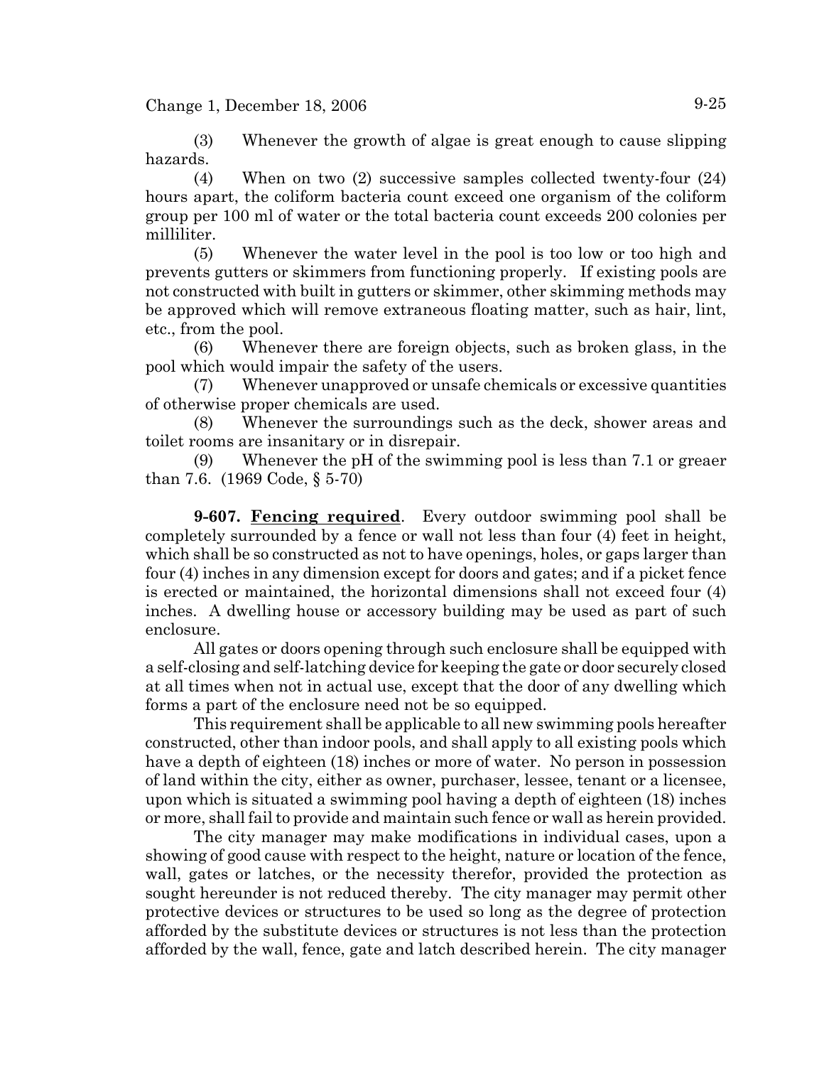(3) Whenever the growth of algae is great enough to cause slipping hazards.

(4) When on two (2) successive samples collected twenty-four (24) hours apart, the coliform bacteria count exceed one organism of the coliform group per 100 ml of water or the total bacteria count exceeds 200 colonies per milliliter.

(5) Whenever the water level in the pool is too low or too high and prevents gutters or skimmers from functioning properly. If existing pools are not constructed with built in gutters or skimmer, other skimming methods may be approved which will remove extraneous floating matter, such as hair, lint, etc., from the pool.

(6) Whenever there are foreign objects, such as broken glass, in the pool which would impair the safety of the users.

(7) Whenever unapproved or unsafe chemicals or excessive quantities of otherwise proper chemicals are used.

(8) Whenever the surroundings such as the deck, shower areas and toilet rooms are insanitary or in disrepair.

(9) Whenever the pH of the swimming pool is less than 7.1 or greaer than 7.6. (1969 Code, § 5-70)

**9-607. Fencing required**. Every outdoor swimming pool shall be completely surrounded by a fence or wall not less than four (4) feet in height, which shall be so constructed as not to have openings, holes, or gaps larger than four (4) inches in any dimension except for doors and gates; and if a picket fence is erected or maintained, the horizontal dimensions shall not exceed four (4) inches. A dwelling house or accessory building may be used as part of such enclosure.

All gates or doors opening through such enclosure shall be equipped with a self-closing and self-latching device for keeping the gate or door securely closed at all times when not in actual use, except that the door of any dwelling which forms a part of the enclosure need not be so equipped.

This requirement shall be applicable to all new swimming pools hereafter constructed, other than indoor pools, and shall apply to all existing pools which have a depth of eighteen (18) inches or more of water. No person in possession of land within the city, either as owner, purchaser, lessee, tenant or a licensee, upon which is situated a swimming pool having a depth of eighteen (18) inches or more, shall fail to provide and maintain such fence or wall as herein provided.

The city manager may make modifications in individual cases, upon a showing of good cause with respect to the height, nature or location of the fence, wall, gates or latches, or the necessity therefor, provided the protection as sought hereunder is not reduced thereby. The city manager may permit other protective devices or structures to be used so long as the degree of protection afforded by the substitute devices or structures is not less than the protection afforded by the wall, fence, gate and latch described herein. The city manager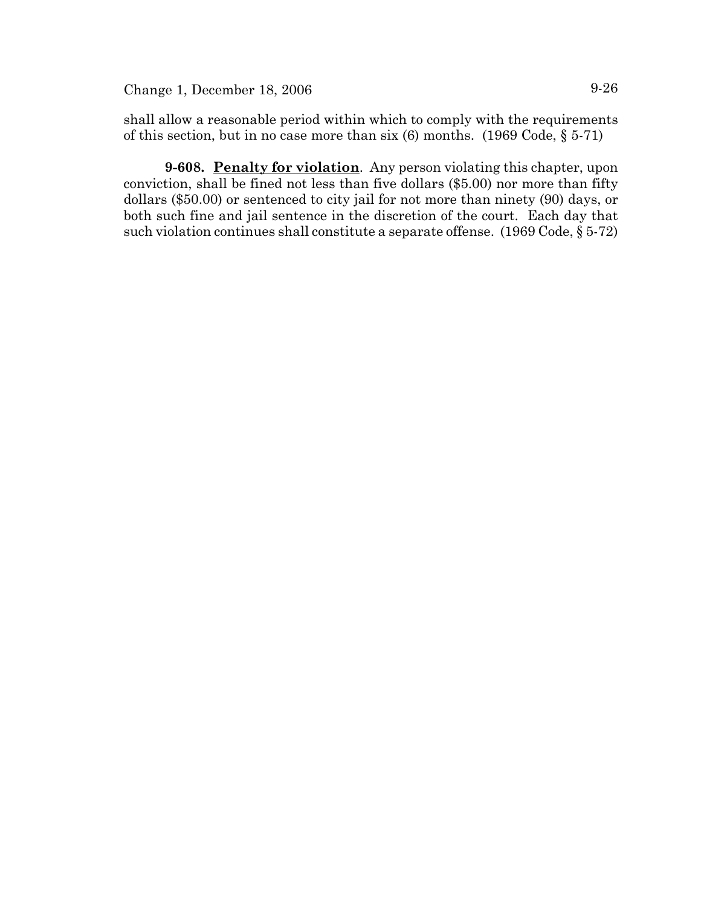shall allow a reasonable period within which to comply with the requirements of this section, but in no case more than six (6) months. (1969 Code, § 5-71)

**9-608. Penalty for violation**. Any person violating this chapter, upon conviction, shall be fined not less than five dollars ($5.00) nor more than fifty dollars ($50.00) or sentenced to city jail for not more than ninety (90) days, or both such fine and jail sentence in the discretion of the court. Each day that such violation continues shall constitute a separate offense. (1969 Code, § 5-72)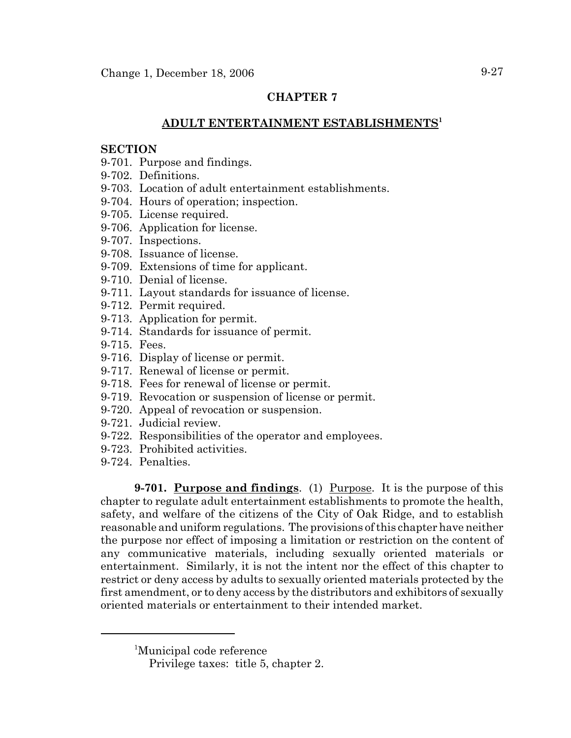## CHAPTER 7

## ADULT ENTERTAINMENT ESTABLISHMENTS[1]

**SECTION**

9-701. Purpose and findings.
9-702. Definitions.
9-703. Location of adult entertainment establishments.
9-704. Hours of operation; inspection.
9-705. License required.
9-706. Application for license.
9-707. Inspections.
9-708. Issuance of license.
9-709. Extensions of time for applicant.
9-710. Denial of license.
9-711. Layout standards for issuance of license.
9-712. Permit required.
9-713. Application for permit.
9-714. Standards for issuance of permit.
9-715. Fees.
9-716. Display of license or permit.
9-717. Renewal of license or permit.
9-718. Fees for renewal of license or permit.
9-719. Revocation or suspension of license or permit.
9-720. Appeal of revocation or suspension.
9-721. Judicial review.
9-722. Responsibilities of the operator and employees.
9-723. Prohibited activities.
9-724. Penalties.

**9-701. Purpose and findings**. (1) Purpose. It is the purpose of this chapter to regulate adult entertainment establishments to promote the health, safety, and welfare of the citizens of the City of Oak Ridge, and to establish reasonable and uniform regulations. The provisions of this chapter have neither the purpose nor effect of imposing a limitation or restriction on the content of any communicative materials, including sexually oriented materials or entertainment. Similarly, it is not the intent nor the effect of this chapter to restrict or deny access by adults to sexually oriented materials protected by the first amendment, or to deny access by the distributors and exhibitors of sexually oriented materials or entertainment to their intended market.

---

[1]Municipal code reference
Privilege taxes: title 5, chapter 2.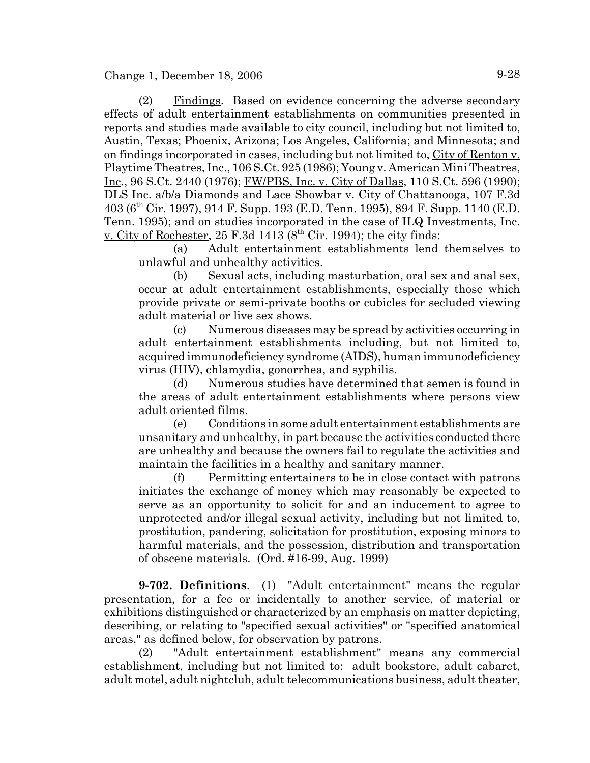(2) Findings. Based on evidence concerning the adverse secondary effects of adult entertainment establishments on communities presented in reports and studies made available to city council, including but not limited to, Austin, Texas; Phoenix, Arizona; Los Angeles, California; and Minnesota; and on findings incorporated in cases, including but not limited to, City of Renton v. Playtime Theatres, Inc., 106 S.Ct. 925 (1986); Young v. American Mini Theatres, Inc., 96 S.Ct. 2440 (1976); FW/PBS, Inc. v. City of Dallas, 110 S.Ct. 596 (1990); DLS Inc. a/b/a Diamonds and Lace Showbar v. City of Chattanooga, 107 F.3d 403 (6th Cir. 1997), 914 F. Supp. 193 (E.D. Tenn. 1995), 894 F. Supp. 1140 (E.D. Tenn. 1995); and on studies incorporated in the case of ILQ Investments, Inc. v. City of Rochester, 25 F.3d 1413 (8th Cir. 1994); the city finds:

(a) Adult entertainment establishments lend themselves to unlawful and unhealthy activities.

(b) Sexual acts, including masturbation, oral sex and anal sex, occur at adult entertainment establishments, especially those which provide private or semi-private booths or cubicles for secluded viewing adult material or live sex shows.

(c) Numerous diseases may be spread by activities occurring in adult entertainment establishments including, but not limited to, acquired immunodeficiency syndrome (AIDS), human immunodeficiency virus (HIV), chlamydia, gonorrhea, and syphilis.

(d) Numerous studies have determined that semen is found in the areas of adult entertainment establishments where persons view adult oriented films.

(e) Conditions in some adult entertainment establishments are unsanitary and unhealthy, in part because the activities conducted there are unhealthy and because the owners fail to regulate the activities and maintain the facilities in a healthy and sanitary manner.

(f) Permitting entertainers to be in close contact with patrons initiates the exchange of money which may reasonably be expected to serve as an opportunity to solicit for and an inducement to agree to unprotected and/or illegal sexual activity, including but not limited to, prostitution, pandering, solicitation for prostitution, exposing minors to harmful materials, and the possession, distribution and transportation of obscene materials. (Ord. #16-99, Aug. 1999)

**9-702. Definitions**. (1) "Adult entertainment" means the regular presentation, for a fee or incidentally to another service, of material or exhibitions distinguished or characterized by an emphasis on matter depicting, describing, or relating to "specified sexual activities" or "specified anatomical areas," as defined below, for observation by patrons.

(2) "Adult entertainment establishment" means any commercial establishment, including but not limited to: adult bookstore, adult cabaret, adult motel, adult nightclub, adult telecommunications business, adult theater,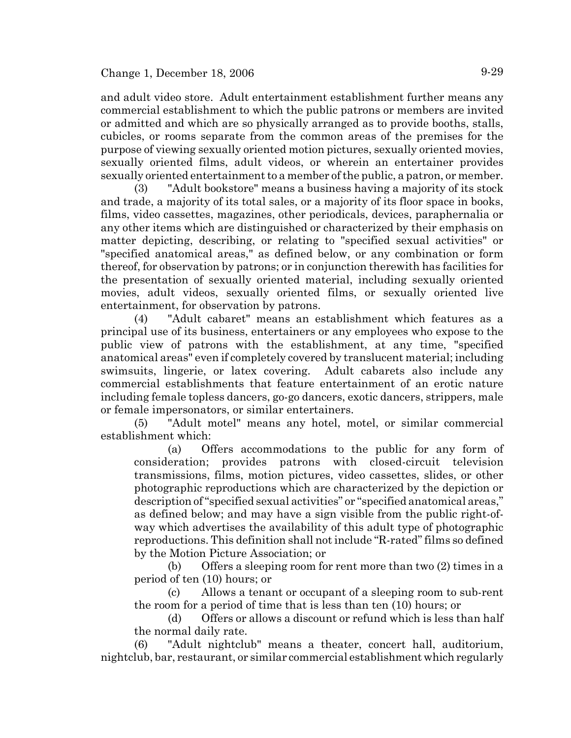and adult video store. Adult entertainment establishment further means any commercial establishment to which the public patrons or members are invited or admitted and which are so physically arranged as to provide booths, stalls, cubicles, or rooms separate from the common areas of the premises for the purpose of viewing sexually oriented motion pictures, sexually oriented movies, sexually oriented films, adult videos, or wherein an entertainer provides sexually oriented entertainment to a member of the public, a patron, or member.

(3) "Adult bookstore" means a business having a majority of its stock and trade, a majority of its total sales, or a majority of its floor space in books, films, video cassettes, magazines, other periodicals, devices, paraphernalia or any other items which are distinguished or characterized by their emphasis on matter depicting, describing, or relating to "specified sexual activities" or "specified anatomical areas," as defined below, or any combination or form thereof, for observation by patrons; or in conjunction therewith has facilities for the presentation of sexually oriented material, including sexually oriented movies, adult videos, sexually oriented films, or sexually oriented live entertainment, for observation by patrons.

(4) "Adult cabaret" means an establishment which features as a principal use of its business, entertainers or any employees who expose to the public view of patrons with the establishment, at any time, "specified anatomical areas" even if completely covered by translucent material; including swimsuits, lingerie, or latex covering. Adult cabarets also include any commercial establishments that feature entertainment of an erotic nature including female topless dancers, go-go dancers, exotic dancers, strippers, male or female impersonators, or similar entertainers.

(5) "Adult motel" means any hotel, motel, or similar commercial establishment which:

(a) Offers accommodations to the public for any form of consideration; provides patrons with closed-circuit television transmissions, films, motion pictures, video cassettes, slides, or other photographic reproductions which are characterized by the depiction or description of "specified sexual activities" or "specified anatomical areas," as defined below; and may have a sign visible from the public right-of-way which advertises the availability of this adult type of photographic reproductions. This definition shall not include "R-rated" films so defined by the Motion Picture Association; or

(b) Offers a sleeping room for rent more than two (2) times in a period of ten (10) hours; or

(c) Allows a tenant or occupant of a sleeping room to sub-rent the room for a period of time that is less than ten (10) hours; or

(d) Offers or allows a discount or refund which is less than half the normal daily rate.

(6) "Adult nightclub" means a theater, concert hall, auditorium, nightclub, bar, restaurant, or similar commercial establishment which regularly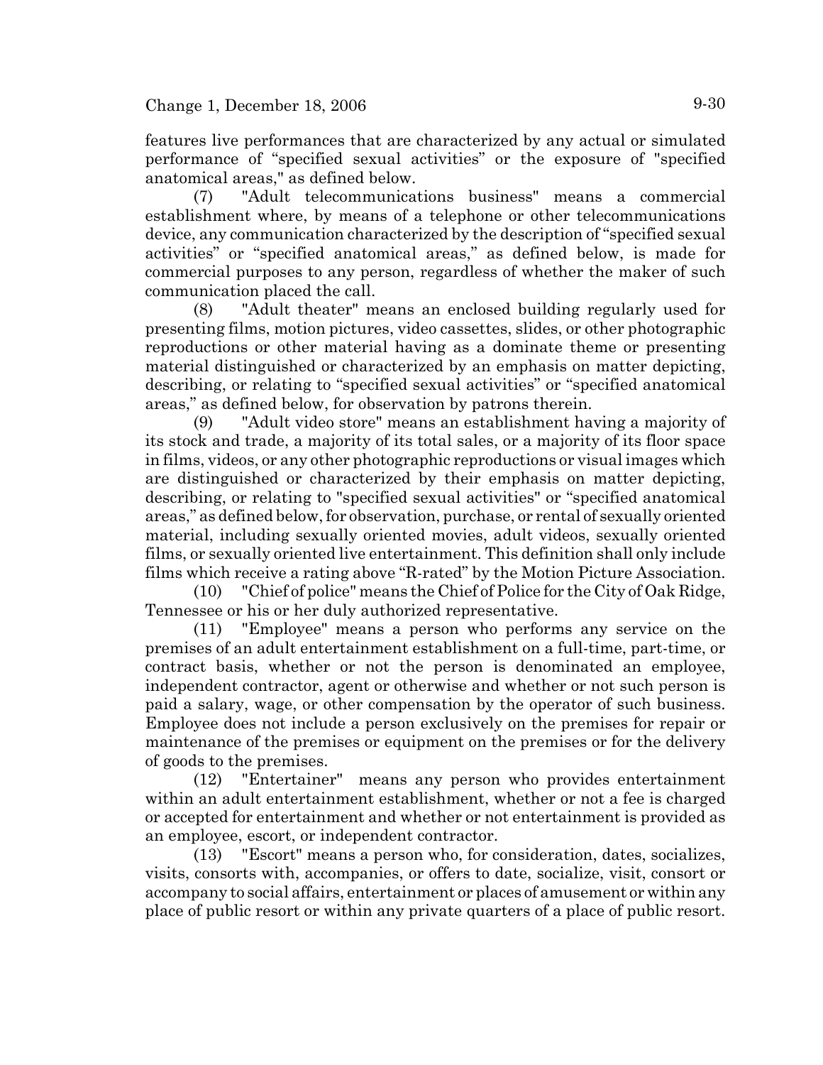features live performances that are characterized by any actual or simulated performance of "specified sexual activities" or the exposure of "specified anatomical areas," as defined below.

(7) "Adult telecommunications business" means a commercial establishment where, by means of a telephone or other telecommunications device, any communication characterized by the description of "specified sexual activities" or "specified anatomical areas," as defined below, is made for commercial purposes to any person, regardless of whether the maker of such communication placed the call.

(8) "Adult theater" means an enclosed building regularly used for presenting films, motion pictures, video cassettes, slides, or other photographic reproductions or other material having as a dominate theme or presenting material distinguished or characterized by an emphasis on matter depicting, describing, or relating to "specified sexual activities" or "specified anatomical areas," as defined below, for observation by patrons therein.

(9) "Adult video store" means an establishment having a majority of its stock and trade, a majority of its total sales, or a majority of its floor space in films, videos, or any other photographic reproductions or visual images which are distinguished or characterized by their emphasis on matter depicting, describing, or relating to "specified sexual activities" or "specified anatomical areas," as defined below, for observation, purchase, or rental of sexually oriented material, including sexually oriented movies, adult videos, sexually oriented films, or sexually oriented live entertainment. This definition shall only include films which receive a rating above "R-rated" by the Motion Picture Association.

(10) "Chief of police" means the Chief of Police for the City of Oak Ridge, Tennessee or his or her duly authorized representative.

(11) "Employee" means a person who performs any service on the premises of an adult entertainment establishment on a full-time, part-time, or contract basis, whether or not the person is denominated an employee, independent contractor, agent or otherwise and whether or not such person is paid a salary, wage, or other compensation by the operator of such business. Employee does not include a person exclusively on the premises for repair or maintenance of the premises or equipment on the premises or for the delivery of goods to the premises.

(12) "Entertainer" means any person who provides entertainment within an adult entertainment establishment, whether or not a fee is charged or accepted for entertainment and whether or not entertainment is provided as an employee, escort, or independent contractor.

(13) "Escort" means a person who, for consideration, dates, socializes, visits, consorts with, accompanies, or offers to date, socialize, visit, consort or accompany to social affairs, entertainment or places of amusement or within any place of public resort or within any private quarters of a place of public resort.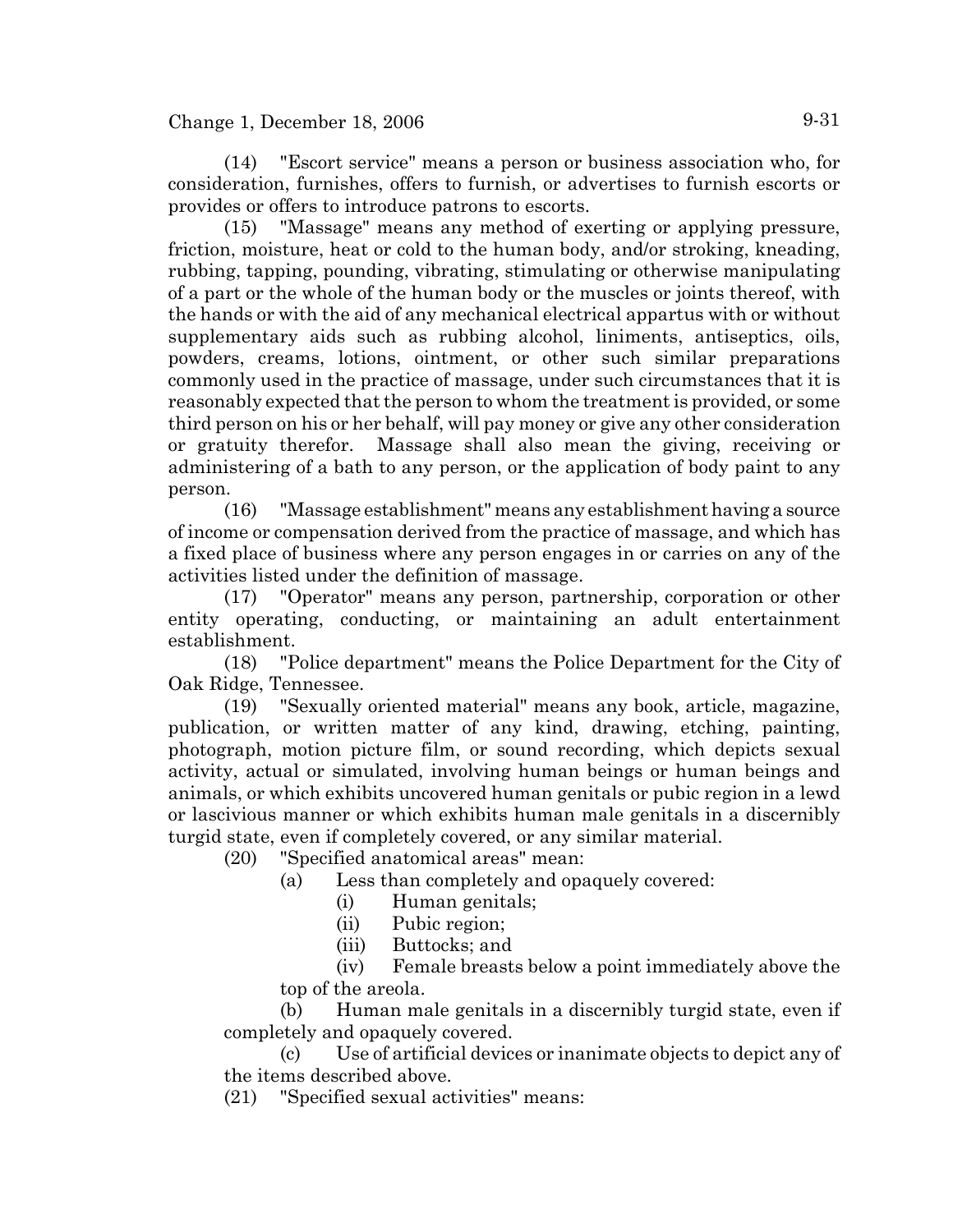(14) "Escort service" means a person or business association who, for consideration, furnishes, offers to furnish, or advertises to furnish escorts or provides or offers to introduce patrons to escorts.

(15) "Massage" means any method of exerting or applying pressure, friction, moisture, heat or cold to the human body, and/or stroking, kneading, rubbing, tapping, pounding, vibrating, stimulating or otherwise manipulating of a part or the whole of the human body or the muscles or joints thereof, with the hands or with the aid of any mechanical electrical appartus with or without supplementary aids such as rubbing alcohol, liniments, antiseptics, oils, powders, creams, lotions, ointment, or other such similar preparations commonly used in the practice of massage, under such circumstances that it is reasonably expected that the person to whom the treatment is provided, or some third person on his or her behalf, will pay money or give any other consideration or gratuity therefor. Massage shall also mean the giving, receiving or administering of a bath to any person, or the application of body paint to any person.

(16) "Massage establishment" means any establishment having a source of income or compensation derived from the practice of massage, and which has a fixed place of business where any person engages in or carries on any of the activities listed under the definition of massage.

(17) "Operator" means any person, partnership, corporation or other entity operating, conducting, or maintaining an adult entertainment establishment.

(18) "Police department" means the Police Department for the City of Oak Ridge, Tennessee.

(19) "Sexually oriented material" means any book, article, magazine, publication, or written matter of any kind, drawing, etching, painting, photograph, motion picture film, or sound recording, which depicts sexual activity, actual or simulated, involving human beings or human beings and animals, or which exhibits uncovered human genitals or pubic region in a lewd or lascivious manner or which exhibits human male genitals in a discernibly turgid state, even if completely covered, or any similar material.

(20) "Specified anatomical areas" mean:

(a) Less than completely and opaquely covered:

(i) Human genitals;

(ii) Pubic region;

(iii) Buttocks; and

(iv) Female breasts below a point immediately above the top of the areola.

(b) Human male genitals in a discernibly turgid state, even if completely and opaquely covered.

(c) Use of artificial devices or inanimate objects to depict any of the items described above.

(21) "Specified sexual activities" means: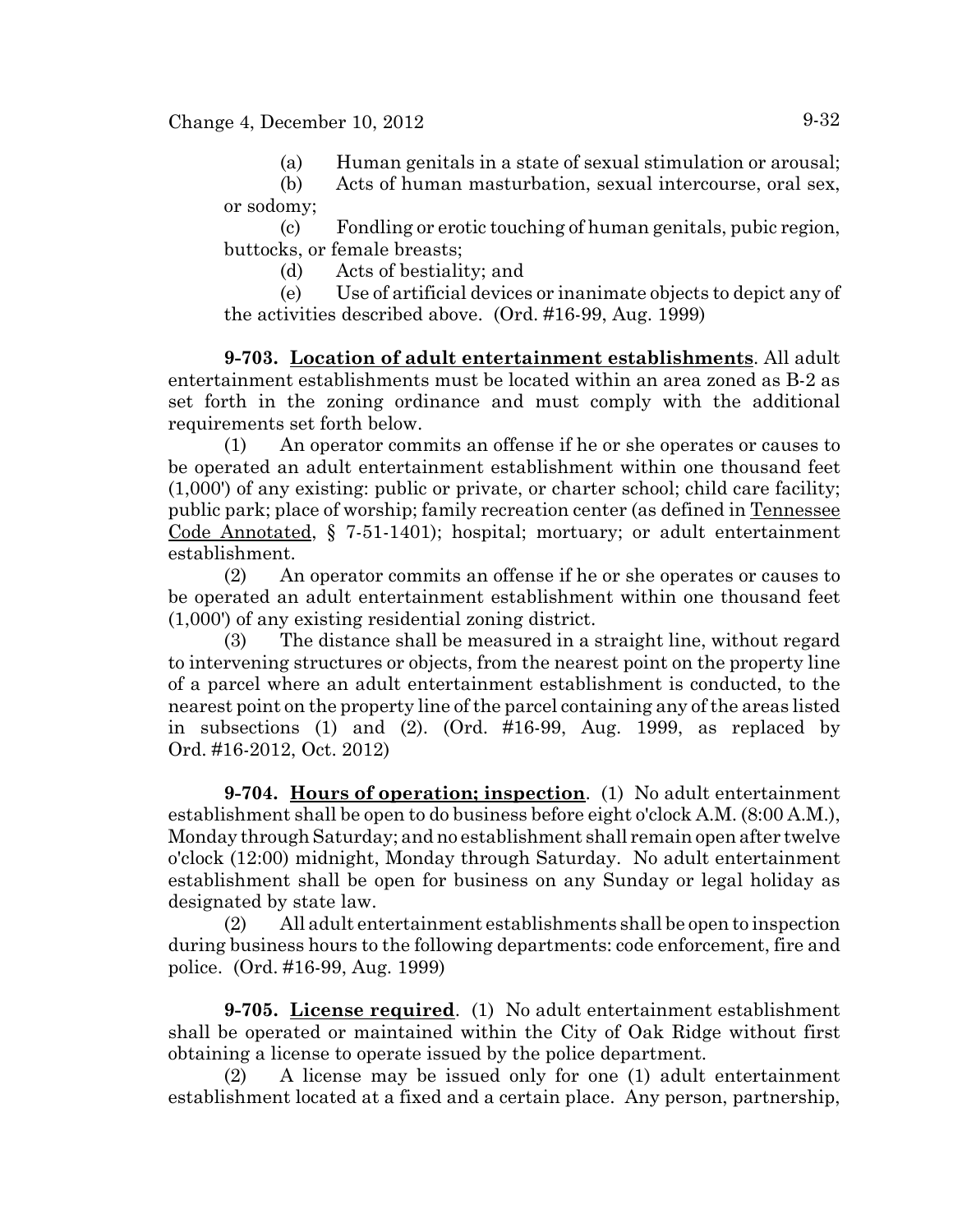(a) Human genitals in a state of sexual stimulation or arousal;

(b) Acts of human masturbation, sexual intercourse, oral sex, or sodomy;

(c) Fondling or erotic touching of human genitals, pubic region, buttocks, or female breasts;

(d) Acts of bestiality; and

(e) Use of artificial devices or inanimate objects to depict any of the activities described above. (Ord. #16-99, Aug. 1999)

**9-703. Location of adult entertainment establishments**. All adult entertainment establishments must be located within an area zoned as B-2 as set forth in the zoning ordinance and must comply with the additional requirements set forth below.

(1) An operator commits an offense if he or she operates or causes to be operated an adult entertainment establishment within one thousand feet (1,000') of any existing: public or private, or charter school; child care facility; public park; place of worship; family recreation center (as defined in Tennessee Code Annotated, § 7-51-1401); hospital; mortuary; or adult entertainment establishment.

(2) An operator commits an offense if he or she operates or causes to be operated an adult entertainment establishment within one thousand feet (1,000') of any existing residential zoning district.

(3) The distance shall be measured in a straight line, without regard to intervening structures or objects, from the nearest point on the property line of a parcel where an adult entertainment establishment is conducted, to the nearest point on the property line of the parcel containing any of the areas listed in subsections (1) and (2). (Ord. #16-99, Aug. 1999, as replaced by Ord. #16-2012, Oct. 2012)

**9-704. Hours of operation; inspection**. (1) No adult entertainment establishment shall be open to do business before eight o'clock A.M. (8:00 A.M.), Monday through Saturday; and no establishment shall remain open after twelve o'clock (12:00) midnight, Monday through Saturday. No adult entertainment establishment shall be open for business on any Sunday or legal holiday as designated by state law.

(2) All adult entertainment establishments shall be open to inspection during business hours to the following departments: code enforcement, fire and police. (Ord. #16-99, Aug. 1999)

**9-705. License required**. (1) No adult entertainment establishment shall be operated or maintained within the City of Oak Ridge without first obtaining a license to operate issued by the police department.

(2) A license may be issued only for one (1) adult entertainment establishment located at a fixed and a certain place. Any person, partnership,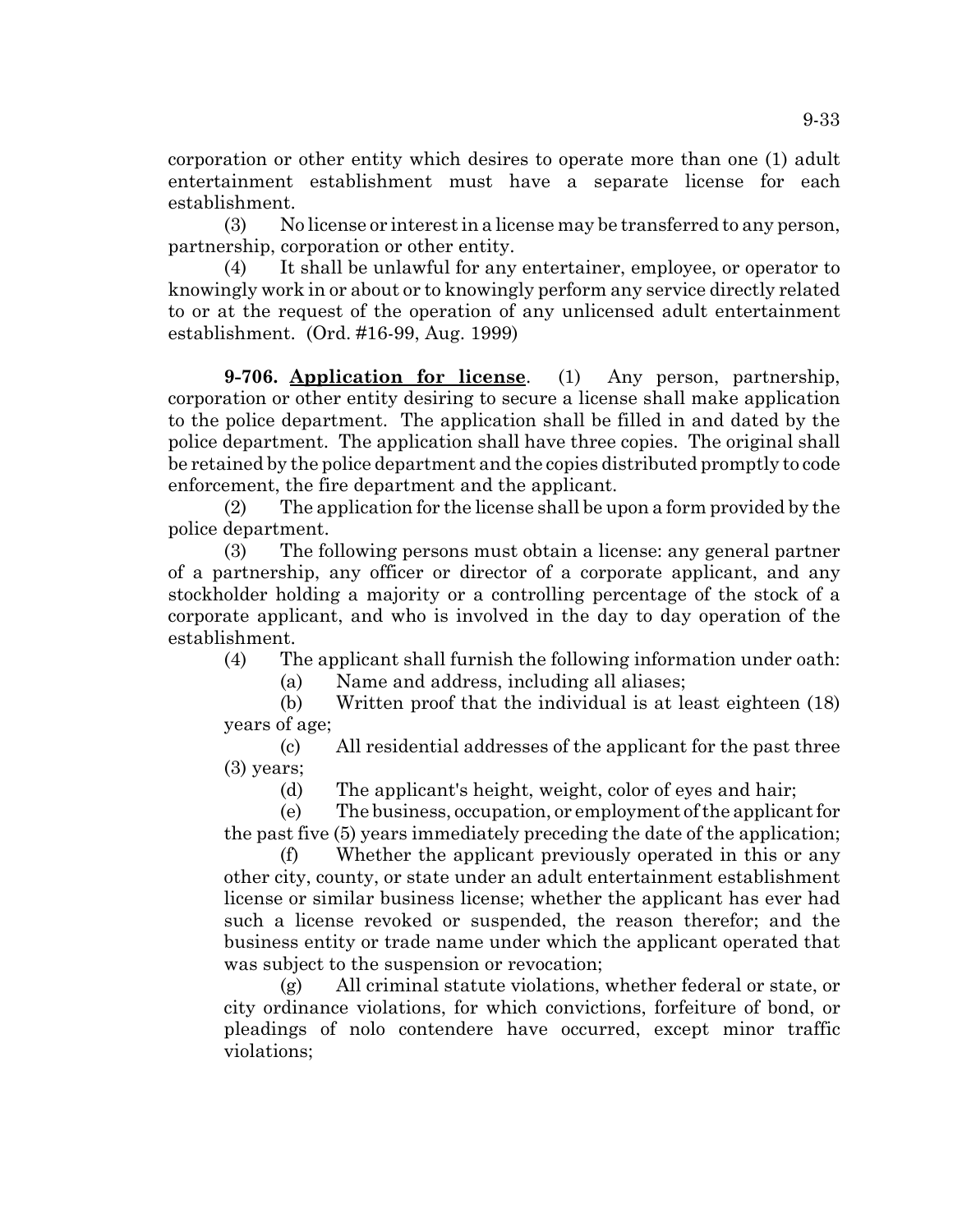corporation or other entity which desires to operate more than one (1) adult entertainment establishment must have a separate license for each establishment.

(3) No license or interest in a license may be transferred to any person, partnership, corporation or other entity.

(4) It shall be unlawful for any entertainer, employee, or operator to knowingly work in or about or to knowingly perform any service directly related to or at the request of the operation of any unlicensed adult entertainment establishment. (Ord. #16-99, Aug. 1999)

**9-706. Application for license**. (1) Any person, partnership, corporation or other entity desiring to secure a license shall make application to the police department. The application shall be filled in and dated by the police department. The application shall have three copies. The original shall be retained by the police department and the copies distributed promptly to code enforcement, the fire department and the applicant.

(2) The application for the license shall be upon a form provided by the police department.

(3) The following persons must obtain a license: any general partner of a partnership, any officer or director of a corporate applicant, and any stockholder holding a majority or a controlling percentage of the stock of a corporate applicant, and who is involved in the day to day operation of the establishment.

(4) The applicant shall furnish the following information under oath:

(a) Name and address, including all aliases;

(b) Written proof that the individual is at least eighteen (18) years of age;

(c) All residential addresses of the applicant for the past three (3) years;

(d) The applicant's height, weight, color of eyes and hair;

(e) The business, occupation, or employment of the applicant for the past five (5) years immediately preceding the date of the application;

(f) Whether the applicant previously operated in this or any other city, county, or state under an adult entertainment establishment license or similar business license; whether the applicant has ever had such a license revoked or suspended, the reason therefor; and the business entity or trade name under which the applicant operated that was subject to the suspension or revocation;

(g) All criminal statute violations, whether federal or state, or city ordinance violations, for which convictions, forfeiture of bond, or pleadings of nolo contendere have occurred, except minor traffic violations;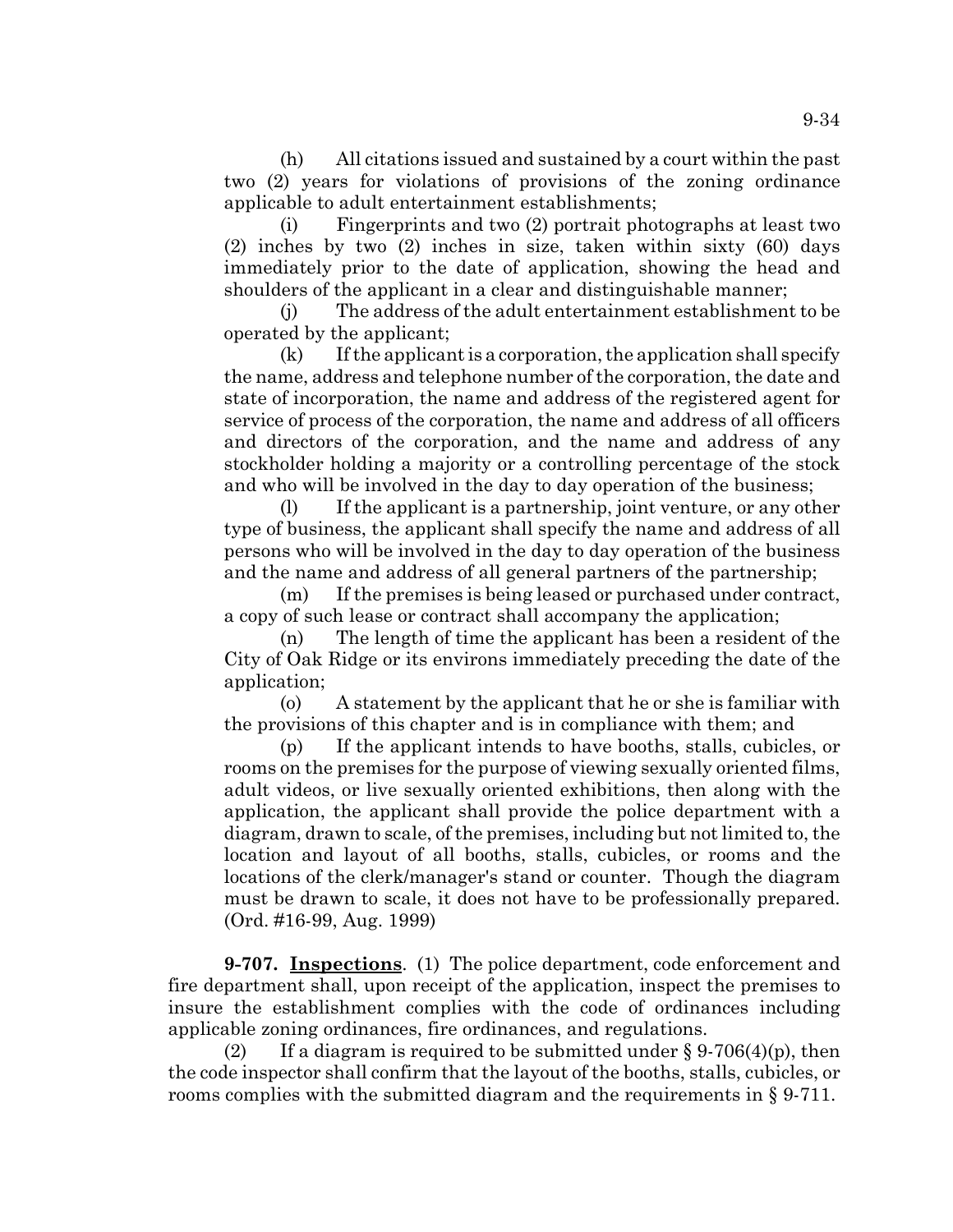(h) All citations issued and sustained by a court within the past two (2) years for violations of provisions of the zoning ordinance applicable to adult entertainment establishments;

(i) Fingerprints and two (2) portrait photographs at least two (2) inches by two (2) inches in size, taken within sixty (60) days immediately prior to the date of application, showing the head and shoulders of the applicant in a clear and distinguishable manner;

(j) The address of the adult entertainment establishment to be operated by the applicant;

(k) If the applicant is a corporation, the application shall specify the name, address and telephone number of the corporation, the date and state of incorporation, the name and address of the registered agent for service of process of the corporation, the name and address of all officers and directors of the corporation, and the name and address of any stockholder holding a majority or a controlling percentage of the stock and who will be involved in the day to day operation of the business;

(l) If the applicant is a partnership, joint venture, or any other type of business, the applicant shall specify the name and address of all persons who will be involved in the day to day operation of the business and the name and address of all general partners of the partnership;

(m) If the premises is being leased or purchased under contract, a copy of such lease or contract shall accompany the application;

(n) The length of time the applicant has been a resident of the City of Oak Ridge or its environs immediately preceding the date of the application;

(o) A statement by the applicant that he or she is familiar with the provisions of this chapter and is in compliance with them; and

(p) If the applicant intends to have booths, stalls, cubicles, or rooms on the premises for the purpose of viewing sexually oriented films, adult videos, or live sexually oriented exhibitions, then along with the application, the applicant shall provide the police department with a diagram, drawn to scale, of the premises, including but not limited to, the location and layout of all booths, stalls, cubicles, or rooms and the locations of the clerk/manager's stand or counter. Though the diagram must be drawn to scale, it does not have to be professionally prepared. (Ord. #16-99, Aug. 1999)

**9-707. Inspections**. (1) The police department, code enforcement and fire department shall, upon receipt of the application, inspect the premises to insure the establishment complies with the code of ordinances including applicable zoning ordinances, fire ordinances, and regulations.

(2) If a diagram is required to be submitted under § 9-706(4)(p), then the code inspector shall confirm that the layout of the booths, stalls, cubicles, or rooms complies with the submitted diagram and the requirements in § 9-711.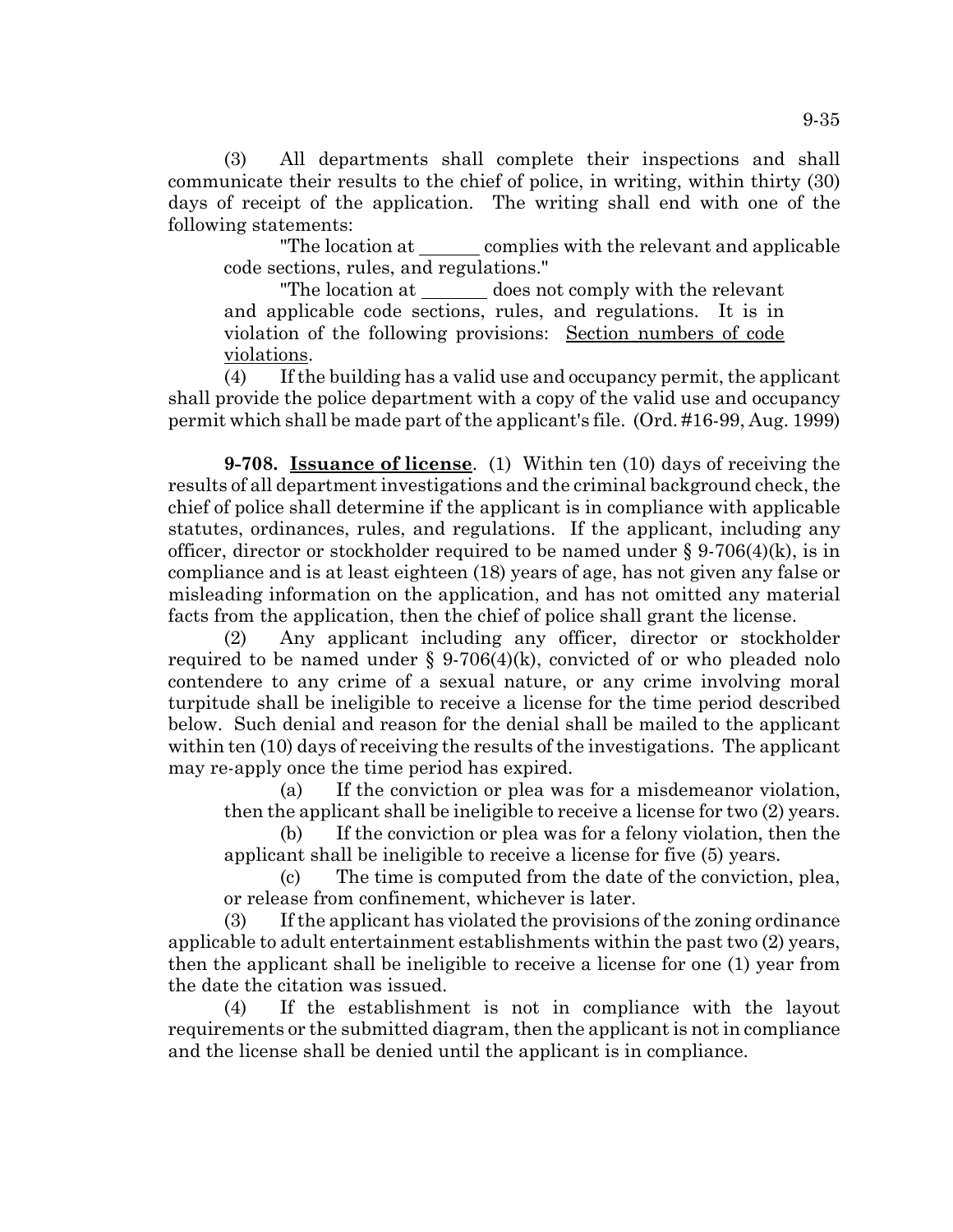(3) All departments shall complete their inspections and shall communicate their results to the chief of police, in writing, within thirty (30) days of receipt of the application. The writing shall end with one of the following statements:

"The location at \_\_\_\_\_\_ complies with the relevant and applicable code sections, rules, and regulations."

"The location at \_\_\_\_\_\_\_ does not comply with the relevant and applicable code sections, rules, and regulations. It is in violation of the following provisions: <u>Section numbers of code violations</u>.

(4) If the building has a valid use and occupancy permit, the applicant shall provide the police department with a copy of the valid use and occupancy permit which shall be made part of the applicant's file. (Ord. #16-99, Aug. 1999)

**9-708. <u>Issuance of license</u>**. (1) Within ten (10) days of receiving the results of all department investigations and the criminal background check, the chief of police shall determine if the applicant is in compliance with applicable statutes, ordinances, rules, and regulations. If the applicant, including any officer, director or stockholder required to be named under § 9-706(4)(k), is in compliance and is at least eighteen (18) years of age, has not given any false or misleading information on the application, and has not omitted any material facts from the application, then the chief of police shall grant the license.

(2) Any applicant including any officer, director or stockholder required to be named under § 9-706(4)(k), convicted of or who pleaded nolo contendere to any crime of a sexual nature, or any crime involving moral turpitude shall be ineligible to receive a license for the time period described below. Such denial and reason for the denial shall be mailed to the applicant within ten (10) days of receiving the results of the investigations. The applicant may re-apply once the time period has expired.

(a) If the conviction or plea was for a misdemeanor violation, then the applicant shall be ineligible to receive a license for two (2) years.

(b) If the conviction or plea was for a felony violation, then the applicant shall be ineligible to receive a license for five (5) years.

(c) The time is computed from the date of the conviction, plea, or release from confinement, whichever is later.

(3) If the applicant has violated the provisions of the zoning ordinance applicable to adult entertainment establishments within the past two (2) years, then the applicant shall be ineligible to receive a license for one (1) year from the date the citation was issued.

(4) If the establishment is not in compliance with the layout requirements or the submitted diagram, then the applicant is not in compliance and the license shall be denied until the applicant is in compliance.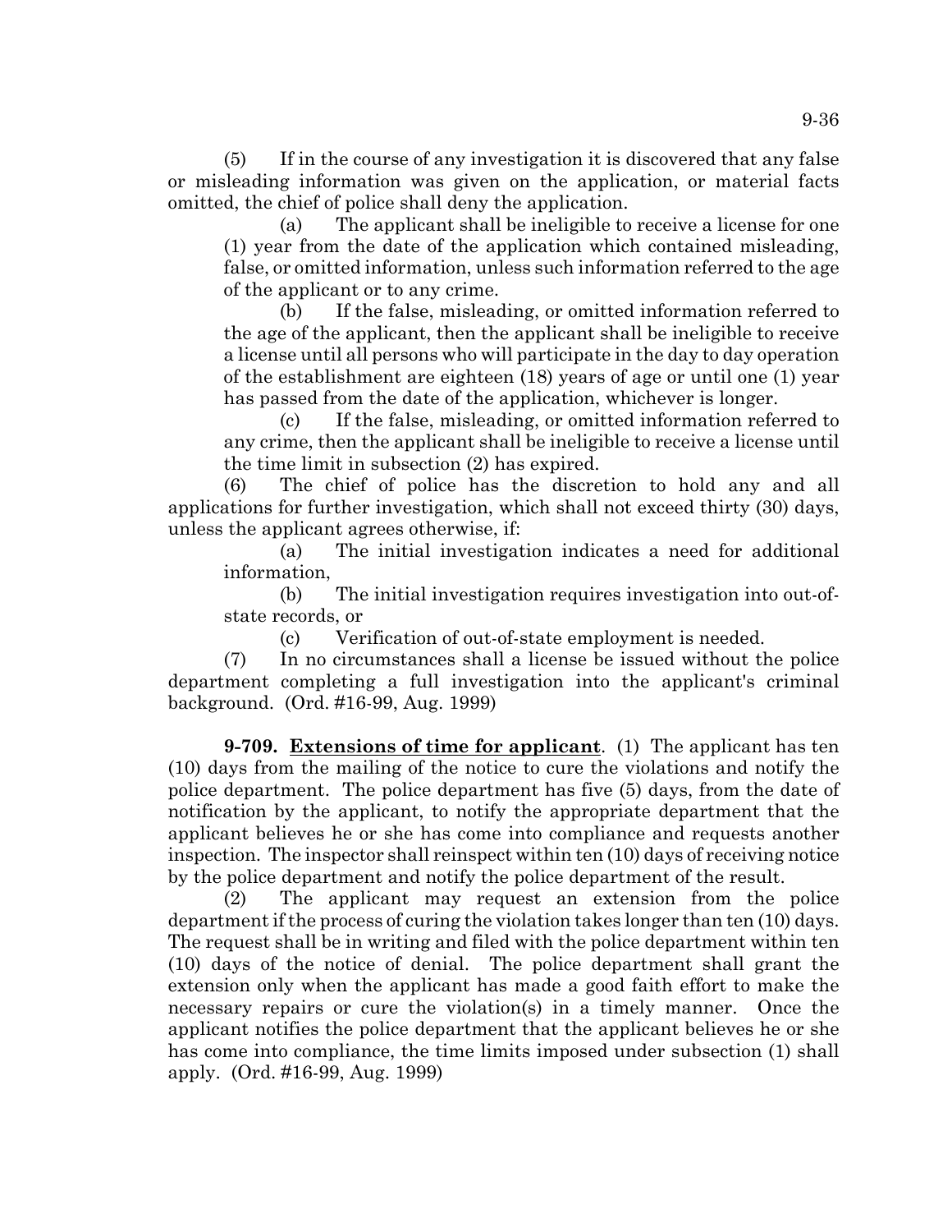(5) If in the course of any investigation it is discovered that any false or misleading information was given on the application, or material facts omitted, the chief of police shall deny the application.

(a) The applicant shall be ineligible to receive a license for one (1) year from the date of the application which contained misleading, false, or omitted information, unless such information referred to the age of the applicant or to any crime.

(b) If the false, misleading, or omitted information referred to the age of the applicant, then the applicant shall be ineligible to receive a license until all persons who will participate in the day to day operation of the establishment are eighteen (18) years of age or until one (1) year has passed from the date of the application, whichever is longer.

(c) If the false, misleading, or omitted information referred to any crime, then the applicant shall be ineligible to receive a license until the time limit in subsection (2) has expired.

(6) The chief of police has the discretion to hold any and all applications for further investigation, which shall not exceed thirty (30) days, unless the applicant agrees otherwise, if:

(a) The initial investigation indicates a need for additional information,

(b) The initial investigation requires investigation into out-of-state records, or

(c) Verification of out-of-state employment is needed.

(7) In no circumstances shall a license be issued without the police department completing a full investigation into the applicant's criminal background. (Ord. #16-99, Aug. 1999)

**9-709. Extensions of time for applicant**. (1) The applicant has ten (10) days from the mailing of the notice to cure the violations and notify the police department. The police department has five (5) days, from the date of notification by the applicant, to notify the appropriate department that the applicant believes he or she has come into compliance and requests another inspection. The inspector shall reinspect within ten (10) days of receiving notice by the police department and notify the police department of the result.

(2) The applicant may request an extension from the police department if the process of curing the violation takes longer than ten (10) days. The request shall be in writing and filed with the police department within ten (10) days of the notice of denial. The police department shall grant the extension only when the applicant has made a good faith effort to make the necessary repairs or cure the violation(s) in a timely manner. Once the applicant notifies the police department that the applicant believes he or she has come into compliance, the time limits imposed under subsection (1) shall apply. (Ord. #16-99, Aug. 1999)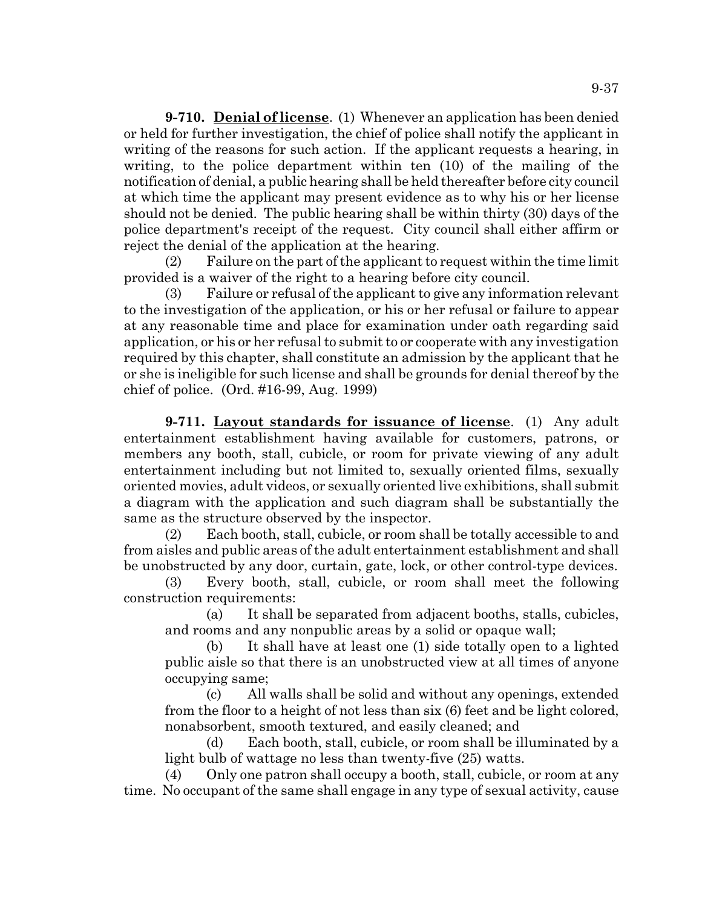**9-710. Denial of license**. (1) Whenever an application has been denied or held for further investigation, the chief of police shall notify the applicant in writing of the reasons for such action. If the applicant requests a hearing, in writing, to the police department within ten (10) of the mailing of the notification of denial, a public hearing shall be held thereafter before city council at which time the applicant may present evidence as to why his or her license should not be denied. The public hearing shall be within thirty (30) days of the police department's receipt of the request. City council shall either affirm or reject the denial of the application at the hearing.

(2) Failure on the part of the applicant to request within the time limit provided is a waiver of the right to a hearing before city council.

(3) Failure or refusal of the applicant to give any information relevant to the investigation of the application, or his or her refusal or failure to appear at any reasonable time and place for examination under oath regarding said application, or his or her refusal to submit to or cooperate with any investigation required by this chapter, shall constitute an admission by the applicant that he or she is ineligible for such license and shall be grounds for denial thereof by the chief of police. (Ord. #16-99, Aug. 1999)

**9-711. Layout standards for issuance of license**. (1) Any adult entertainment establishment having available for customers, patrons, or members any booth, stall, cubicle, or room for private viewing of any adult entertainment including but not limited to, sexually oriented films, sexually oriented movies, adult videos, or sexually oriented live exhibitions, shall submit a diagram with the application and such diagram shall be substantially the same as the structure observed by the inspector.

(2) Each booth, stall, cubicle, or room shall be totally accessible to and from aisles and public areas of the adult entertainment establishment and shall be unobstructed by any door, curtain, gate, lock, or other control-type devices.

(3) Every booth, stall, cubicle, or room shall meet the following construction requirements:

(a) It shall be separated from adjacent booths, stalls, cubicles, and rooms and any nonpublic areas by a solid or opaque wall;

(b) It shall have at least one (1) side totally open to a lighted public aisle so that there is an unobstructed view at all times of anyone occupying same;

(c) All walls shall be solid and without any openings, extended from the floor to a height of not less than six (6) feet and be light colored, nonabsorbent, smooth textured, and easily cleaned; and

(d) Each booth, stall, cubicle, or room shall be illuminated by a light bulb of wattage no less than twenty-five (25) watts.

(4) Only one patron shall occupy a booth, stall, cubicle, or room at any time. No occupant of the same shall engage in any type of sexual activity, cause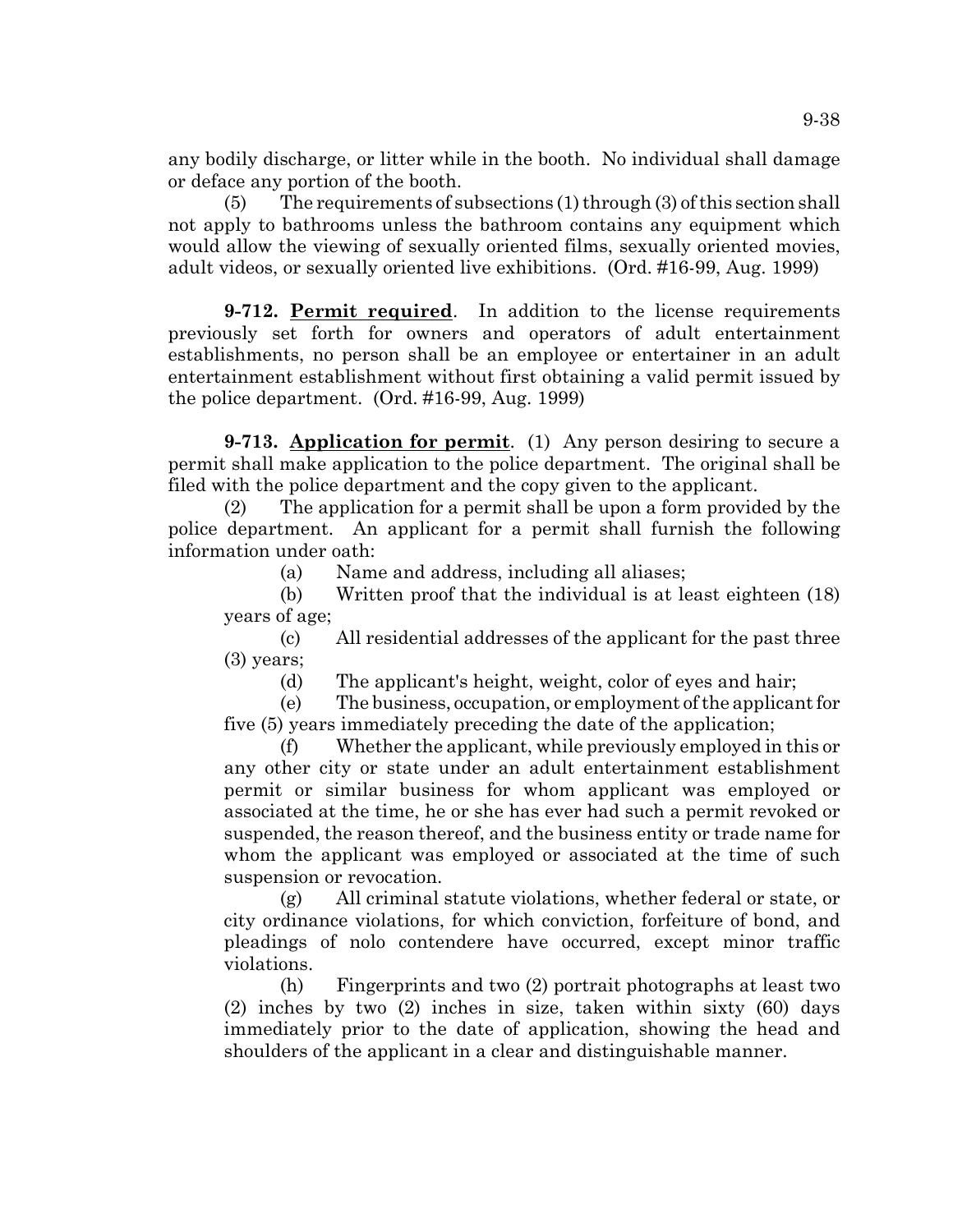any bodily discharge, or litter while in the booth. No individual shall damage or deface any portion of the booth.

(5) The requirements of subsections (1) through (3) of this section shall not apply to bathrooms unless the bathroom contains any equipment which would allow the viewing of sexually oriented films, sexually oriented movies, adult videos, or sexually oriented live exhibitions. (Ord. #16-99, Aug. 1999)

**9-712. Permit required**. In addition to the license requirements previously set forth for owners and operators of adult entertainment establishments, no person shall be an employee or entertainer in an adult entertainment establishment without first obtaining a valid permit issued by the police department. (Ord. #16-99, Aug. 1999)

**9-713. Application for permit**. (1) Any person desiring to secure a permit shall make application to the police department. The original shall be filed with the police department and the copy given to the applicant.

(2) The application for a permit shall be upon a form provided by the police department. An applicant for a permit shall furnish the following information under oath:

(a) Name and address, including all aliases;

(b) Written proof that the individual is at least eighteen (18) years of age;

(c) All residential addresses of the applicant for the past three (3) years;

(d) The applicant's height, weight, color of eyes and hair;

(e) The business, occupation, or employment of the applicant for five (5) years immediately preceding the date of the application;

(f) Whether the applicant, while previously employed in this or any other city or state under an adult entertainment establishment permit or similar business for whom applicant was employed or associated at the time, he or she has ever had such a permit revoked or suspended, the reason thereof, and the business entity or trade name for whom the applicant was employed or associated at the time of such suspension or revocation.

(g) All criminal statute violations, whether federal or state, or city ordinance violations, for which conviction, forfeiture of bond, and pleadings of nolo contendere have occurred, except minor traffic violations.

(h) Fingerprints and two (2) portrait photographs at least two (2) inches by two (2) inches in size, taken within sixty (60) days immediately prior to the date of application, showing the head and shoulders of the applicant in a clear and distinguishable manner.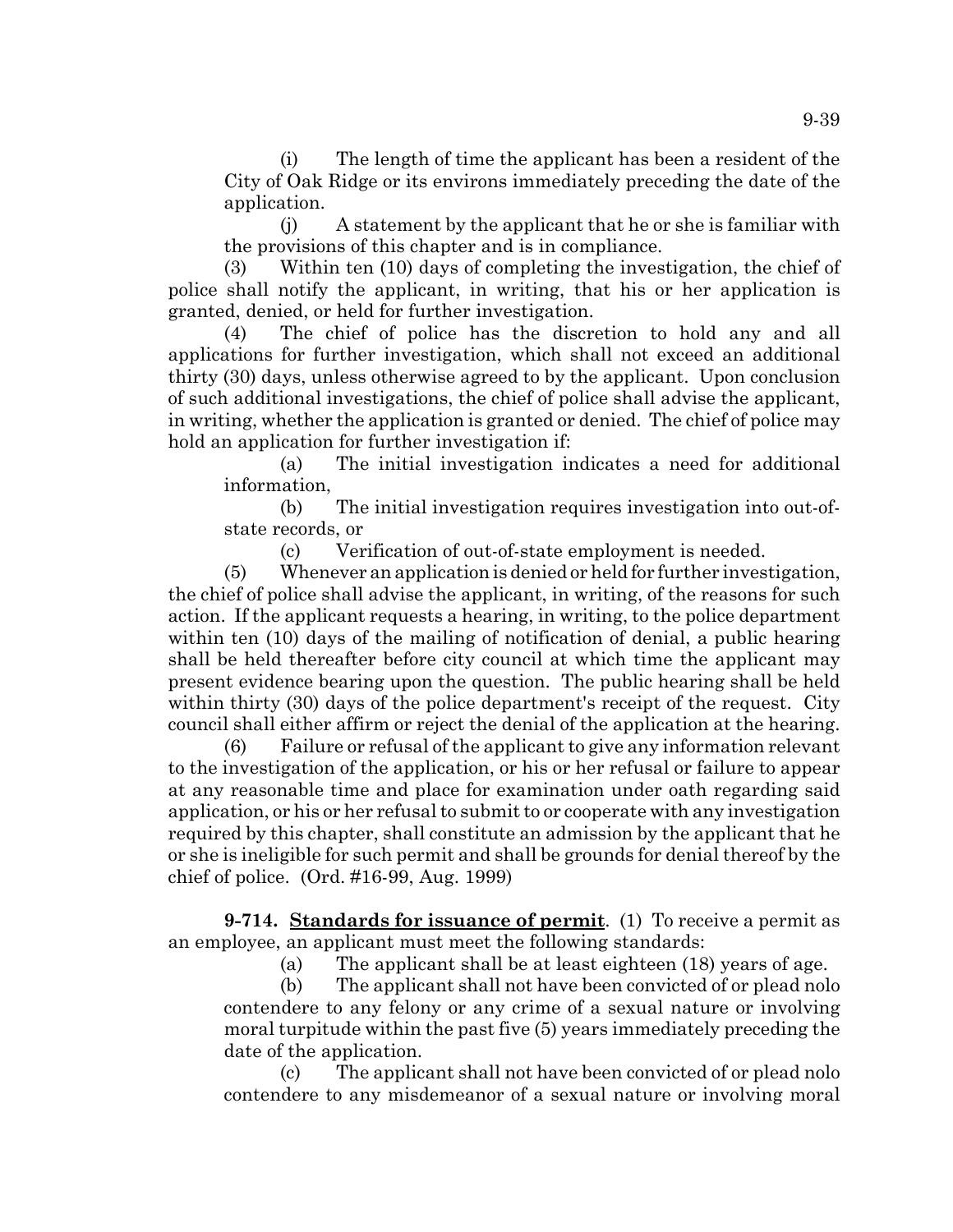(i) The length of time the applicant has been a resident of the City of Oak Ridge or its environs immediately preceding the date of the application.

(j) A statement by the applicant that he or she is familiar with the provisions of this chapter and is in compliance.

(3) Within ten (10) days of completing the investigation, the chief of police shall notify the applicant, in writing, that his or her application is granted, denied, or held for further investigation.

(4) The chief of police has the discretion to hold any and all applications for further investigation, which shall not exceed an additional thirty (30) days, unless otherwise agreed to by the applicant. Upon conclusion of such additional investigations, the chief of police shall advise the applicant, in writing, whether the application is granted or denied. The chief of police may hold an application for further investigation if:

(a) The initial investigation indicates a need for additional information,

(b) The initial investigation requires investigation into out-of-state records, or

(c) Verification of out-of-state employment is needed.

(5) Whenever an application is denied or held for further investigation, the chief of police shall advise the applicant, in writing, of the reasons for such action. If the applicant requests a hearing, in writing, to the police department within ten (10) days of the mailing of notification of denial, a public hearing shall be held thereafter before city council at which time the applicant may present evidence bearing upon the question. The public hearing shall be held within thirty (30) days of the police department's receipt of the request. City council shall either affirm or reject the denial of the application at the hearing.

(6) Failure or refusal of the applicant to give any information relevant to the investigation of the application, or his or her refusal or failure to appear at any reasonable time and place for examination under oath regarding said application, or his or her refusal to submit to or cooperate with any investigation required by this chapter, shall constitute an admission by the applicant that he or she is ineligible for such permit and shall be grounds for denial thereof by the chief of police. (Ord. #16-99, Aug. 1999)

**9-714. <u>Standards for issuance of permit</u>.** (1) To receive a permit as an employee, an applicant must meet the following standards:

(a) The applicant shall be at least eighteen (18) years of age.

(b) The applicant shall not have been convicted of or plead nolo contendere to any felony or any crime of a sexual nature or involving moral turpitude within the past five (5) years immediately preceding the date of the application.

(c) The applicant shall not have been convicted of or plead nolo contendere to any misdemeanor of a sexual nature or involving moral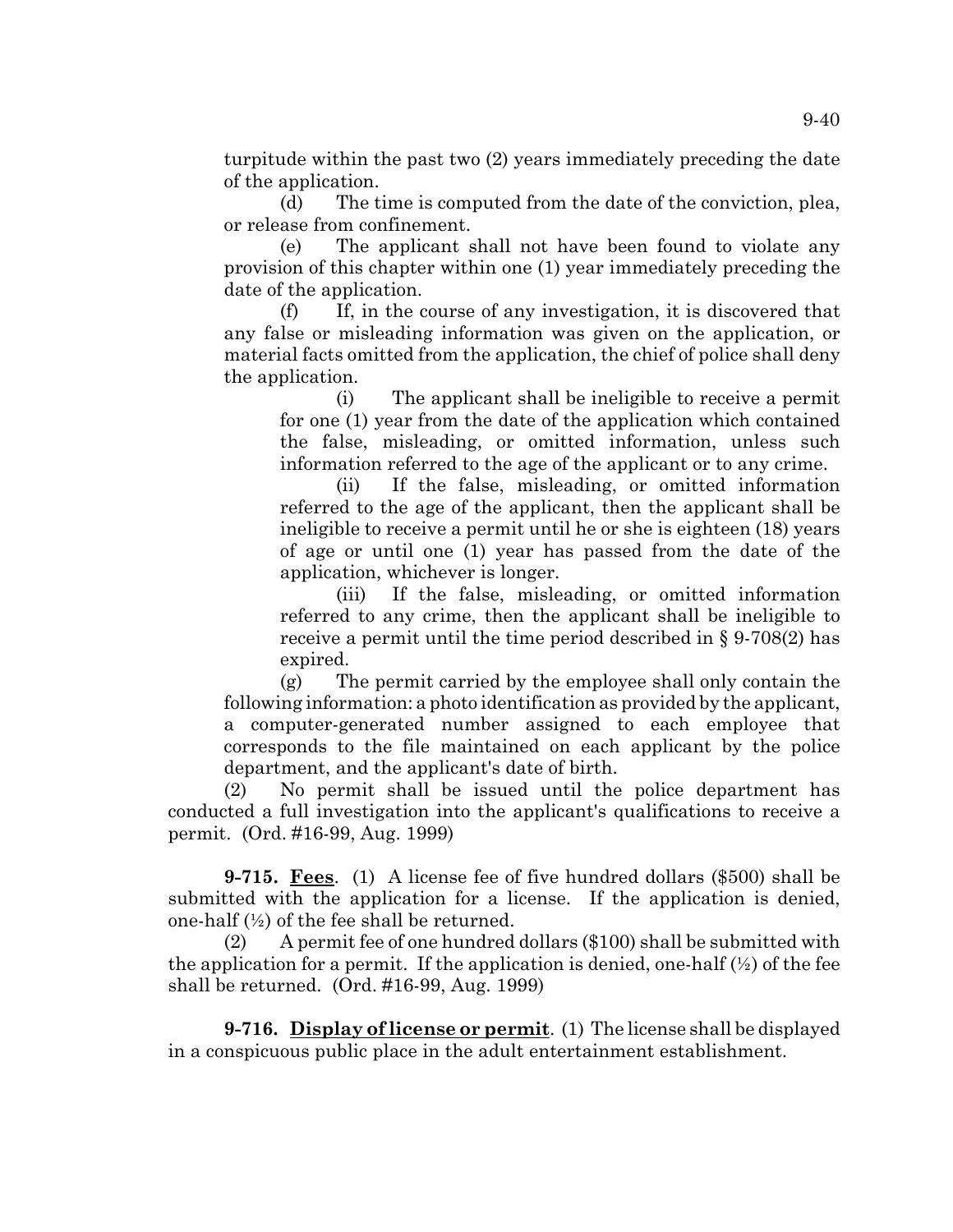turpitude within the past two (2) years immediately preceding the date of the application.

(d) The time is computed from the date of the conviction, plea, or release from confinement.

(e) The applicant shall not have been found to violate any provision of this chapter within one (1) year immediately preceding the date of the application.

(f) If, in the course of any investigation, it is discovered that any false or misleading information was given on the application, or material facts omitted from the application, the chief of police shall deny the application.

(i) The applicant shall be ineligible to receive a permit for one (1) year from the date of the application which contained the false, misleading, or omitted information, unless such information referred to the age of the applicant or to any crime.

(ii) If the false, misleading, or omitted information referred to the age of the applicant, then the applicant shall be ineligible to receive a permit until he or she is eighteen (18) years of age or until one (1) year has passed from the date of the application, whichever is longer.

(iii) If the false, misleading, or omitted information referred to any crime, then the applicant shall be ineligible to receive a permit until the time period described in § 9-708(2) has expired.

(g) The permit carried by the employee shall only contain the following information: a photo identification as provided by the applicant, a computer-generated number assigned to each employee that corresponds to the file maintained on each applicant by the police department, and the applicant's date of birth.

(2) No permit shall be issued until the police department has conducted a full investigation into the applicant's qualifications to receive a permit. (Ord. #16-99, Aug. 1999)

**9-715. Fees**. (1) A license fee of five hundred dollars ($500) shall be submitted with the application for a license. If the application is denied, one-half (½) of the fee shall be returned.

(2) A permit fee of one hundred dollars ($100) shall be submitted with the application for a permit. If the application is denied, one-half (½) of the fee shall be returned. (Ord. #16-99, Aug. 1999)

**9-716. Display of license or permit**. (1) The license shall be displayed in a conspicuous public place in the adult entertainment establishment.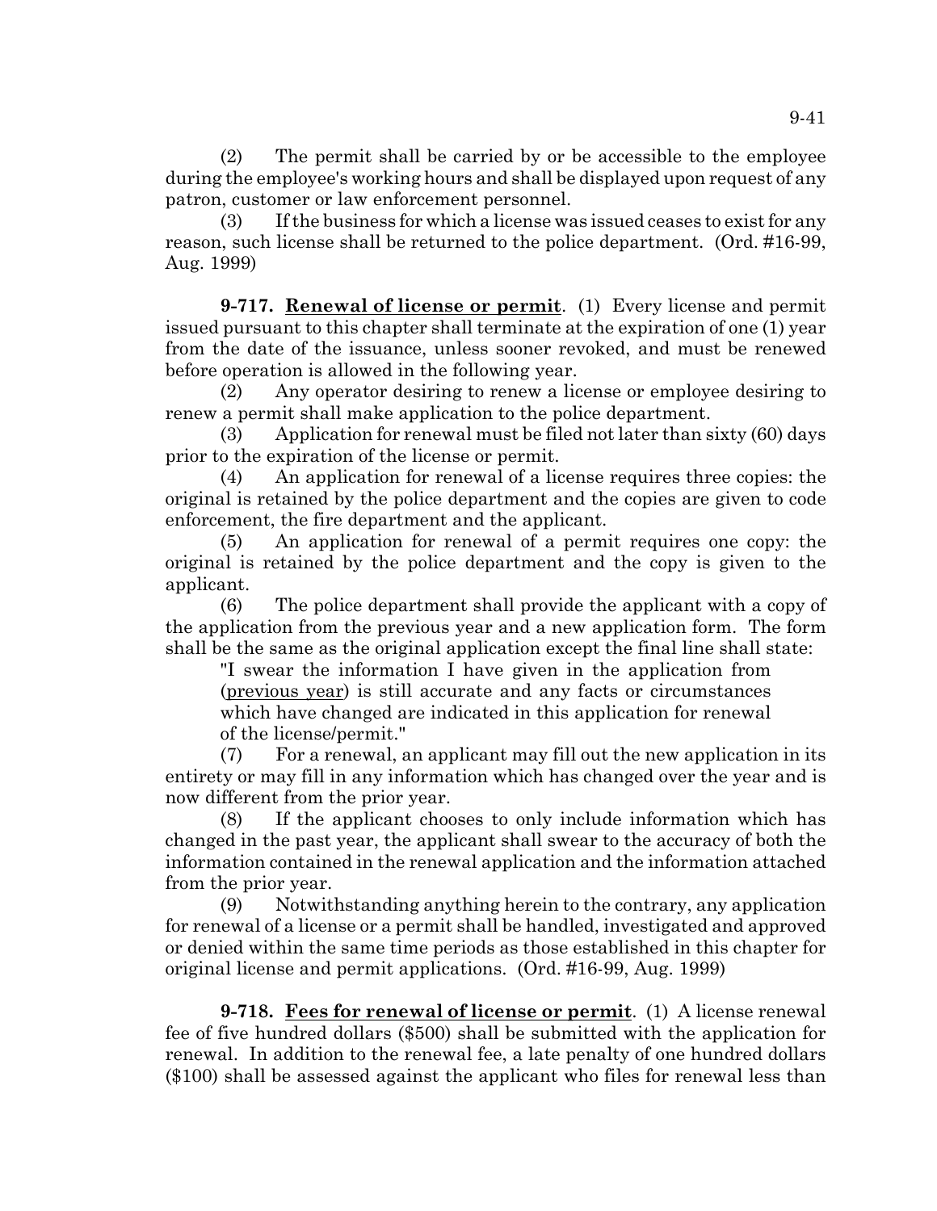(2) The permit shall be carried by or be accessible to the employee during the employee's working hours and shall be displayed upon request of any patron, customer or law enforcement personnel.

(3) If the business for which a license was issued ceases to exist for any reason, such license shall be returned to the police department. (Ord. #16-99, Aug. 1999)

**9-717. Renewal of license or permit**. (1) Every license and permit issued pursuant to this chapter shall terminate at the expiration of one (1) year from the date of the issuance, unless sooner revoked, and must be renewed before operation is allowed in the following year.

(2) Any operator desiring to renew a license or employee desiring to renew a permit shall make application to the police department.

(3) Application for renewal must be filed not later than sixty (60) days prior to the expiration of the license or permit.

(4) An application for renewal of a license requires three copies: the original is retained by the police department and the copies are given to code enforcement, the fire department and the applicant.

(5) An application for renewal of a permit requires one copy: the original is retained by the police department and the copy is given to the applicant.

(6) The police department shall provide the applicant with a copy of the application from the previous year and a new application form. The form shall be the same as the original application except the final line shall state:

"I swear the information I have given in the application from (previous year) is still accurate and any facts or circumstances which have changed are indicated in this application for renewal of the license/permit."

(7) For a renewal, an applicant may fill out the new application in its entirety or may fill in any information which has changed over the year and is now different from the prior year.

(8) If the applicant chooses to only include information which has changed in the past year, the applicant shall swear to the accuracy of both the information contained in the renewal application and the information attached from the prior year.

(9) Notwithstanding anything herein to the contrary, any application for renewal of a license or a permit shall be handled, investigated and approved or denied within the same time periods as those established in this chapter for original license and permit applications. (Ord. #16-99, Aug. 1999)

**9-718. Fees for renewal of license or permit**. (1) A license renewal fee of five hundred dollars ($500) shall be submitted with the application for renewal. In addition to the renewal fee, a late penalty of one hundred dollars ($100) shall be assessed against the applicant who files for renewal less than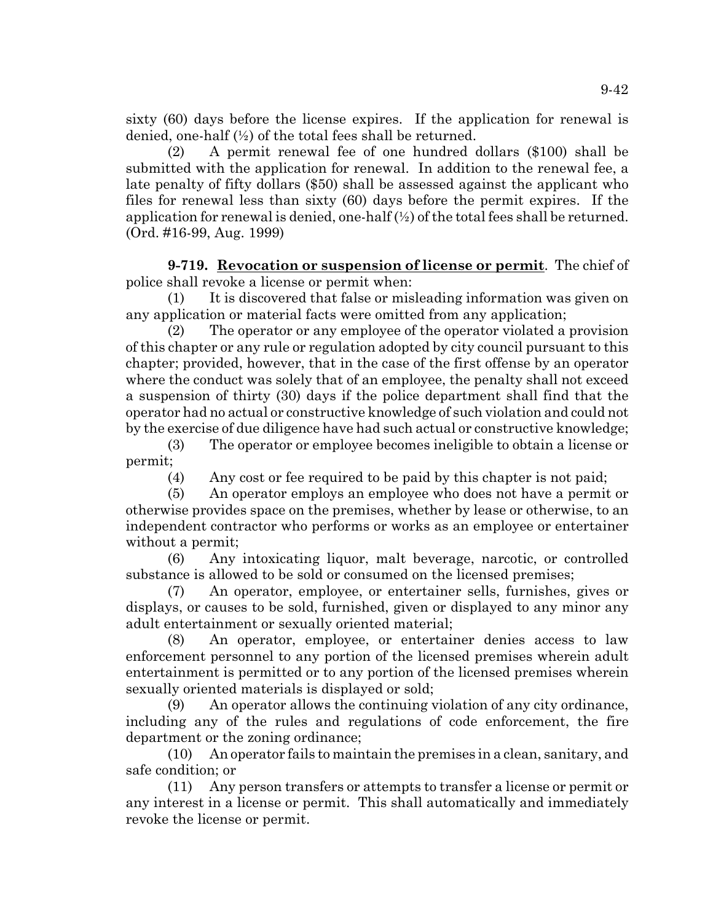sixty (60) days before the license expires. If the application for renewal is denied, one-half (½) of the total fees shall be returned.

(2) A permit renewal fee of one hundred dollars ($100) shall be submitted with the application for renewal. In addition to the renewal fee, a late penalty of fifty dollars ($50) shall be assessed against the applicant who files for renewal less than sixty (60) days before the permit expires. If the application for renewal is denied, one-half (½) of the total fees shall be returned. (Ord. #16-99, Aug. 1999)

**9-719. Revocation or suspension of license or permit**. The chief of police shall revoke a license or permit when:

(1) It is discovered that false or misleading information was given on any application or material facts were omitted from any application;

(2) The operator or any employee of the operator violated a provision of this chapter or any rule or regulation adopted by city council pursuant to this chapter; provided, however, that in the case of the first offense by an operator where the conduct was solely that of an employee, the penalty shall not exceed a suspension of thirty (30) days if the police department shall find that the operator had no actual or constructive knowledge of such violation and could not by the exercise of due diligence have had such actual or constructive knowledge;

(3) The operator or employee becomes ineligible to obtain a license or permit;

(4) Any cost or fee required to be paid by this chapter is not paid;

(5) An operator employs an employee who does not have a permit or otherwise provides space on the premises, whether by lease or otherwise, to an independent contractor who performs or works as an employee or entertainer without a permit;

(6) Any intoxicating liquor, malt beverage, narcotic, or controlled substance is allowed to be sold or consumed on the licensed premises;

(7) An operator, employee, or entertainer sells, furnishes, gives or displays, or causes to be sold, furnished, given or displayed to any minor any adult entertainment or sexually oriented material;

(8) An operator, employee, or entertainer denies access to law enforcement personnel to any portion of the licensed premises wherein adult entertainment is permitted or to any portion of the licensed premises wherein sexually oriented materials is displayed or sold;

(9) An operator allows the continuing violation of any city ordinance, including any of the rules and regulations of code enforcement, the fire department or the zoning ordinance;

(10) An operator fails to maintain the premises in a clean, sanitary, and safe condition; or

(11) Any person transfers or attempts to transfer a license or permit or any interest in a license or permit. This shall automatically and immediately revoke the license or permit.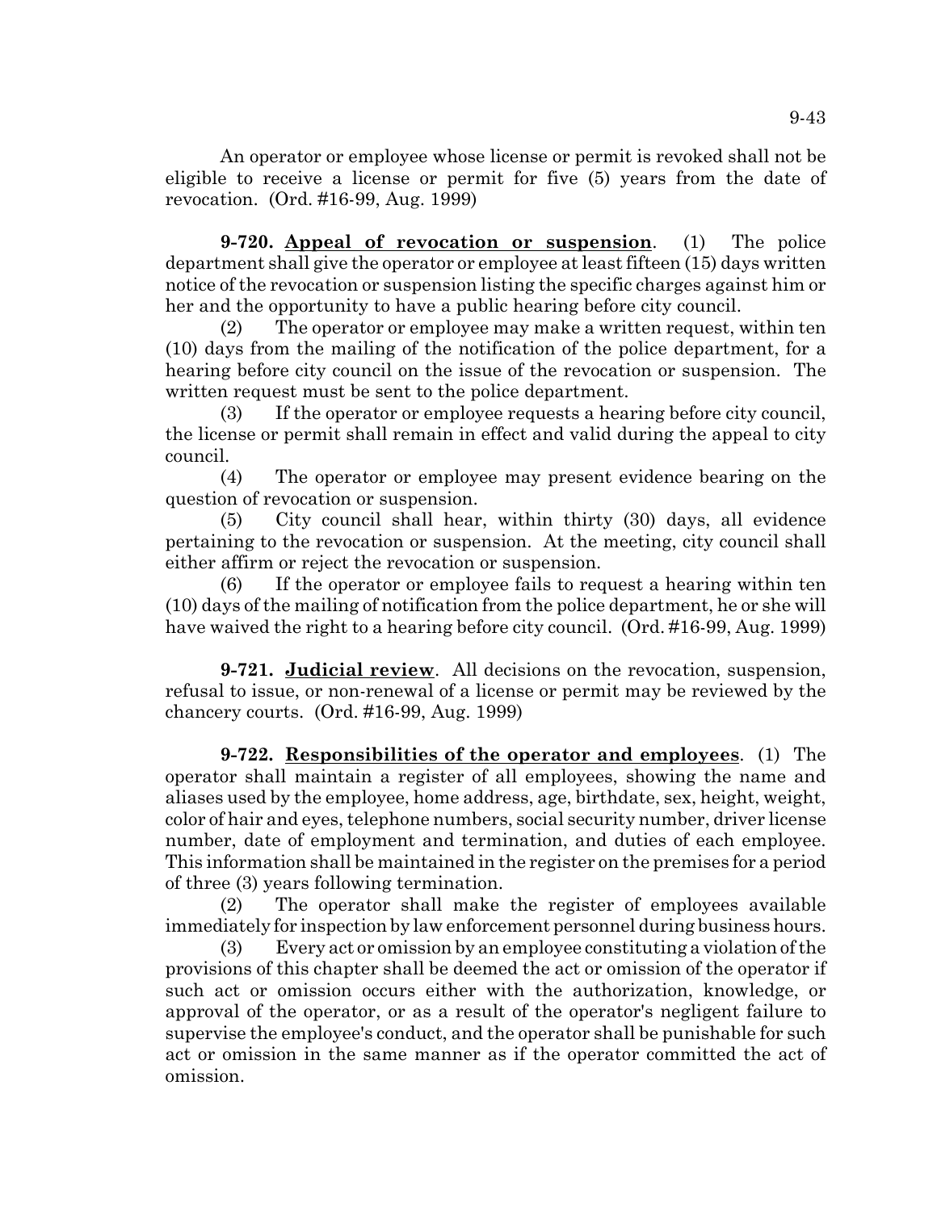An operator or employee whose license or permit is revoked shall not be eligible to receive a license or permit for five (5) years from the date of revocation. (Ord. #16-99, Aug. 1999)

**9-720. Appeal of revocation or suspension**. (1) The police department shall give the operator or employee at least fifteen (15) days written notice of the revocation or suspension listing the specific charges against him or her and the opportunity to have a public hearing before city council.

(2) The operator or employee may make a written request, within ten (10) days from the mailing of the notification of the police department, for a hearing before city council on the issue of the revocation or suspension. The written request must be sent to the police department.

(3) If the operator or employee requests a hearing before city council, the license or permit shall remain in effect and valid during the appeal to city council.

(4) The operator or employee may present evidence bearing on the question of revocation or suspension.

(5) City council shall hear, within thirty (30) days, all evidence pertaining to the revocation or suspension. At the meeting, city council shall either affirm or reject the revocation or suspension.

(6) If the operator or employee fails to request a hearing within ten (10) days of the mailing of notification from the police department, he or she will have waived the right to a hearing before city council. (Ord. #16-99, Aug. 1999)

**9-721. Judicial review**. All decisions on the revocation, suspension, refusal to issue, or non-renewal of a license or permit may be reviewed by the chancery courts. (Ord. #16-99, Aug. 1999)

**9-722. Responsibilities of the operator and employees**. (1) The operator shall maintain a register of all employees, showing the name and aliases used by the employee, home address, age, birthdate, sex, height, weight, color of hair and eyes, telephone numbers, social security number, driver license number, date of employment and termination, and duties of each employee. This information shall be maintained in the register on the premises for a period of three (3) years following termination.

(2) The operator shall make the register of employees available immediately for inspection by law enforcement personnel during business hours.

(3) Every act or omission by an employee constituting a violation of the provisions of this chapter shall be deemed the act or omission of the operator if such act or omission occurs either with the authorization, knowledge, or approval of the operator, or as a result of the operator's negligent failure to supervise the employee's conduct, and the operator shall be punishable for such act or omission in the same manner as if the operator committed the act of omission.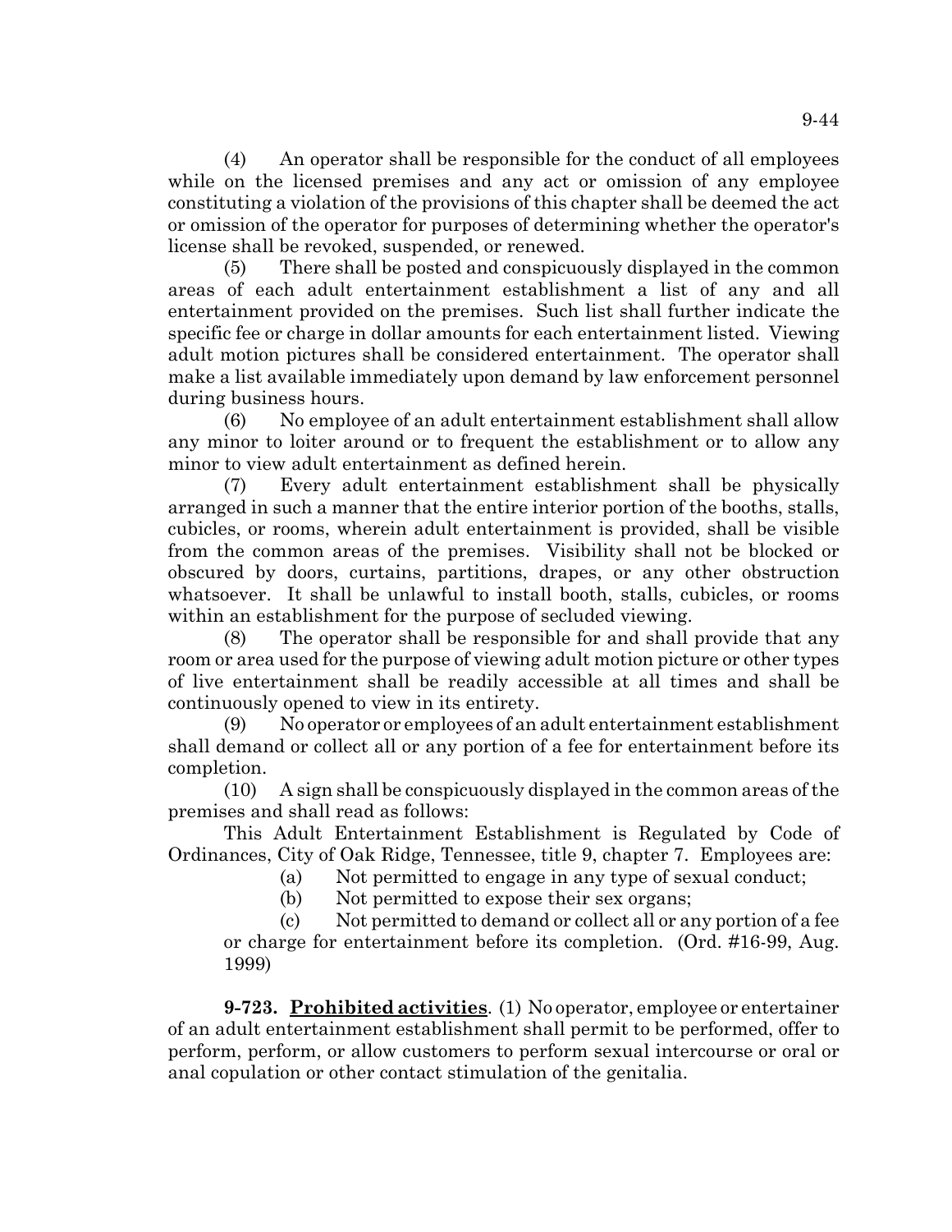(4) An operator shall be responsible for the conduct of all employees while on the licensed premises and any act or omission of any employee constituting a violation of the provisions of this chapter shall be deemed the act or omission of the operator for purposes of determining whether the operator's license shall be revoked, suspended, or renewed.

(5) There shall be posted and conspicuously displayed in the common areas of each adult entertainment establishment a list of any and all entertainment provided on the premises. Such list shall further indicate the specific fee or charge in dollar amounts for each entertainment listed. Viewing adult motion pictures shall be considered entertainment. The operator shall make a list available immediately upon demand by law enforcement personnel during business hours.

(6) No employee of an adult entertainment establishment shall allow any minor to loiter around or to frequent the establishment or to allow any minor to view adult entertainment as defined herein.

(7) Every adult entertainment establishment shall be physically arranged in such a manner that the entire interior portion of the booths, stalls, cubicles, or rooms, wherein adult entertainment is provided, shall be visible from the common areas of the premises. Visibility shall not be blocked or obscured by doors, curtains, partitions, drapes, or any other obstruction whatsoever. It shall be unlawful to install booth, stalls, cubicles, or rooms within an establishment for the purpose of secluded viewing.

(8) The operator shall be responsible for and shall provide that any room or area used for the purpose of viewing adult motion picture or other types of live entertainment shall be readily accessible at all times and shall be continuously opened to view in its entirety.

(9) No operator or employees of an adult entertainment establishment shall demand or collect all or any portion of a fee for entertainment before its completion.

(10) A sign shall be conspicuously displayed in the common areas of the premises and shall read as follows:

This Adult Entertainment Establishment is Regulated by Code of Ordinances, City of Oak Ridge, Tennessee, title 9, chapter 7. Employees are:

(a) Not permitted to engage in any type of sexual conduct;

(b) Not permitted to expose their sex organs;

(c) Not permitted to demand or collect all or any portion of a fee or charge for entertainment before its completion. (Ord. #16-99, Aug. 1999)

**9-723. Prohibited activities**. (1) No operator, employee or entertainer of an adult entertainment establishment shall permit to be performed, offer to perform, perform, or allow customers to perform sexual intercourse or oral or anal copulation or other contact stimulation of the genitalia.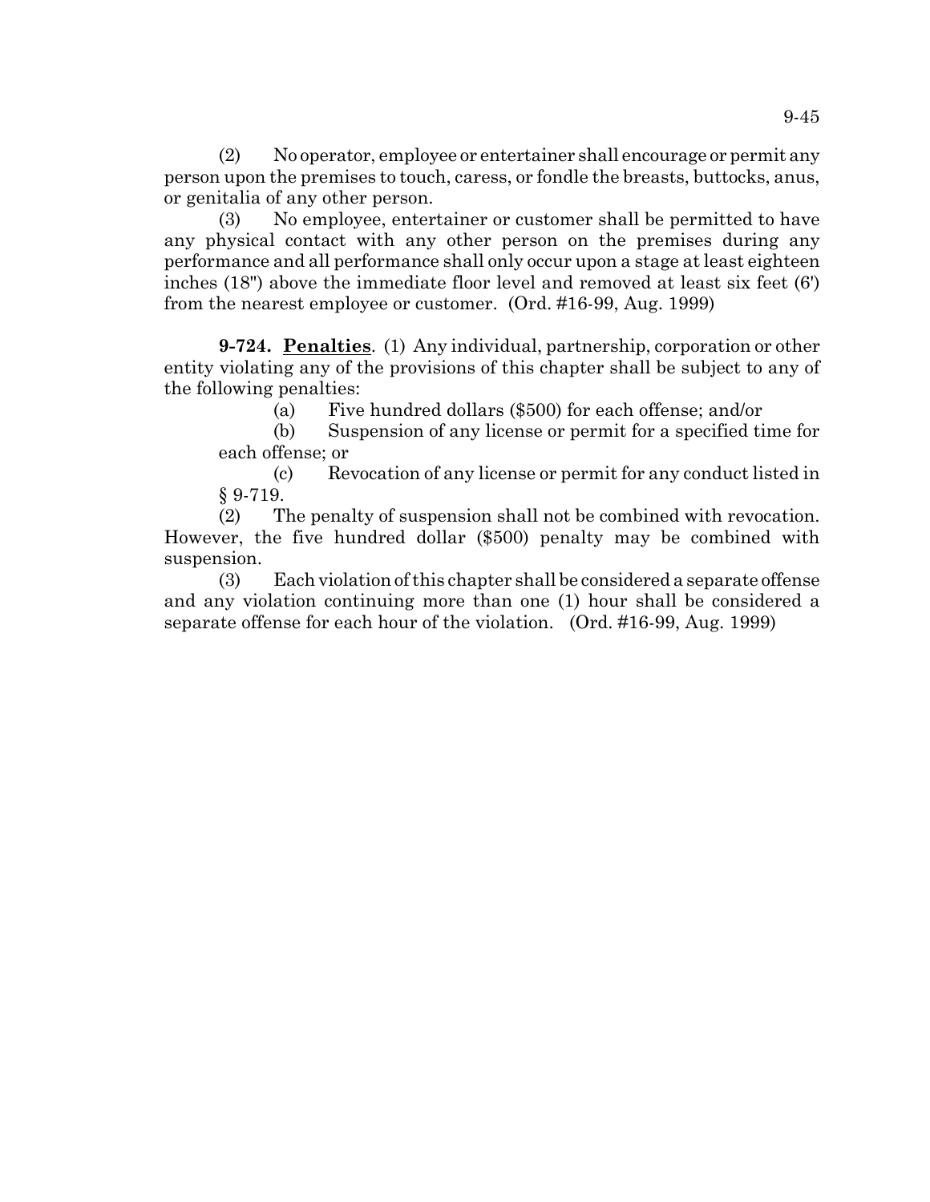(2) No operator, employee or entertainer shall encourage or permit any person upon the premises to touch, caress, or fondle the breasts, buttocks, anus, or genitalia of any other person.

(3) No employee, entertainer or customer shall be permitted to have any physical contact with any other person on the premises during any performance and all performance shall only occur upon a stage at least eighteen inches (18") above the immediate floor level and removed at least six feet (6') from the nearest employee or customer. (Ord. #16-99, Aug. 1999)

**9-724. <u>Penalties</u>**. (1) Any individual, partnership, corporation or other entity violating any of the provisions of this chapter shall be subject to any of the following penalties:

(a) Five hundred dollars ($500) for each offense; and/or

(b) Suspension of any license or permit for a specified time for each offense; or

(c) Revocation of any license or permit for any conduct listed in § 9-719.

(2) The penalty of suspension shall not be combined with revocation. However, the five hundred dollar ($500) penalty may be combined with suspension.

(3) Each violation of this chapter shall be considered a separate offense and any violation continuing more than one (1) hour shall be considered a separate offense for each hour of the violation. (Ord. #16-99, Aug. 1999)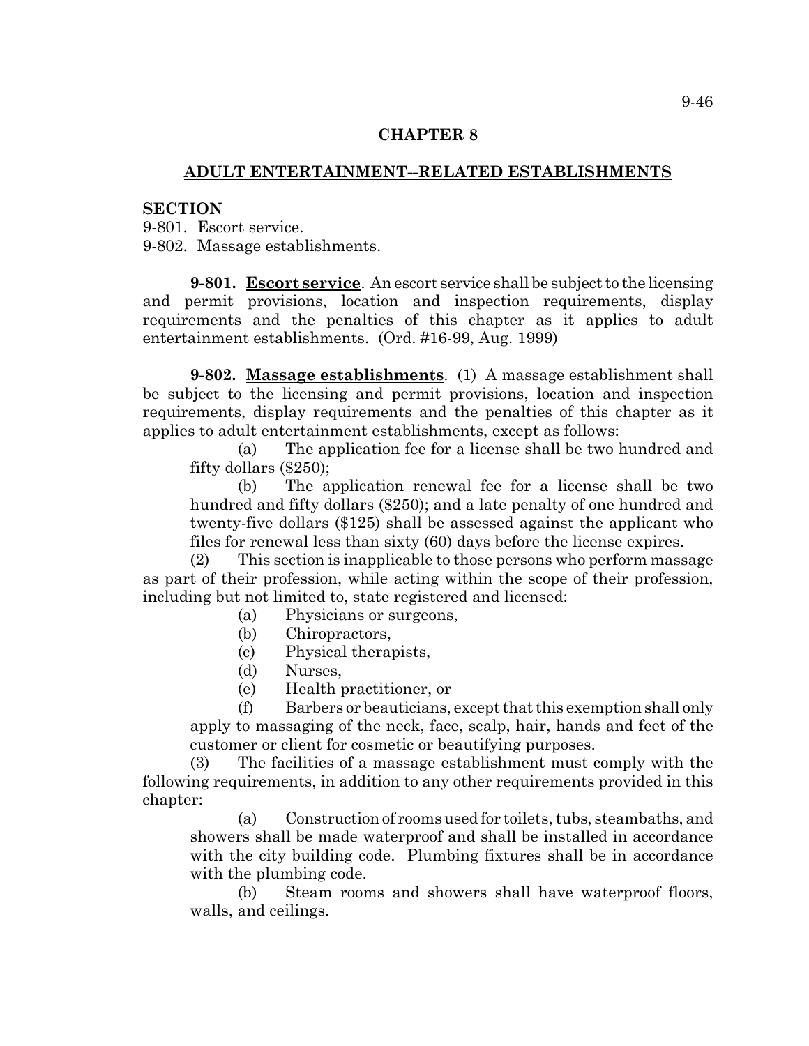# CHAPTER 8

## ADULT ENTERTAINMENT--RELATED ESTABLISHMENTS

**SECTION**

9-801. Escort service.
9-802. Massage establishments.

**9-801. Escort service**. An escort service shall be subject to the licensing and permit provisions, location and inspection requirements, display requirements and the penalties of this chapter as it applies to adult entertainment establishments. (Ord. #16-99, Aug. 1999)

**9-802. Massage establishments**. (1) A massage establishment shall be subject to the licensing and permit provisions, location and inspection requirements, display requirements and the penalties of this chapter as it applies to adult entertainment establishments, except as follows:

(a) The application fee for a license shall be two hundred and fifty dollars ($250);

(b) The application renewal fee for a license shall be two hundred and fifty dollars ($250); and a late penalty of one hundred and twenty-five dollars ($125) shall be assessed against the applicant who files for renewal less than sixty (60) days before the license expires.

(2) This section is inapplicable to those persons who perform massage as part of their profession, while acting within the scope of their profession, including but not limited to, state registered and licensed:

(a) Physicians or surgeons,

(b) Chiropractors,

(c) Physical therapists,

(d) Nurses,

(e) Health practitioner, or

(f) Barbers or beauticians, except that this exemption shall only apply to massaging of the neck, face, scalp, hair, hands and feet of the customer or client for cosmetic or beautifying purposes.

(3) The facilities of a massage establishment must comply with the following requirements, in addition to any other requirements provided in this chapter:

(a) Construction of rooms used for toilets, tubs, steambaths, and showers shall be made waterproof and shall be installed in accordance with the city building code. Plumbing fixtures shall be in accordance with the plumbing code.

(b) Steam rooms and showers shall have waterproof floors, walls, and ceilings.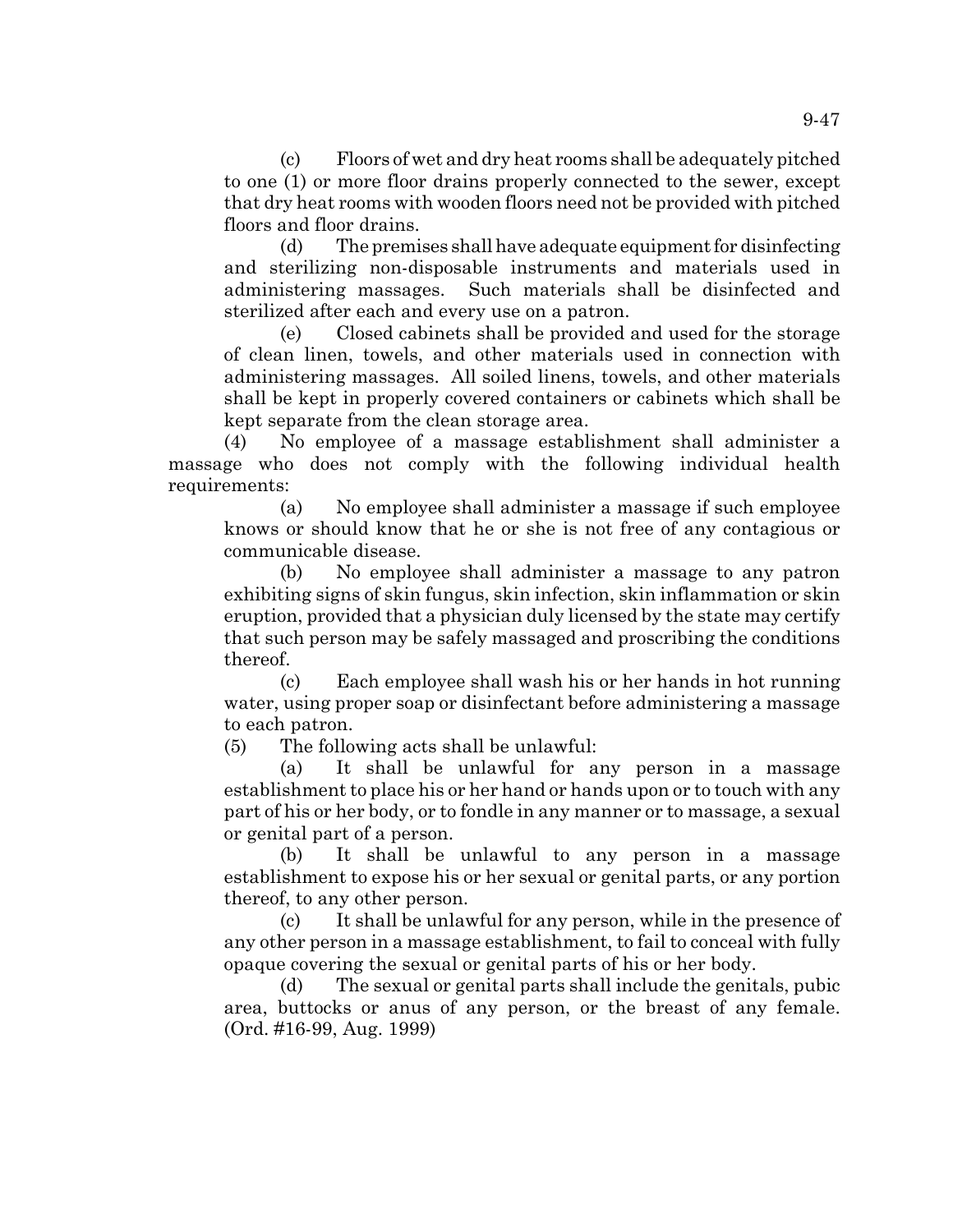(c) Floors of wet and dry heat rooms shall be adequately pitched to one (1) or more floor drains properly connected to the sewer, except that dry heat rooms with wooden floors need not be provided with pitched floors and floor drains.

(d) The premises shall have adequate equipment for disinfecting and sterilizing non-disposable instruments and materials used in administering massages. Such materials shall be disinfected and sterilized after each and every use on a patron.

(e) Closed cabinets shall be provided and used for the storage of clean linen, towels, and other materials used in connection with administering massages. All soiled linens, towels, and other materials shall be kept in properly covered containers or cabinets which shall be kept separate from the clean storage area.

(4) No employee of a massage establishment shall administer a massage who does not comply with the following individual health requirements:

(a) No employee shall administer a massage if such employee knows or should know that he or she is not free of any contagious or communicable disease.

(b) No employee shall administer a massage to any patron exhibiting signs of skin fungus, skin infection, skin inflammation or skin eruption, provided that a physician duly licensed by the state may certify that such person may be safely massaged and proscribing the conditions thereof.

(c) Each employee shall wash his or her hands in hot running water, using proper soap or disinfectant before administering a massage to each patron.

(5) The following acts shall be unlawful:

(a) It shall be unlawful for any person in a massage establishment to place his or her hand or hands upon or to touch with any part of his or her body, or to fondle in any manner or to massage, a sexual or genital part of a person.

(b) It shall be unlawful to any person in a massage establishment to expose his or her sexual or genital parts, or any portion thereof, to any other person.

(c) It shall be unlawful for any person, while in the presence of any other person in a massage establishment, to fail to conceal with fully opaque covering the sexual or genital parts of his or her body.

(d) The sexual or genital parts shall include the genitals, pubic area, buttocks or anus of any person, or the breast of any female. (Ord. #16-99, Aug. 1999)